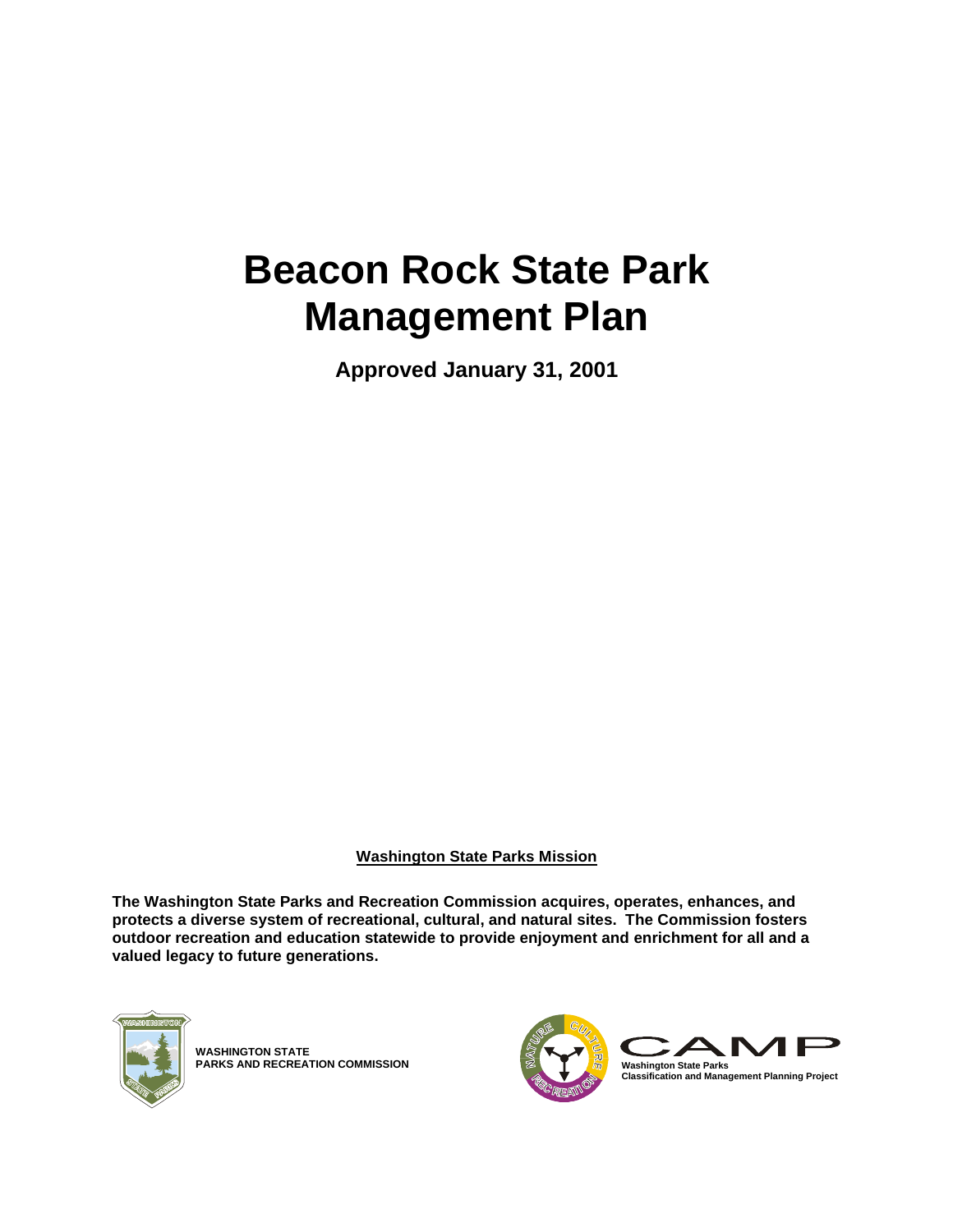# Beacon Rock State Park Management Plan

**Approved January 31, 2001**

**Washington State Parks Mission**

**The Washington State Parks and Recreation Commission acquires, operates, enhances, and protects a diverse system of recreational, cultural, and natural sites. The Commission fosters outdoor recreation and education statewide to provide enjoyment and enrichment for all and a valued legacy to future generations.**

**WASHINGTON STATE PARKS AND RECREATION COMMISSION**

**CAMP**
**Washington State Parks Classification and Management Planning Project**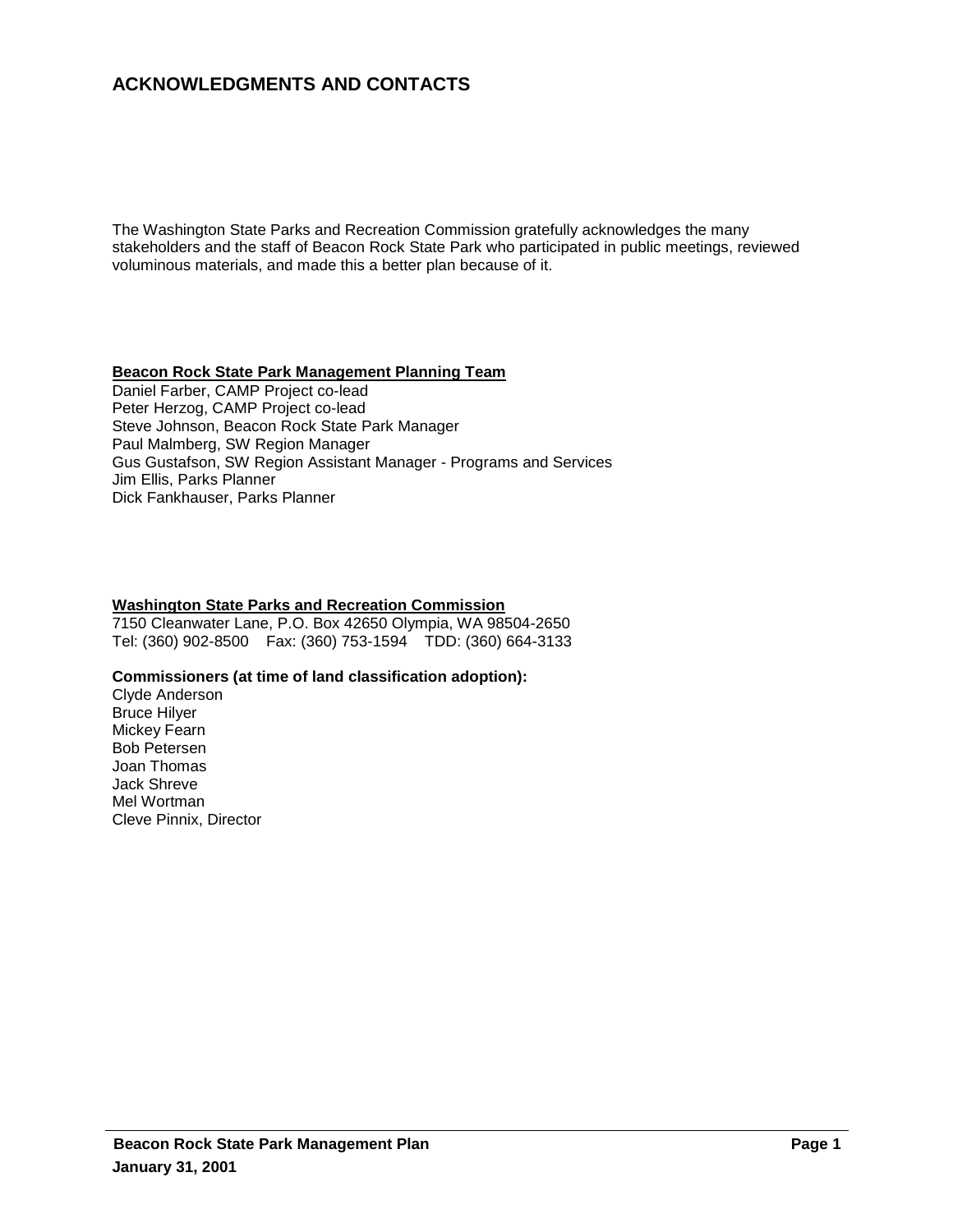## ACKNOWLEDGMENTS AND CONTACTS

The Washington State Parks and Recreation Commission gratefully acknowledges the many stakeholders and the staff of Beacon Rock State Park who participated in public meetings, reviewed voluminous materials, and made this a better plan because of it.

**Beacon Rock State Park Management Planning Team**

Daniel Farber, CAMP Project co-lead
Peter Herzog, CAMP Project co-lead
Steve Johnson, Beacon Rock State Park Manager
Paul Malmberg, SW Region Manager
Gus Gustafson, SW Region Assistant Manager - Programs and Services
Jim Ellis, Parks Planner
Dick Fankhauser, Parks Planner

**Washington State Parks and Recreation Commission**

7150 Cleanwater Lane, P.O. Box 42650 Olympia, WA 98504-2650
Tel: (360) 902-8500 Fax: (360) 753-1594 TDD: (360) 664-3133

**Commissioners (at time of land classification adoption):**

Clyde Anderson
Bruce Hilyer
Mickey Fearn
Bob Petersen
Joan Thomas
Jack Shreve
Mel Wortman
Cleve Pinnix, Director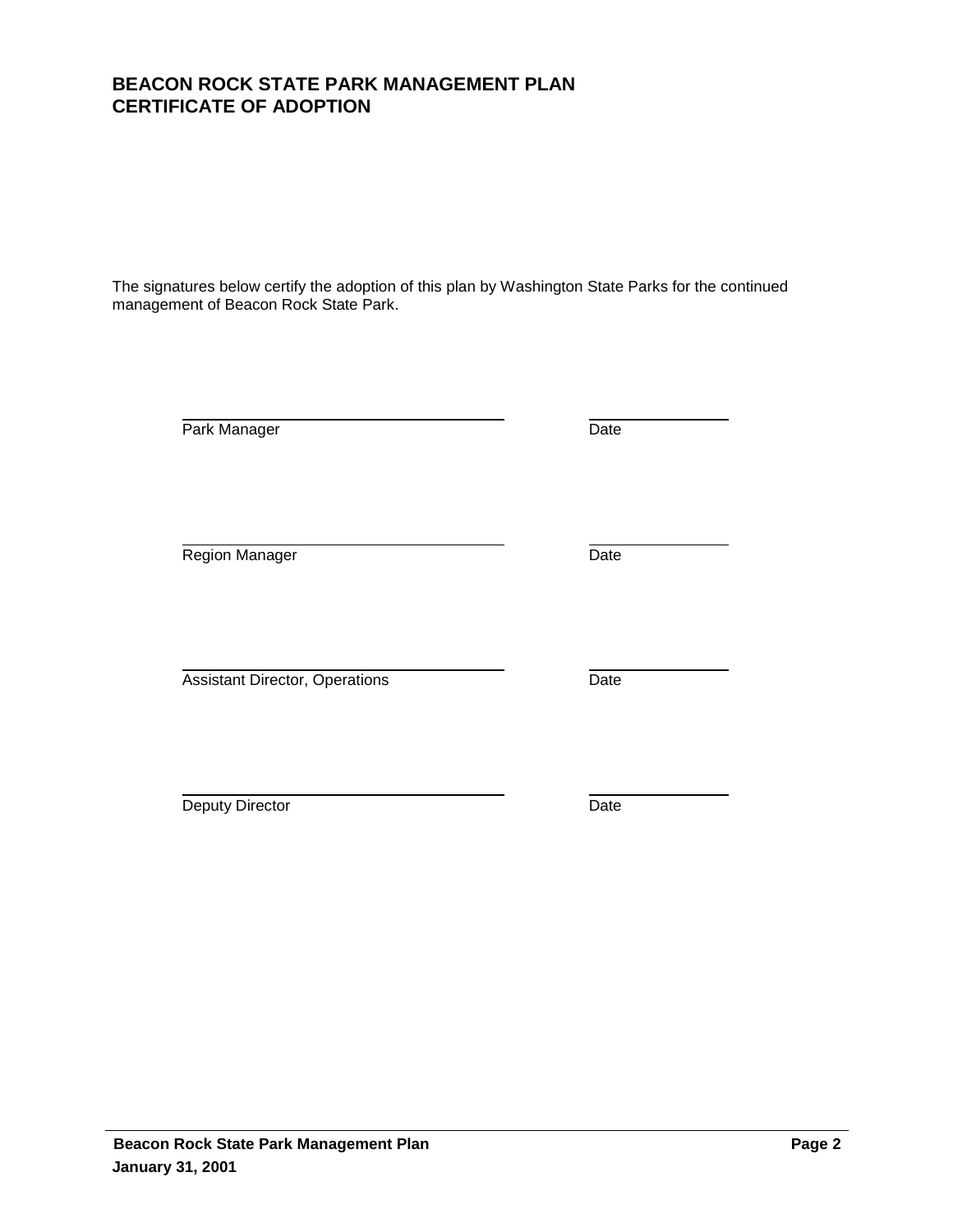# BEACON ROCK STATE PARK MANAGEMENT PLAN
# CERTIFICATE OF ADOPTION

The signatures below certify the adoption of this plan by Washington State Parks for the continued management of Beacon Rock State Park.

| | |
|---|---|
| Park Manager | Date |
| Region Manager | Date |
| Assistant Director, Operations | Date |
| Deputy Director | Date |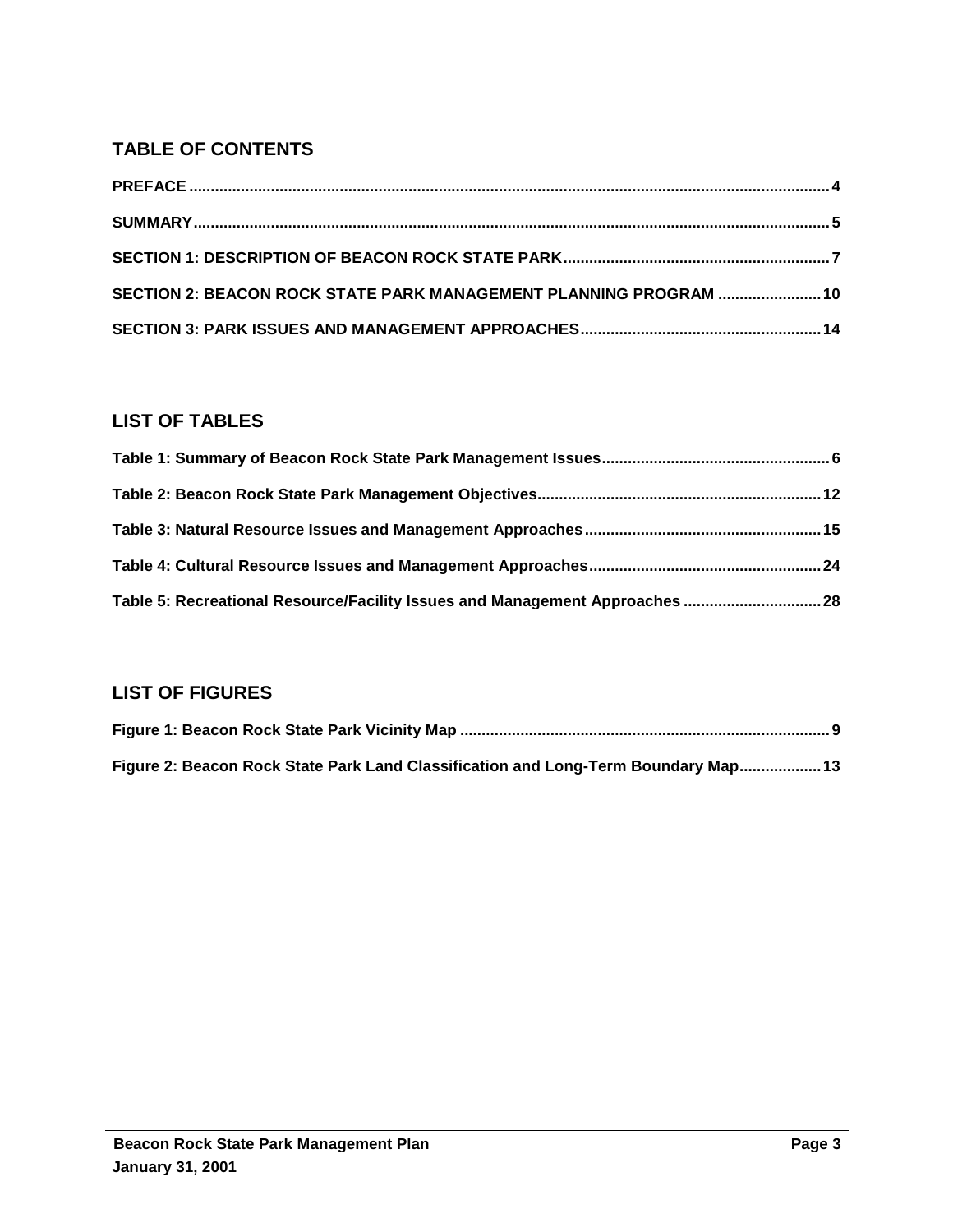## TABLE OF CONTENTS

PREFACE .......... 4

SUMMARY .......... 5

SECTION 1: DESCRIPTION OF BEACON ROCK STATE PARK .......... 7

SECTION 2: BEACON ROCK STATE PARK MANAGEMENT PLANNING PROGRAM .......... 10

SECTION 3: PARK ISSUES AND MANAGEMENT APPROACHES .......... 14

## LIST OF TABLES

Table 1: Summary of Beacon Rock State Park Management Issues .......... 6

Table 2: Beacon Rock State Park Management Objectives .......... 12

Table 3: Natural Resource Issues and Management Approaches .......... 15

Table 4: Cultural Resource Issues and Management Approaches .......... 24

Table 5: Recreational Resource/Facility Issues and Management Approaches .......... 28

## LIST OF FIGURES

Figure 1: Beacon Rock State Park Vicinity Map .......... 9

Figure 2: Beacon Rock State Park Land Classification and Long-Term Boundary Map .......... 13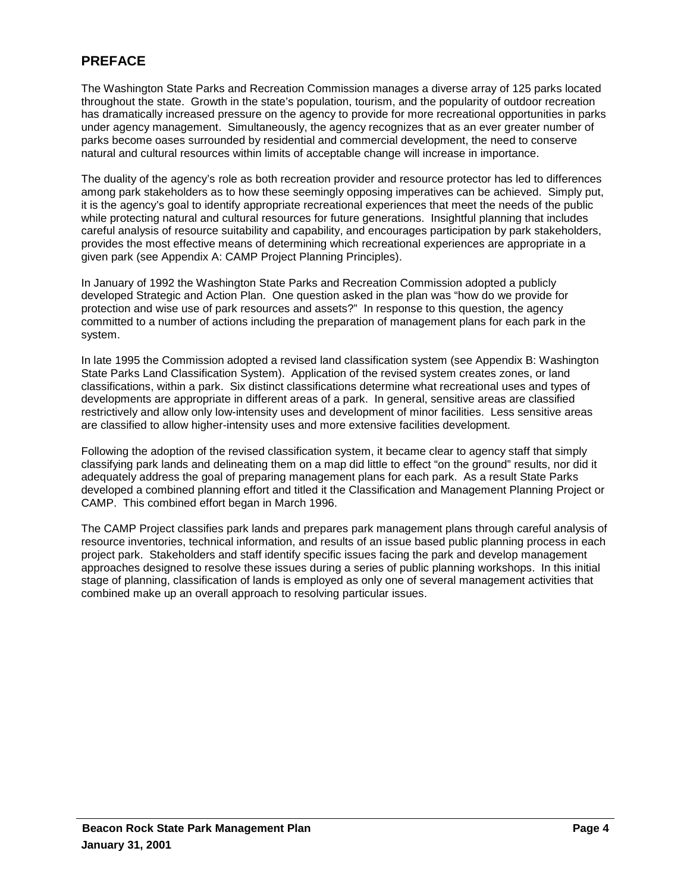## PREFACE

The Washington State Parks and Recreation Commission manages a diverse array of 125 parks located throughout the state. Growth in the state's population, tourism, and the popularity of outdoor recreation has dramatically increased pressure on the agency to provide for more recreational opportunities in parks under agency management. Simultaneously, the agency recognizes that as an ever greater number of parks become oases surrounded by residential and commercial development, the need to conserve natural and cultural resources within limits of acceptable change will increase in importance.

The duality of the agency's role as both recreation provider and resource protector has led to differences among park stakeholders as to how these seemingly opposing imperatives can be achieved. Simply put, it is the agency's goal to identify appropriate recreational experiences that meet the needs of the public while protecting natural and cultural resources for future generations. Insightful planning that includes careful analysis of resource suitability and capability, and encourages participation by park stakeholders, provides the most effective means of determining which recreational experiences are appropriate in a given park (see Appendix A: CAMP Project Planning Principles).

In January of 1992 the Washington State Parks and Recreation Commission adopted a publicly developed Strategic and Action Plan. One question asked in the plan was "how do we provide for protection and wise use of park resources and assets?" In response to this question, the agency committed to a number of actions including the preparation of management plans for each park in the system.

In late 1995 the Commission adopted a revised land classification system (see Appendix B: Washington State Parks Land Classification System). Application of the revised system creates zones, or land classifications, within a park. Six distinct classifications determine what recreational uses and types of developments are appropriate in different areas of a park. In general, sensitive areas are classified restrictively and allow only low-intensity uses and development of minor facilities. Less sensitive areas are classified to allow higher-intensity uses and more extensive facilities development.

Following the adoption of the revised classification system, it became clear to agency staff that simply classifying park lands and delineating them on a map did little to effect "on the ground" results, nor did it adequately address the goal of preparing management plans for each park. As a result State Parks developed a combined planning effort and titled it the Classification and Management Planning Project or CAMP. This combined effort began in March 1996.

The CAMP Project classifies park lands and prepares park management plans through careful analysis of resource inventories, technical information, and results of an issue based public planning process in each project park. Stakeholders and staff identify specific issues facing the park and develop management approaches designed to resolve these issues during a series of public planning workshops. In this initial stage of planning, classification of lands is employed as only one of several management activities that combined make up an overall approach to resolving particular issues.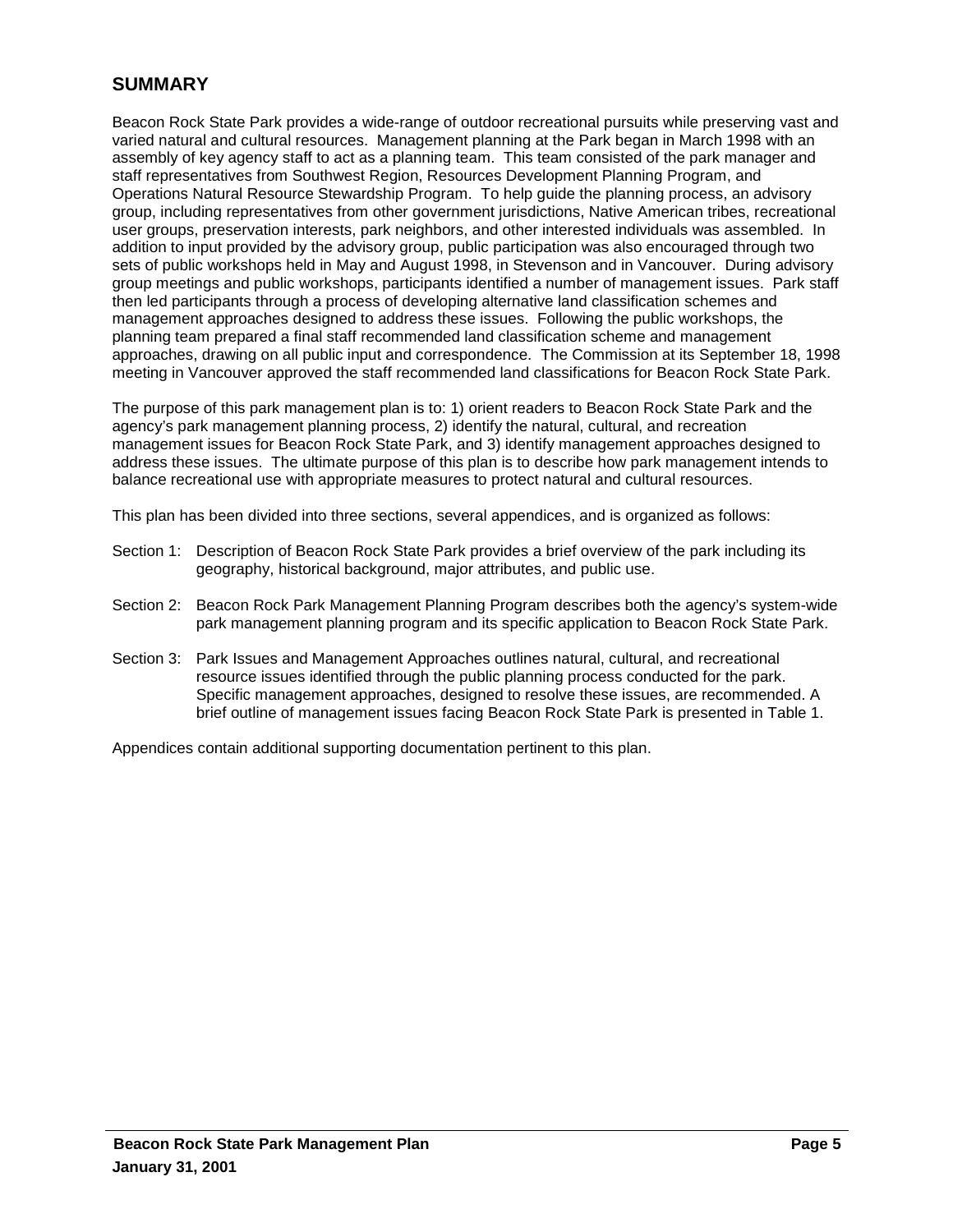## SUMMARY

Beacon Rock State Park provides a wide-range of outdoor recreational pursuits while preserving vast and varied natural and cultural resources. Management planning at the Park began in March 1998 with an assembly of key agency staff to act as a planning team. This team consisted of the park manager and staff representatives from Southwest Region, Resources Development Planning Program, and Operations Natural Resource Stewardship Program. To help guide the planning process, an advisory group, including representatives from other government jurisdictions, Native American tribes, recreational user groups, preservation interests, park neighbors, and other interested individuals was assembled. In addition to input provided by the advisory group, public participation was also encouraged through two sets of public workshops held in May and August 1998, in Stevenson and in Vancouver. During advisory group meetings and public workshops, participants identified a number of management issues. Park staff then led participants through a process of developing alternative land classification schemes and management approaches designed to address these issues. Following the public workshops, the planning team prepared a final staff recommended land classification scheme and management approaches, drawing on all public input and correspondence. The Commission at its September 18, 1998 meeting in Vancouver approved the staff recommended land classifications for Beacon Rock State Park.

The purpose of this park management plan is to: 1) orient readers to Beacon Rock State Park and the agency's park management planning process, 2) identify the natural, cultural, and recreation management issues for Beacon Rock State Park, and 3) identify management approaches designed to address these issues. The ultimate purpose of this plan is to describe how park management intends to balance recreational use with appropriate measures to protect natural and cultural resources.

This plan has been divided into three sections, several appendices, and is organized as follows:

Section 1: Description of Beacon Rock State Park provides a brief overview of the park including its geography, historical background, major attributes, and public use.

Section 2: Beacon Rock Park Management Planning Program describes both the agency's system-wide park management planning program and its specific application to Beacon Rock State Park.

Section 3: Park Issues and Management Approaches outlines natural, cultural, and recreational resource issues identified through the public planning process conducted for the park. Specific management approaches, designed to resolve these issues, are recommended. A brief outline of management issues facing Beacon Rock State Park is presented in Table 1.

Appendices contain additional supporting documentation pertinent to this plan.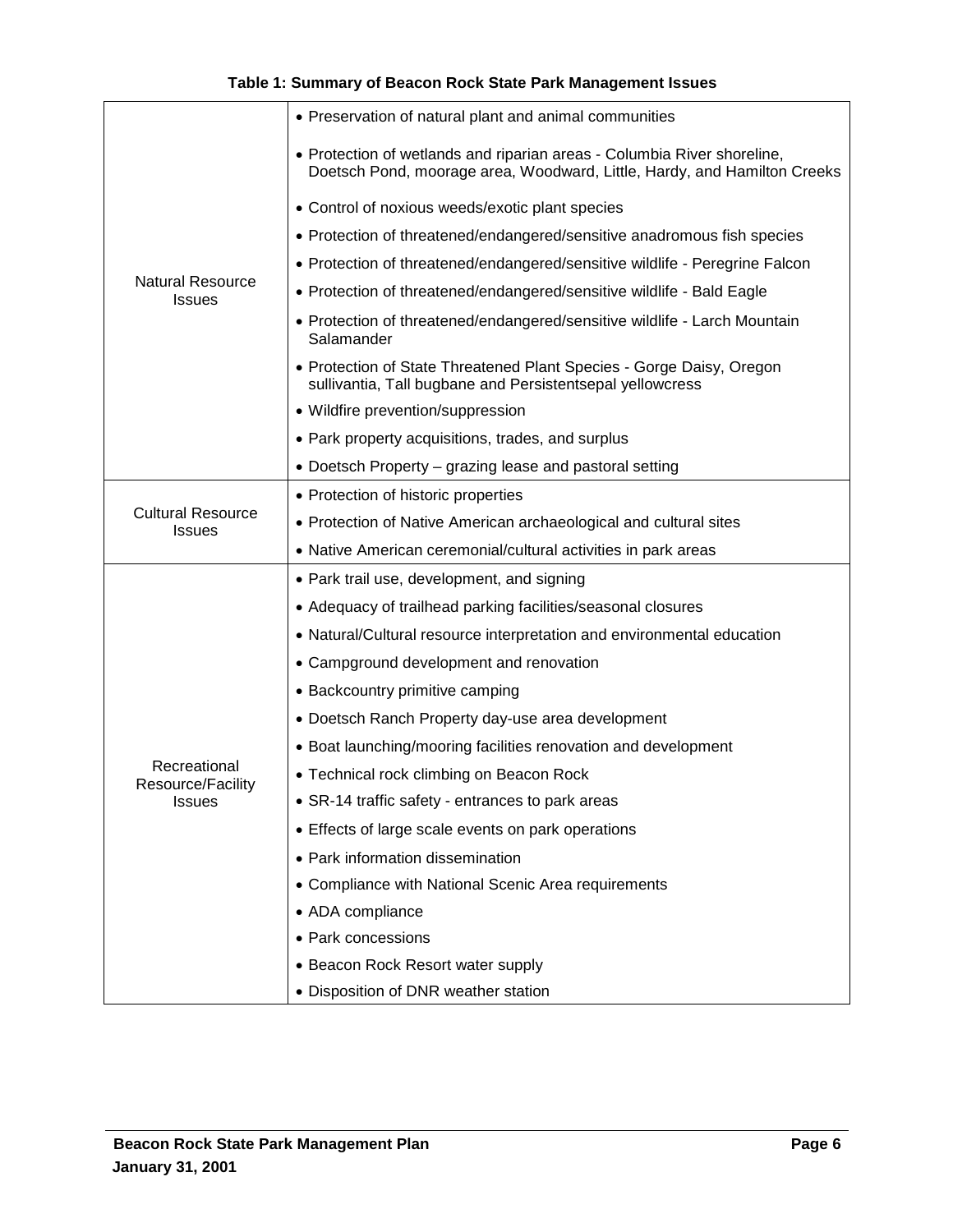**Table 1: Summary of Beacon Rock State Park Management Issues**

| Category | Issues |
|---|---|
| Natural Resource Issues | • Preservation of natural plant and animal communities |
| | • Protection of wetlands and riparian areas - Columbia River shoreline, Doetsch Pond, moorage area, Woodward, Little, Hardy, and Hamilton Creeks |
| | • Control of noxious weeds/exotic plant species |
| | • Protection of threatened/endangered/sensitive anadromous fish species |
| | • Protection of threatened/endangered/sensitive wildlife - Peregrine Falcon |
| | • Protection of threatened/endangered/sensitive wildlife - Bald Eagle |
| | • Protection of threatened/endangered/sensitive wildlife - Larch Mountain Salamander |
| | • Protection of State Threatened Plant Species - Gorge Daisy, Oregon sullivantia, Tall bugbane and Persistentsepal yellowcress |
| | • Wildfire prevention/suppression |
| | • Park property acquisitions, trades, and surplus |
| | • Doetsch Property – grazing lease and pastoral setting |
| Cultural Resource Issues | • Protection of historic properties |
| | • Protection of Native American archaeological and cultural sites |
| | • Native American ceremonial/cultural activities in park areas |
| Recreational Resource/Facility Issues | • Park trail use, development, and signing |
| | • Adequacy of trailhead parking facilities/seasonal closures |
| | • Natural/Cultural resource interpretation and environmental education |
| | • Campground development and renovation |
| | • Backcountry primitive camping |
| | • Doetsch Ranch Property day-use area development |
| | • Boat launching/mooring facilities renovation and development |
| | • Technical rock climbing on Beacon Rock |
| | • SR-14 traffic safety - entrances to park areas |
| | • Effects of large scale events on park operations |
| | • Park information dissemination |
| | • Compliance with National Scenic Area requirements |
| | • ADA compliance |
| | • Park concessions |
| | • Beacon Rock Resort water supply |
| | • Disposition of DNR weather station |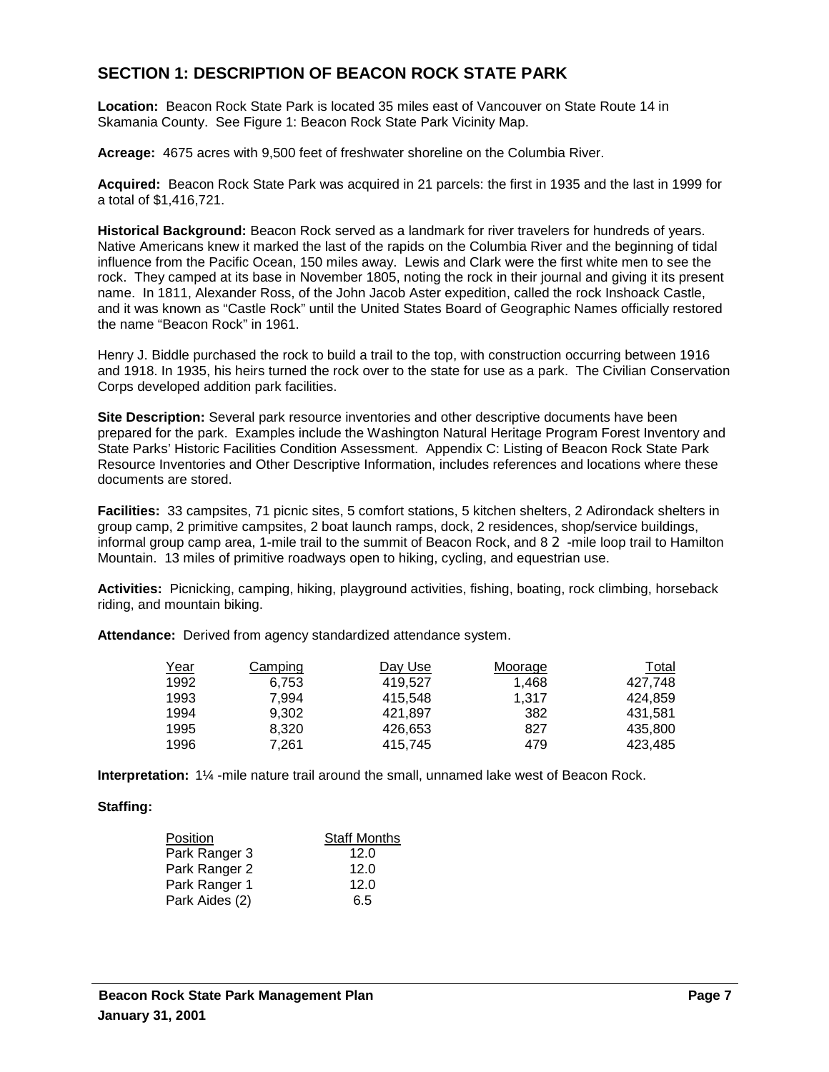## SECTION 1: DESCRIPTION OF BEACON ROCK STATE PARK

**Location:** Beacon Rock State Park is located 35 miles east of Vancouver on State Route 14 in Skamania County. See Figure 1: Beacon Rock State Park Vicinity Map.

**Acreage:** 4675 acres with 9,500 feet of freshwater shoreline on the Columbia River.

**Acquired:** Beacon Rock State Park was acquired in 21 parcels: the first in 1935 and the last in 1999 for a total of $1,416,721.

**Historical Background:** Beacon Rock served as a landmark for river travelers for hundreds of years. Native Americans knew it marked the last of the rapids on the Columbia River and the beginning of tidal influence from the Pacific Ocean, 150 miles away. Lewis and Clark were the first white men to see the rock. They camped at its base in November 1805, noting the rock in their journal and giving it its present name. In 1811, Alexander Ross, of the John Jacob Aster expedition, called the rock Inshoack Castle, and it was known as "Castle Rock" until the United States Board of Geographic Names officially restored the name "Beacon Rock" in 1961.

Henry J. Biddle purchased the rock to build a trail to the top, with construction occurring between 1916 and 1918. In 1935, his heirs turned the rock over to the state for use as a park. The Civilian Conservation Corps developed addition park facilities.

**Site Description:** Several park resource inventories and other descriptive documents have been prepared for the park. Examples include the Washington Natural Heritage Program Forest Inventory and State Parks' Historic Facilities Condition Assessment. Appendix C: Listing of Beacon Rock State Park Resource Inventories and Other Descriptive Information, includes references and locations where these documents are stored.

**Facilities:** 33 campsites, 71 picnic sites, 5 comfort stations, 5 kitchen shelters, 2 Adirondack shelters in group camp, 2 primitive campsites, 2 boat launch ramps, dock, 2 residences, shop/service buildings, informal group camp area, 1-mile trail to the summit of Beacon Rock, and 8 2 -mile loop trail to Hamilton Mountain. 13 miles of primitive roadways open to hiking, cycling, and equestrian use.

**Activities:** Picnicking, camping, hiking, playground activities, fishing, boating, rock climbing, horseback riding, and mountain biking.

**Attendance:** Derived from agency standardized attendance system.

| Year | Camping | Day Use | Moorage | Total |
|---|---|---|---|---|
| 1992 | 6,753 | 419,527 | 1,468 | 427,748 |
| 1993 | 7,994 | 415,548 | 1,317 | 424,859 |
| 1994 | 9,302 | 421,897 | 382 | 431,581 |
| 1995 | 8,320 | 426,653 | 827 | 435,800 |
| 1996 | 7,261 | 415,745 | 479 | 423,485 |

**Interpretation:** 1¼ -mile nature trail around the small, unnamed lake west of Beacon Rock.

**Staffing:**

| Position | Staff Months |
|---|---|
| Park Ranger 3 | 12.0 |
| Park Ranger 2 | 12.0 |
| Park Ranger 1 | 12.0 |
| Park Aides (2) | 6.5 |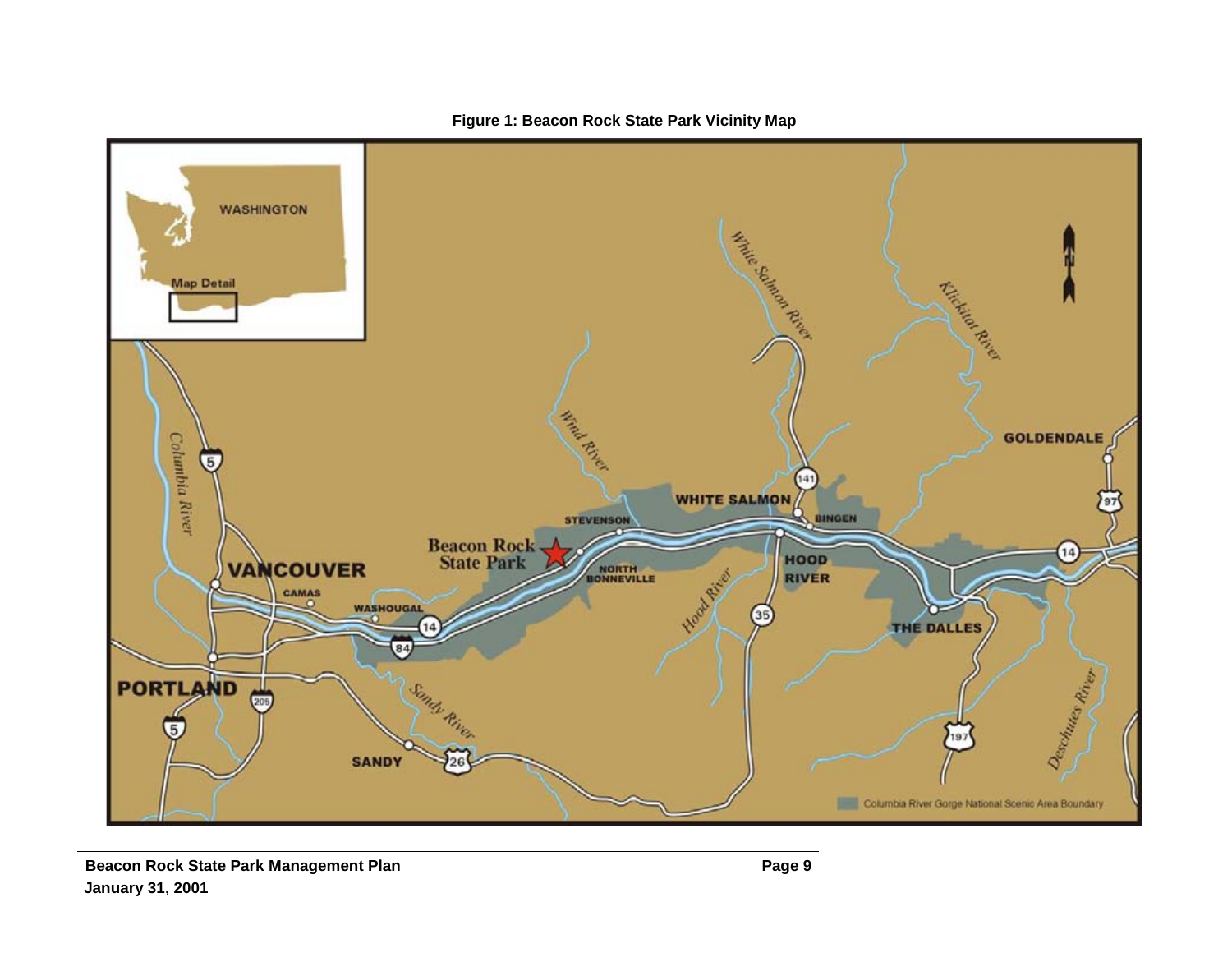**Figure 1: Beacon Rock State Park Vicinity Map**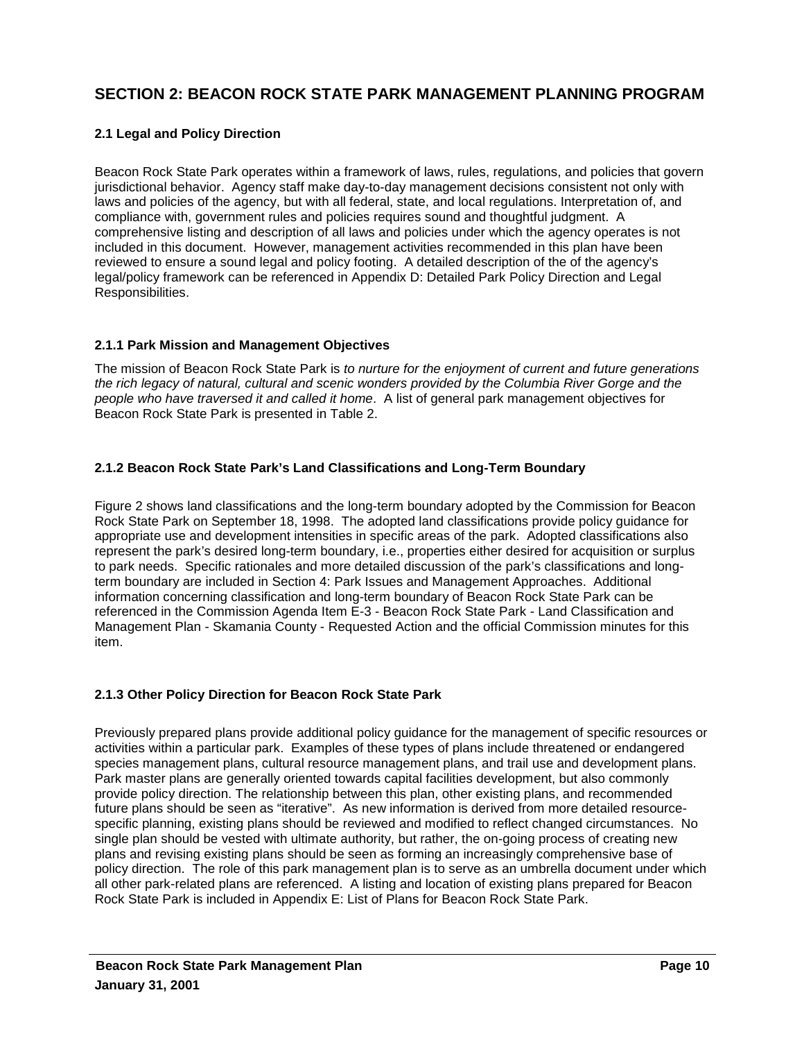# SECTION 2: BEACON ROCK STATE PARK MANAGEMENT PLANNING PROGRAM

### 2.1 Legal and Policy Direction

Beacon Rock State Park operates within a framework of laws, rules, regulations, and policies that govern jurisdictional behavior. Agency staff make day-to-day management decisions consistent not only with laws and policies of the agency, but with all federal, state, and local regulations. Interpretation of, and compliance with, government rules and policies requires sound and thoughtful judgment. A comprehensive listing and description of all laws and policies under which the agency operates is not included in this document. However, management activities recommended in this plan have been reviewed to ensure a sound legal and policy footing. A detailed description of the of the agency's legal/policy framework can be referenced in Appendix D: Detailed Park Policy Direction and Legal Responsibilities.

### 2.1.1 Park Mission and Management Objectives

The mission of Beacon Rock State Park is *to nurture for the enjoyment of current and future generations the rich legacy of natural, cultural and scenic wonders provided by the Columbia River Gorge and the people who have traversed it and called it home*. A list of general park management objectives for Beacon Rock State Park is presented in Table 2.

### 2.1.2 Beacon Rock State Park's Land Classifications and Long-Term Boundary

Figure 2 shows land classifications and the long-term boundary adopted by the Commission for Beacon Rock State Park on September 18, 1998. The adopted land classifications provide policy guidance for appropriate use and development intensities in specific areas of the park. Adopted classifications also represent the park's desired long-term boundary, i.e., properties either desired for acquisition or surplus to park needs. Specific rationales and more detailed discussion of the park's classifications and long-term boundary are included in Section 4: Park Issues and Management Approaches. Additional information concerning classification and long-term boundary of Beacon Rock State Park can be referenced in the Commission Agenda Item E-3 - Beacon Rock State Park - Land Classification and Management Plan - Skamania County - Requested Action and the official Commission minutes for this item.

### 2.1.3 Other Policy Direction for Beacon Rock State Park

Previously prepared plans provide additional policy guidance for the management of specific resources or activities within a particular park. Examples of these types of plans include threatened or endangered species management plans, cultural resource management plans, and trail use and development plans. Park master plans are generally oriented towards capital facilities development, but also commonly provide policy direction. The relationship between this plan, other existing plans, and recommended future plans should be seen as "iterative". As new information is derived from more detailed resource-specific planning, existing plans should be reviewed and modified to reflect changed circumstances. No single plan should be vested with ultimate authority, but rather, the on-going process of creating new plans and revising existing plans should be seen as forming an increasingly comprehensive base of policy direction. The role of this park management plan is to serve as an umbrella document under which all other park-related plans are referenced. A listing and location of existing plans prepared for Beacon Rock State Park is included in Appendix E: List of Plans for Beacon Rock State Park.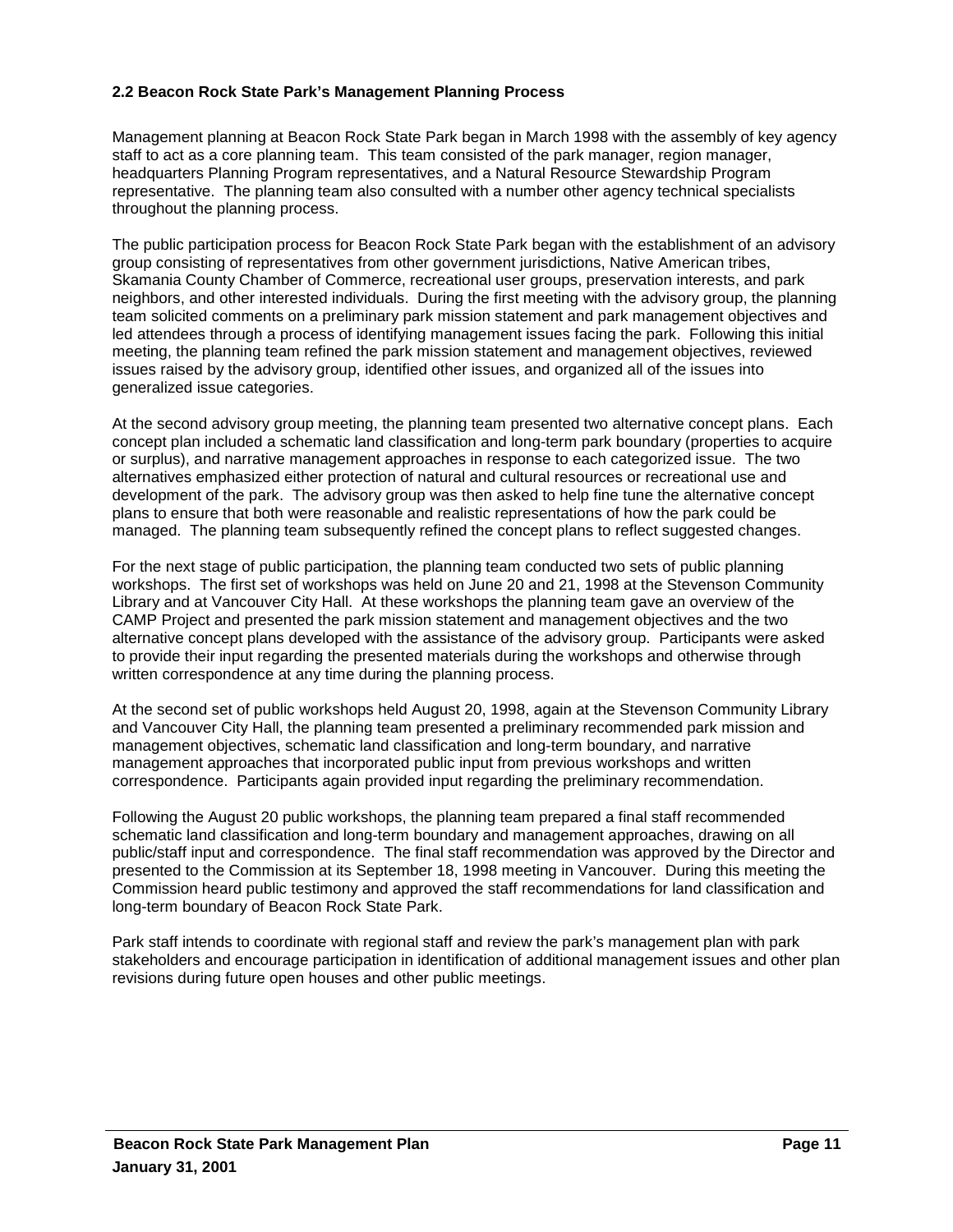### 2.2 Beacon Rock State Park's Management Planning Process

Management planning at Beacon Rock State Park began in March 1998 with the assembly of key agency staff to act as a core planning team. This team consisted of the park manager, region manager, headquarters Planning Program representatives, and a Natural Resource Stewardship Program representative. The planning team also consulted with a number other agency technical specialists throughout the planning process.

The public participation process for Beacon Rock State Park began with the establishment of an advisory group consisting of representatives from other government jurisdictions, Native American tribes, Skamania County Chamber of Commerce, recreational user groups, preservation interests, and park neighbors, and other interested individuals. During the first meeting with the advisory group, the planning team solicited comments on a preliminary park mission statement and park management objectives and led attendees through a process of identifying management issues facing the park. Following this initial meeting, the planning team refined the park mission statement and management objectives, reviewed issues raised by the advisory group, identified other issues, and organized all of the issues into generalized issue categories.

At the second advisory group meeting, the planning team presented two alternative concept plans. Each concept plan included a schematic land classification and long-term park boundary (properties to acquire or surplus), and narrative management approaches in response to each categorized issue. The two alternatives emphasized either protection of natural and cultural resources or recreational use and development of the park. The advisory group was then asked to help fine tune the alternative concept plans to ensure that both were reasonable and realistic representations of how the park could be managed. The planning team subsequently refined the concept plans to reflect suggested changes.

For the next stage of public participation, the planning team conducted two sets of public planning workshops. The first set of workshops was held on June 20 and 21, 1998 at the Stevenson Community Library and at Vancouver City Hall. At these workshops the planning team gave an overview of the CAMP Project and presented the park mission statement and management objectives and the two alternative concept plans developed with the assistance of the advisory group. Participants were asked to provide their input regarding the presented materials during the workshops and otherwise through written correspondence at any time during the planning process.

At the second set of public workshops held August 20, 1998, again at the Stevenson Community Library and Vancouver City Hall, the planning team presented a preliminary recommended park mission and management objectives, schematic land classification and long-term boundary, and narrative management approaches that incorporated public input from previous workshops and written correspondence. Participants again provided input regarding the preliminary recommendation.

Following the August 20 public workshops, the planning team prepared a final staff recommended schematic land classification and long-term boundary and management approaches, drawing on all public/staff input and correspondence. The final staff recommendation was approved by the Director and presented to the Commission at its September 18, 1998 meeting in Vancouver. During this meeting the Commission heard public testimony and approved the staff recommendations for land classification and long-term boundary of Beacon Rock State Park.

Park staff intends to coordinate with regional staff and review the park's management plan with park stakeholders and encourage participation in identification of additional management issues and other plan revisions during future open houses and other public meetings.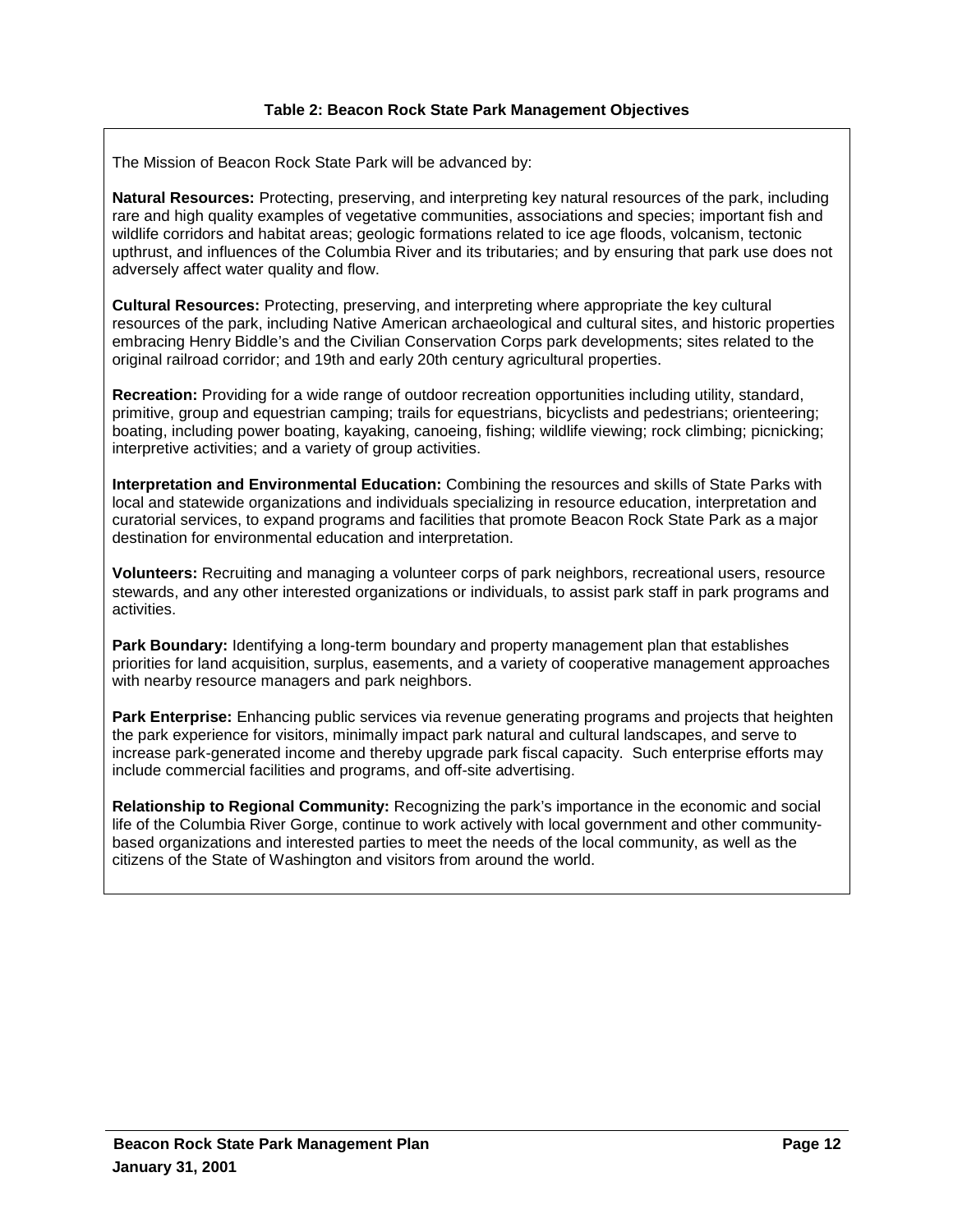**Table 2: Beacon Rock State Park Management Objectives**

The Mission of Beacon Rock State Park will be advanced by:

**Natural Resources:** Protecting, preserving, and interpreting key natural resources of the park, including rare and high quality examples of vegetative communities, associations and species; important fish and wildlife corridors and habitat areas; geologic formations related to ice age floods, volcanism, tectonic upthrust, and influences of the Columbia River and its tributaries; and by ensuring that park use does not adversely affect water quality and flow.

**Cultural Resources:** Protecting, preserving, and interpreting where appropriate the key cultural resources of the park, including Native American archaeological and cultural sites, and historic properties embracing Henry Biddle's and the Civilian Conservation Corps park developments; sites related to the original railroad corridor; and 19th and early 20th century agricultural properties.

**Recreation:** Providing for a wide range of outdoor recreation opportunities including utility, standard, primitive, group and equestrian camping; trails for equestrians, bicyclists and pedestrians; orienteering; boating, including power boating, kayaking, canoeing, fishing; wildlife viewing; rock climbing; picnicking; interpretive activities; and a variety of group activities.

**Interpretation and Environmental Education:** Combining the resources and skills of State Parks with local and statewide organizations and individuals specializing in resource education, interpretation and curatorial services, to expand programs and facilities that promote Beacon Rock State Park as a major destination for environmental education and interpretation.

**Volunteers:** Recruiting and managing a volunteer corps of park neighbors, recreational users, resource stewards, and any other interested organizations or individuals, to assist park staff in park programs and activities.

**Park Boundary:** Identifying a long-term boundary and property management plan that establishes priorities for land acquisition, surplus, easements, and a variety of cooperative management approaches with nearby resource managers and park neighbors.

**Park Enterprise:** Enhancing public services via revenue generating programs and projects that heighten the park experience for visitors, minimally impact park natural and cultural landscapes, and serve to increase park-generated income and thereby upgrade park fiscal capacity. Such enterprise efforts may include commercial facilities and programs, and off-site advertising.

**Relationship to Regional Community:** Recognizing the park's importance in the economic and social life of the Columbia River Gorge, continue to work actively with local government and other community-based organizations and interested parties to meet the needs of the local community, as well as the citizens of the State of Washington and visitors from around the world.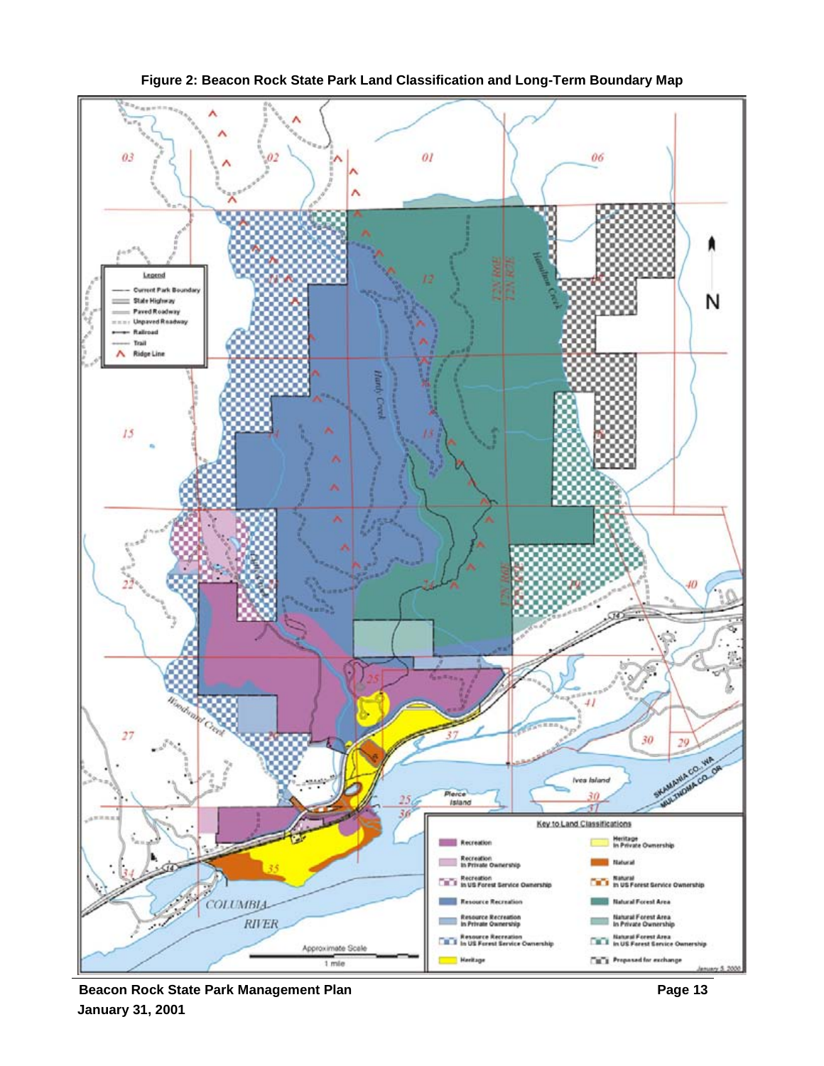**Figure 2: Beacon Rock State Park Land Classification and Long-Term Boundary Map**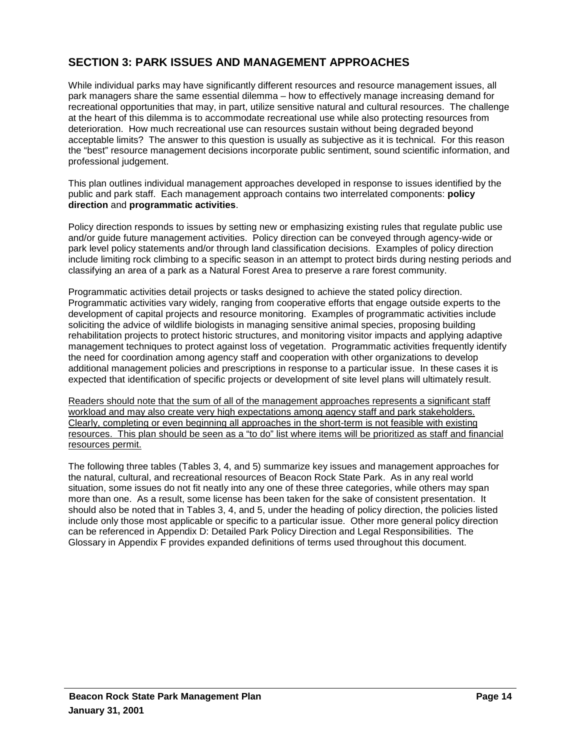## SECTION 3: PARK ISSUES AND MANAGEMENT APPROACHES

While individual parks may have significantly different resources and resource management issues, all park managers share the same essential dilemma – how to effectively manage increasing demand for recreational opportunities that may, in part, utilize sensitive natural and cultural resources. The challenge at the heart of this dilemma is to accommodate recreational use while also protecting resources from deterioration. How much recreational use can resources sustain without being degraded beyond acceptable limits? The answer to this question is usually as subjective as it is technical. For this reason the "best" resource management decisions incorporate public sentiment, sound scientific information, and professional judgement.

This plan outlines individual management approaches developed in response to issues identified by the public and park staff. Each management approach contains two interrelated components: **policy direction** and **programmatic activities**.

Policy direction responds to issues by setting new or emphasizing existing rules that regulate public use and/or guide future management activities. Policy direction can be conveyed through agency-wide or park level policy statements and/or through land classification decisions. Examples of policy direction include limiting rock climbing to a specific season in an attempt to protect birds during nesting periods and classifying an area of a park as a Natural Forest Area to preserve a rare forest community.

Programmatic activities detail projects or tasks designed to achieve the stated policy direction. Programmatic activities vary widely, ranging from cooperative efforts that engage outside experts to the development of capital projects and resource monitoring. Examples of programmatic activities include soliciting the advice of wildlife biologists in managing sensitive animal species, proposing building rehabilitation projects to protect historic structures, and monitoring visitor impacts and applying adaptive management techniques to protect against loss of vegetation. Programmatic activities frequently identify the need for coordination among agency staff and cooperation with other organizations to develop additional management policies and prescriptions in response to a particular issue. In these cases it is expected that identification of specific projects or development of site level plans will ultimately result.

<u>Readers should note that the sum of all of the management approaches represents a significant staff workload and may also create very high expectations among agency staff and park stakeholders. Clearly, completing or even beginning all approaches in the short-term is not feasible with existing resources. This plan should be seen as a "to do" list where items will be prioritized as staff and financial resources permit.</u>

The following three tables (Tables 3, 4, and 5) summarize key issues and management approaches for the natural, cultural, and recreational resources of Beacon Rock State Park. As in any real world situation, some issues do not fit neatly into any one of these three categories, while others may span more than one. As a result, some license has been taken for the sake of consistent presentation. It should also be noted that in Tables 3, 4, and 5, under the heading of policy direction, the policies listed include only those most applicable or specific to a particular issue. Other more general policy direction can be referenced in Appendix D: Detailed Park Policy Direction and Legal Responsibilities. The Glossary in Appendix F provides expanded definitions of terms used throughout this document.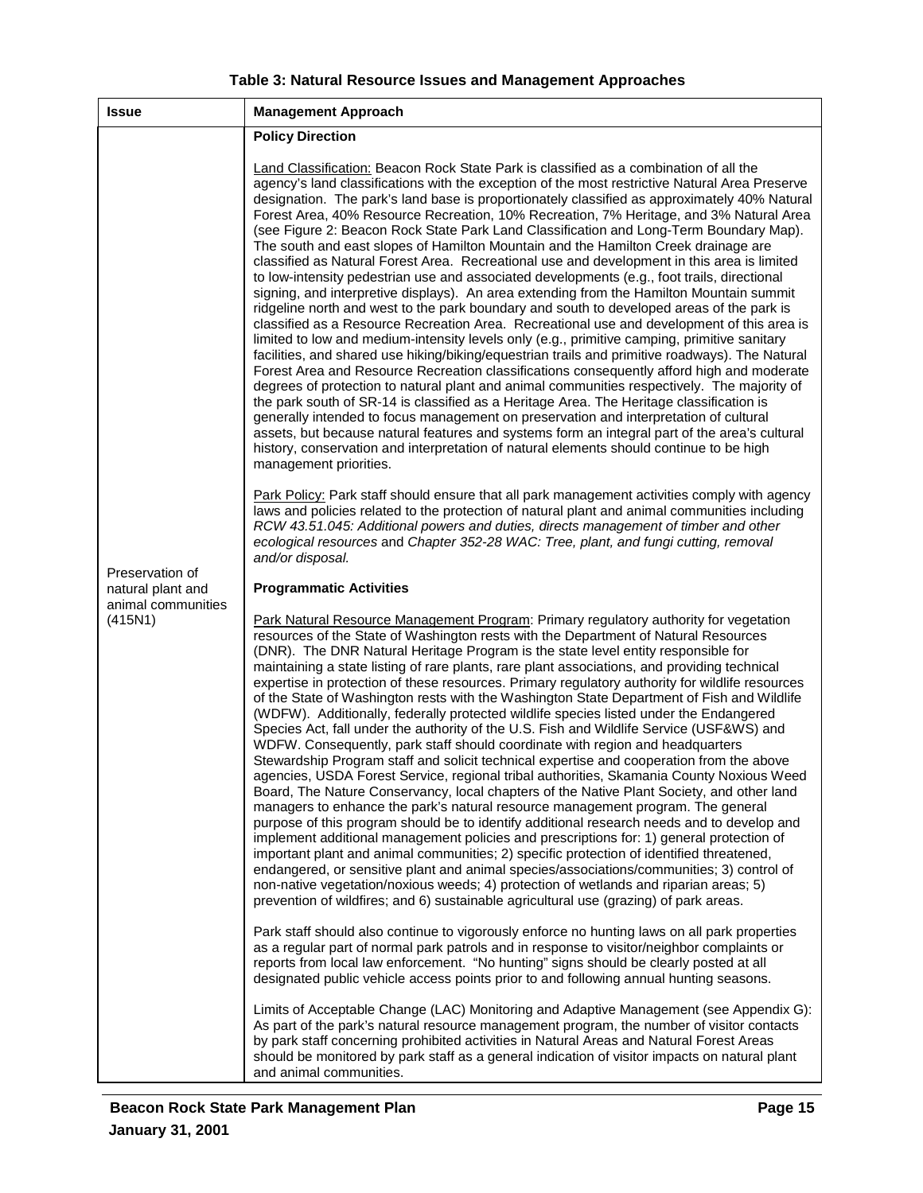**Table 3: Natural Resource Issues and Management Approaches**

| Issue | Management Approach |
|---|---|
| Preservation of natural plant and animal communities (415N1) | **Policy Direction**<br><br>Land Classification: Beacon Rock State Park is classified as a combination of all the agency's land classifications with the exception of the most restrictive Natural Area Preserve designation. The park's land base is proportionately classified as approximately 40% Natural Forest Area, 40% Resource Recreation, 10% Recreation, 7% Heritage, and 3% Natural Area (see Figure 2: Beacon Rock State Park Land Classification and Long-Term Boundary Map). The south and east slopes of Hamilton Mountain and the Hamilton Creek drainage are classified as Natural Forest Area. Recreational use and development in this area is limited to low-intensity pedestrian use and associated developments (e.g., foot trails, directional signing, and interpretive displays). An area extending from the Hamilton Mountain summit ridgeline north and west to the park boundary and south to developed areas of the park is classified as a Resource Recreation Area. Recreational use and development of this area is limited to low and medium-intensity levels only (e.g., primitive camping, primitive sanitary facilities, and shared use hiking/biking/equestrian trails and primitive roadways). The Natural Forest Area and Resource Recreation classifications consequently afford high and moderate degrees of protection to natural plant and animal communities respectively. The majority of the park south of SR-14 is classified as a Heritage Area. The Heritage classification is generally intended to focus management on preservation and interpretation of cultural assets, but because natural features and systems form an integral part of the area's cultural history, conservation and interpretation of natural elements should continue to be high management priorities.<br><br>Park Policy: Park staff should ensure that all park management activities comply with agency laws and policies related to the protection of natural plant and animal communities including *RCW 43.51.045: Additional powers and duties, directs management of timber and other ecological resources* and *Chapter 352-28 WAC: Tree, plant, and fungi cutting, removal and/or disposal.*<br><br>**Programmatic Activities**<br><br>Park Natural Resource Management Program: Primary regulatory authority for vegetation resources of the State of Washington rests with the Department of Natural Resources (DNR). The DNR Natural Heritage Program is the state level entity responsible for maintaining a state listing of rare plants, rare plant associations, and providing technical expertise in protection of these resources. Primary regulatory authority for wildlife resources of the State of Washington rests with the Washington State Department of Fish and Wildlife (WDFW). Additionally, federally protected wildlife species listed under the Endangered Species Act, fall under the authority of the U.S. Fish and Wildlife Service (USF&WS) and WDFW. Consequently, park staff should coordinate with region and headquarters Stewardship Program staff and solicit technical expertise and cooperation from the above agencies, USDA Forest Service, regional tribal authorities, Skamania County Noxious Weed Board, The Nature Conservancy, local chapters of the Native Plant Society, and other land managers to enhance the park's natural resource management program. The general purpose of this program should be to identify additional research needs and to develop and implement additional management policies and prescriptions for: 1) general protection of important plant and animal communities; 2) specific protection of identified threatened, endangered, or sensitive plant and animal species/associations/communities; 3) control of non-native vegetation/noxious weeds; 4) protection of wetlands and riparian areas; 5) prevention of wildfires; and 6) sustainable agricultural use (grazing) of park areas.<br><br>Park staff should also continue to vigorously enforce no hunting laws on all park properties as a regular part of normal park patrols and in response to visitor/neighbor complaints or reports from local law enforcement. "No hunting" signs should be clearly posted at all designated public vehicle access points prior to and following annual hunting seasons.<br><br>Limits of Acceptable Change (LAC) Monitoring and Adaptive Management (see Appendix G): As part of the park's natural resource management program, the number of visitor contacts by park staff concerning prohibited activities in Natural Areas and Natural Forest Areas should be monitored by park staff as a general indication of visitor impacts on natural plant and animal communities. |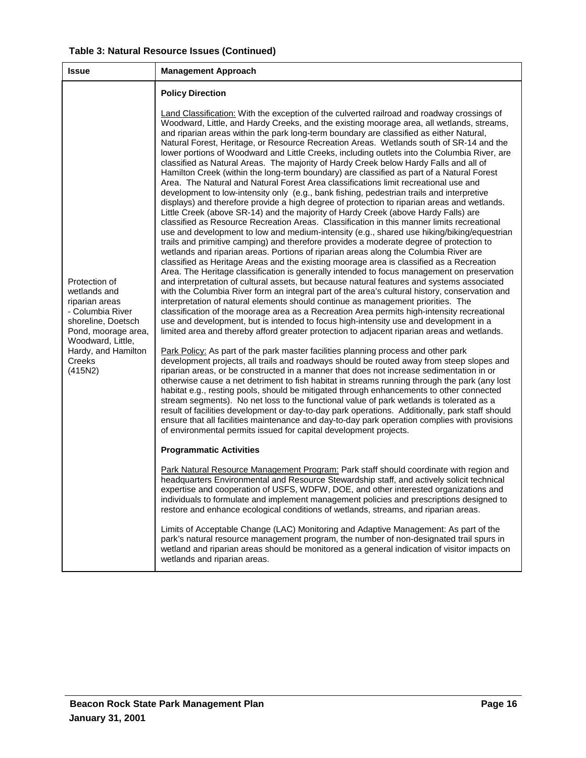**Table 3: Natural Resource Issues (Continued)**

| Issue | Management Approach |
|---|---|
| Protection of wetlands and riparian areas - Columbia River shoreline, Doetsch Pond, moorage area, Woodward, Little, Hardy, and Hamilton Creeks (415N2) | **Policy Direction**<br><br>Land Classification: With the exception of the culverted railroad and roadway crossings of Woodward, Little, and Hardy Creeks, and the existing moorage area, all wetlands, streams, and riparian areas within the park long-term boundary are classified as either Natural, Natural Forest, Heritage, or Resource Recreation Areas. Wetlands south of SR-14 and the lower portions of Woodward and Little Creeks, including outlets into the Columbia River, are classified as Natural Areas. The majority of Hardy Creek below Hardy Falls and all of Hamilton Creek (within the long-term boundary) are classified as part of a Natural Forest Area. The Natural and Natural Forest Area classifications limit recreational use and development to low-intensity only (e.g., bank fishing, pedestrian trails and interpretive displays) and therefore provide a high degree of protection to riparian areas and wetlands. Little Creek (above SR-14) and the majority of Hardy Creek (above Hardy Falls) are classified as Resource Recreation Areas. Classification in this manner limits recreational use and development to low and medium-intensity (e.g., shared use hiking/biking/equestrian trails and primitive camping) and therefore provides a moderate degree of protection to wetlands and riparian areas. Portions of riparian areas along the Columbia River are classified as Heritage Areas and the existing moorage area is classified as a Recreation Area. The Heritage classification is generally intended to focus management on preservation and interpretation of cultural assets, but because natural features and systems associated with the Columbia River form an integral part of the area's cultural history, conservation and interpretation of natural elements should continue as management priorities. The classification of the moorage area as a Recreation Area permits high-intensity recreational use and development, but is intended to focus high-intensity use and development in a limited area and thereby afford greater protection to adjacent riparian areas and wetlands.<br><br>Park Policy: As part of the park master facilities planning process and other park development projects, all trails and roadways should be routed away from steep slopes and riparian areas, or be constructed in a manner that does not increase sedimentation in or otherwise cause a net detriment to fish habitat in streams running through the park (any lost habitat e.g., resting pools, should be mitigated through enhancements to other connected stream segments). No net loss to the functional value of park wetlands is tolerated as a result of facilities development or day-to-day park operations. Additionally, park staff should ensure that all facilities maintenance and day-to-day park operation complies with provisions of environmental permits issued for capital development projects.<br><br>**Programmatic Activities**<br><br>Park Natural Resource Management Program: Park staff should coordinate with region and headquarters Environmental and Resource Stewardship staff, and actively solicit technical expertise and cooperation of USFS, WDFW, DOE, and other interested organizations and individuals to formulate and implement management policies and prescriptions designed to restore and enhance ecological conditions of wetlands, streams, and riparian areas.<br><br>Limits of Acceptable Change (LAC) Monitoring and Adaptive Management: As part of the park's natural resource management program, the number of non-designated trail spurs in wetland and riparian areas should be monitored as a general indication of visitor impacts on wetlands and riparian areas. |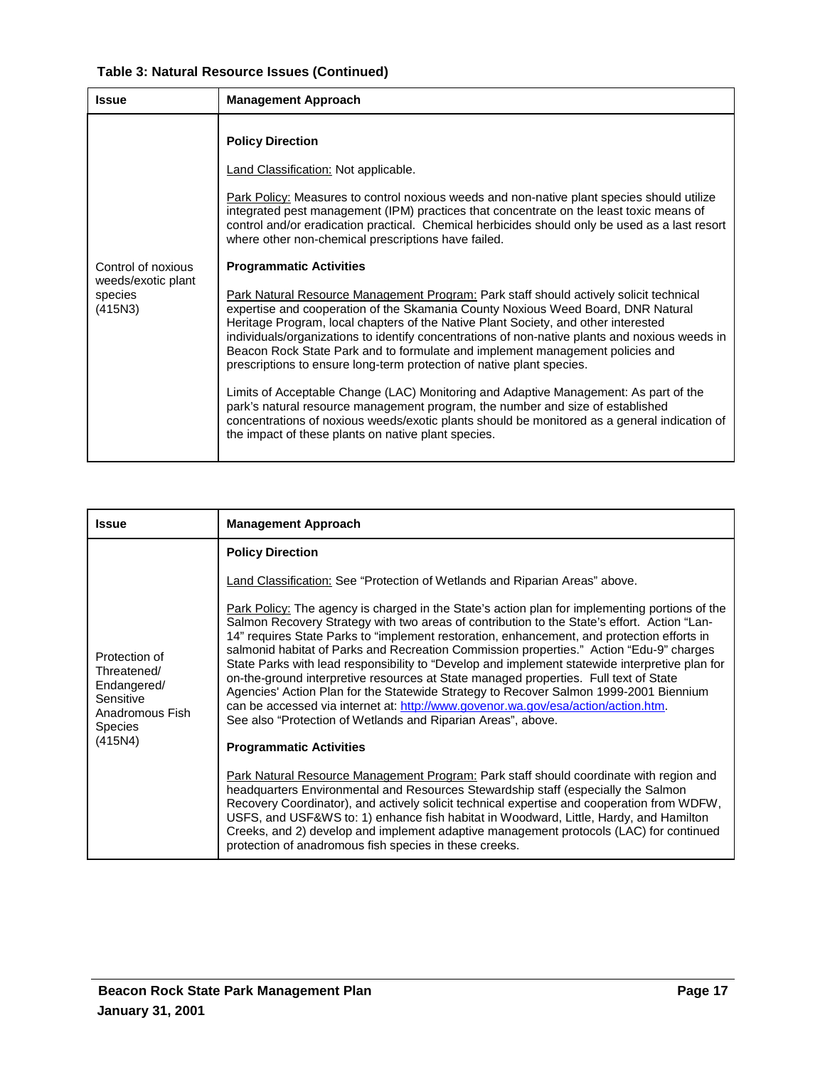**Table 3: Natural Resource Issues (Continued)**

| Issue | Management Approach |
|---|---|
| Control of noxious weeds/exotic plant species (415N3) | **Policy Direction**<br><br>Land Classification: Not applicable.<br><br>Park Policy: Measures to control noxious weeds and non-native plant species should utilize integrated pest management (IPM) practices that concentrate on the least toxic means of control and/or eradication practical. Chemical herbicides should only be used as a last resort where other non-chemical prescriptions have failed.<br><br>**Programmatic Activities**<br><br>Park Natural Resource Management Program: Park staff should actively solicit technical expertise and cooperation of the Skamania County Noxious Weed Board, DNR Natural Heritage Program, local chapters of the Native Plant Society, and other interested individuals/organizations to identify concentrations of non-native plants and noxious weeds in Beacon Rock State Park and to formulate and implement management policies and prescriptions to ensure long-term protection of native plant species.<br><br>Limits of Acceptable Change (LAC) Monitoring and Adaptive Management: As part of the park's natural resource management program, the number and size of established concentrations of noxious weeds/exotic plants should be monitored as a general indication of the impact of these plants on native plant species. |

| Issue | Management Approach |
|---|---|
| Protection of Threatened/ Endangered/ Sensitive Anadromous Fish Species (415N4) | **Policy Direction**<br><br>Land Classification: See "Protection of Wetlands and Riparian Areas" above.<br><br>Park Policy: The agency is charged in the State's action plan for implementing portions of the Salmon Recovery Strategy with two areas of contribution to the State's effort. Action "Lan-14" requires State Parks to "implement restoration, enhancement, and protection efforts in salmonid habitat of Parks and Recreation Commission properties." Action "Edu-9" charges State Parks with lead responsibility to "Develop and implement statewide interpretive plan for on-the-ground interpretive resources at State managed properties. Full text of State Agencies' Action Plan for the Statewide Strategy to Recover Salmon 1999-2001 Biennium can be accessed via internet at: http://www.govenor.wa.gov/esa/action/action.htm. See also "Protection of Wetlands and Riparian Areas", above.<br><br>**Programmatic Activities**<br><br>Park Natural Resource Management Program: Park staff should coordinate with region and headquarters Environmental and Resources Stewardship staff (especially the Salmon Recovery Coordinator), and actively solicit technical expertise and cooperation from WDFW, USFS, and USF&WS to: 1) enhance fish habitat in Woodward, Little, Hardy, and Hamilton Creeks, and 2) develop and implement adaptive management protocols (LAC) for continued protection of anadromous fish species in these creeks. |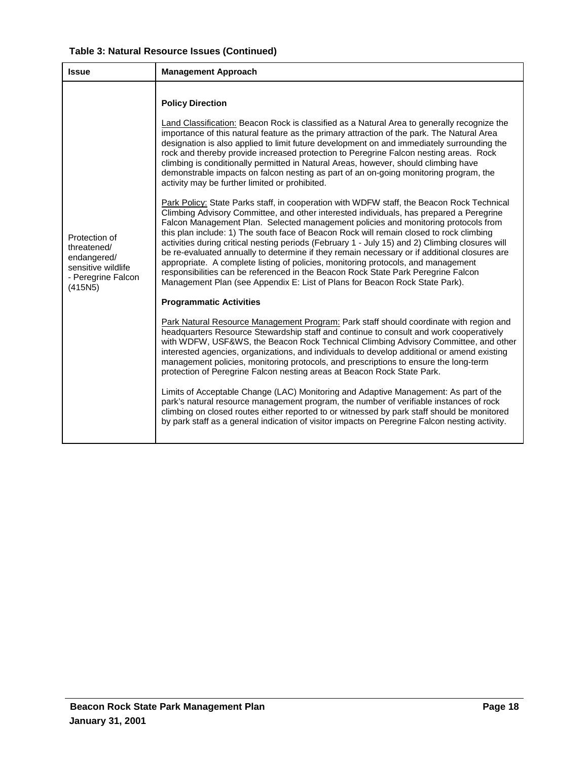**Table 3: Natural Resource Issues (Continued)**

| Issue | Management Approach |
|---|---|
| Protection of threatened/ endangered/ sensitive wildlife - Peregrine Falcon (415N5) | **Policy Direction**<br><br><u>Land Classification:</u> Beacon Rock is classified as a Natural Area to generally recognize the importance of this natural feature as the primary attraction of the park. The Natural Area designation is also applied to limit future development on and immediately surrounding the rock and thereby provide increased protection to Peregrine Falcon nesting areas. Rock climbing is conditionally permitted in Natural Areas, however, should climbing have demonstrable impacts on falcon nesting as part of an on-going monitoring program, the activity may be further limited or prohibited.<br><br><u>Park Policy:</u> State Parks staff, in cooperation with WDFW staff, the Beacon Rock Technical Climbing Advisory Committee, and other interested individuals, has prepared a Peregrine Falcon Management Plan. Selected management policies and monitoring protocols from this plan include: 1) The south face of Beacon Rock will remain closed to rock climbing activities during critical nesting periods (February 1 - July 15) and 2) Climbing closures will be re-evaluated annually to determine if they remain necessary or if additional closures are appropriate. A complete listing of policies, monitoring protocols, and management responsibilities can be referenced in the Beacon Rock State Park Peregrine Falcon Management Plan (see Appendix E: List of Plans for Beacon Rock State Park).<br><br>**Programmatic Activities**<br><br><u>Park Natural Resource Management Program:</u> Park staff should coordinate with region and headquarters Resource Stewardship staff and continue to consult and work cooperatively with WDFW, USF&WS, the Beacon Rock Technical Climbing Advisory Committee, and other interested agencies, organizations, and individuals to develop additional or amend existing management policies, monitoring protocols, and prescriptions to ensure the long-term protection of Peregrine Falcon nesting areas at Beacon Rock State Park.<br><br>Limits of Acceptable Change (LAC) Monitoring and Adaptive Management: As part of the park's natural resource management program, the number of verifiable instances of rock climbing on closed routes either reported to or witnessed by park staff should be monitored by park staff as a general indication of visitor impacts on Peregrine Falcon nesting activity. |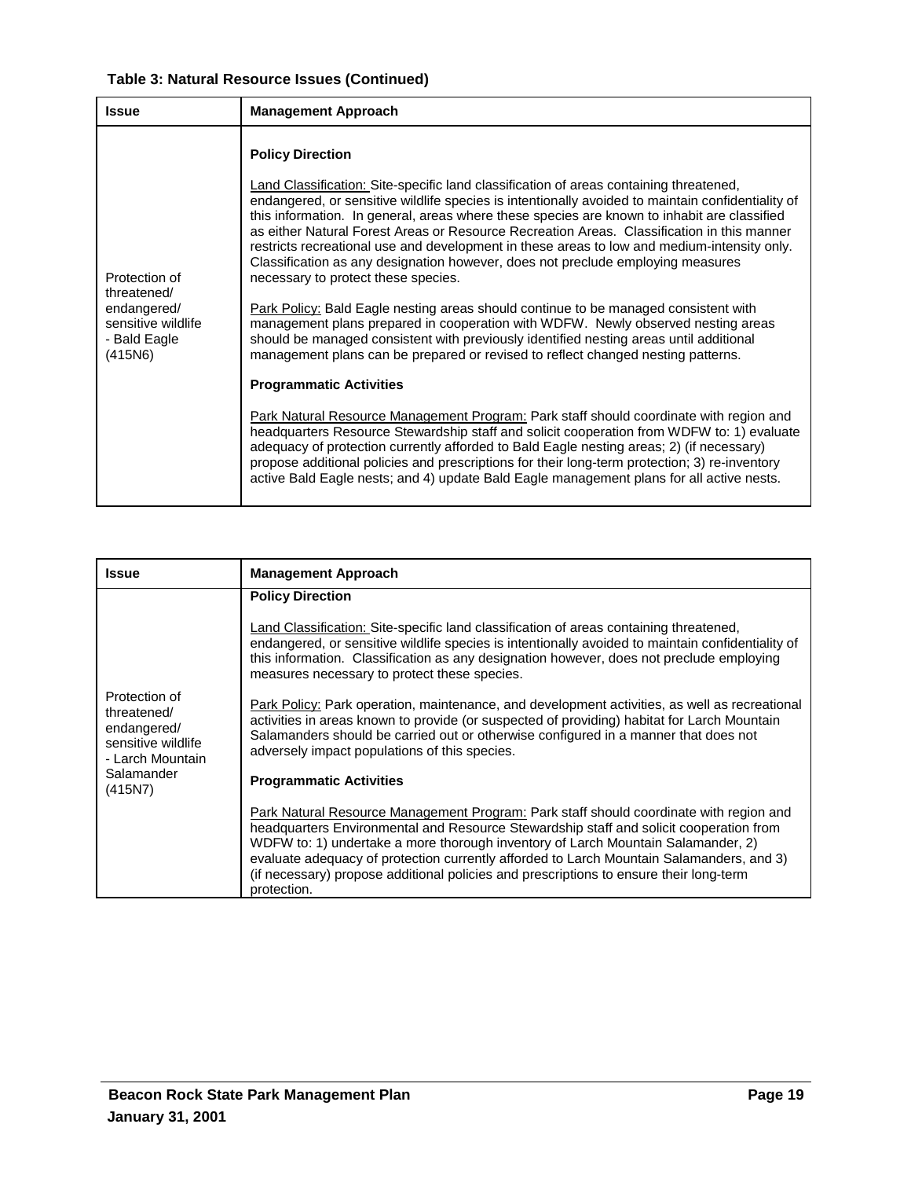**Table 3: Natural Resource Issues (Continued)**

| Issue | Management Approach |
|---|---|
| Protection of threatened/ endangered/ sensitive wildlife - Bald Eagle (415N6) | **Policy Direction**<br><br>Land Classification: Site-specific land classification of areas containing threatened, endangered, or sensitive wildlife species is intentionally avoided to maintain confidentiality of this information. In general, areas where these species are known to inhabit are classified as either Natural Forest Areas or Resource Recreation Areas. Classification in this manner restricts recreational use and development in these areas to low and medium-intensity only. Classification as any designation however, does not preclude employing measures necessary to protect these species.<br><br>Park Policy: Bald Eagle nesting areas should continue to be managed consistent with management plans prepared in cooperation with WDFW. Newly observed nesting areas should be managed consistent with previously identified nesting areas until additional management plans can be prepared or revised to reflect changed nesting patterns.<br><br>**Programmatic Activities**<br><br>Park Natural Resource Management Program: Park staff should coordinate with region and headquarters Resource Stewardship staff and solicit cooperation from WDFW to: 1) evaluate adequacy of protection currently afforded to Bald Eagle nesting areas; 2) (if necessary) propose additional policies and prescriptions for their long-term protection; 3) re-inventory active Bald Eagle nests; and 4) update Bald Eagle management plans for all active nests. |

| Issue | Management Approach |
|---|---|
| Protection of threatened/ endangered/ sensitive wildlife - Larch Mountain Salamander (415N7) | **Policy Direction**<br><br>Land Classification: Site-specific land classification of areas containing threatened, endangered, or sensitive wildlife species is intentionally avoided to maintain confidentiality of this information. Classification as any designation however, does not preclude employing measures necessary to protect these species.<br><br>Park Policy: Park operation, maintenance, and development activities, as well as recreational activities in areas known to provide (or suspected of providing) habitat for Larch Mountain Salamanders should be carried out or otherwise configured in a manner that does not adversely impact populations of this species.<br><br>**Programmatic Activities**<br><br>Park Natural Resource Management Program: Park staff should coordinate with region and headquarters Environmental and Resource Stewardship staff and solicit cooperation from WDFW to: 1) undertake a more thorough inventory of Larch Mountain Salamander, 2) evaluate adequacy of protection currently afforded to Larch Mountain Salamanders, and 3) (if necessary) propose additional policies and prescriptions to ensure their long-term protection. |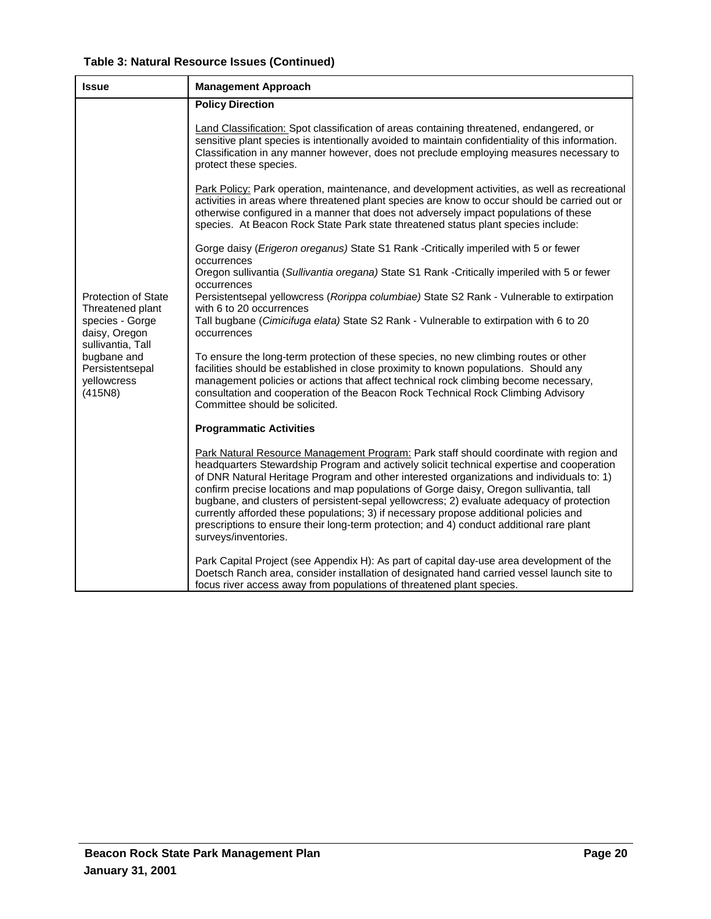**Table 3: Natural Resource Issues (Continued)**

| Issue | Management Approach |
|---|---|
| Protection of State Threatened plant species - Gorge daisy, Oregon sullivantia, Tall bugbane and Persistentsepal yellowcress (415N8) | **Policy Direction**<br><br>Land Classification: Spot classification of areas containing threatened, endangered, or sensitive plant species is intentionally avoided to maintain confidentiality of this information. Classification in any manner however, does not preclude employing measures necessary to protect these species.<br><br>Park Policy: Park operation, maintenance, and development activities, as well as recreational activities in areas where threatened plant species are know to occur should be carried out or otherwise configured in a manner that does not adversely impact populations of these species. At Beacon Rock State Park state threatened status plant species include:<br><br>Gorge daisy (*Erigeron oreganus)* State S1 Rank -Critically imperiled with 5 or fewer occurrences<br>Oregon sullivantia (*Sullivantia oregana)* State S1 Rank -Critically imperiled with 5 or fewer occurrences<br>Persistentsepal yellowcress (*Rorippa columbiae)* State S2 Rank - Vulnerable to extirpation with 6 to 20 occurrences<br>Tall bugbane (*Cimicifuga elata)* State S2 Rank - Vulnerable to extirpation with 6 to 20 occurrences<br><br>To ensure the long-term protection of these species, no new climbing routes or other facilities should be established in close proximity to known populations. Should any management policies or actions that affect technical rock climbing become necessary, consultation and cooperation of the Beacon Rock Technical Rock Climbing Advisory Committee should be solicited.<br><br>**Programmatic Activities**<br><br>Park Natural Resource Management Program: Park staff should coordinate with region and headquarters Stewardship Program and actively solicit technical expertise and cooperation of DNR Natural Heritage Program and other interested organizations and individuals to: 1) confirm precise locations and map populations of Gorge daisy, Oregon sullivantia, tall bugbane, and clusters of persistent-sepal yellowcress; 2) evaluate adequacy of protection currently afforded these populations; 3) if necessary propose additional policies and prescriptions to ensure their long-term protection; and 4) conduct additional rare plant surveys/inventories.<br><br>Park Capital Project (see Appendix H): As part of capital day-use area development of the Doetsch Ranch area, consider installation of designated hand carried vessel launch site to focus river access away from populations of threatened plant species. |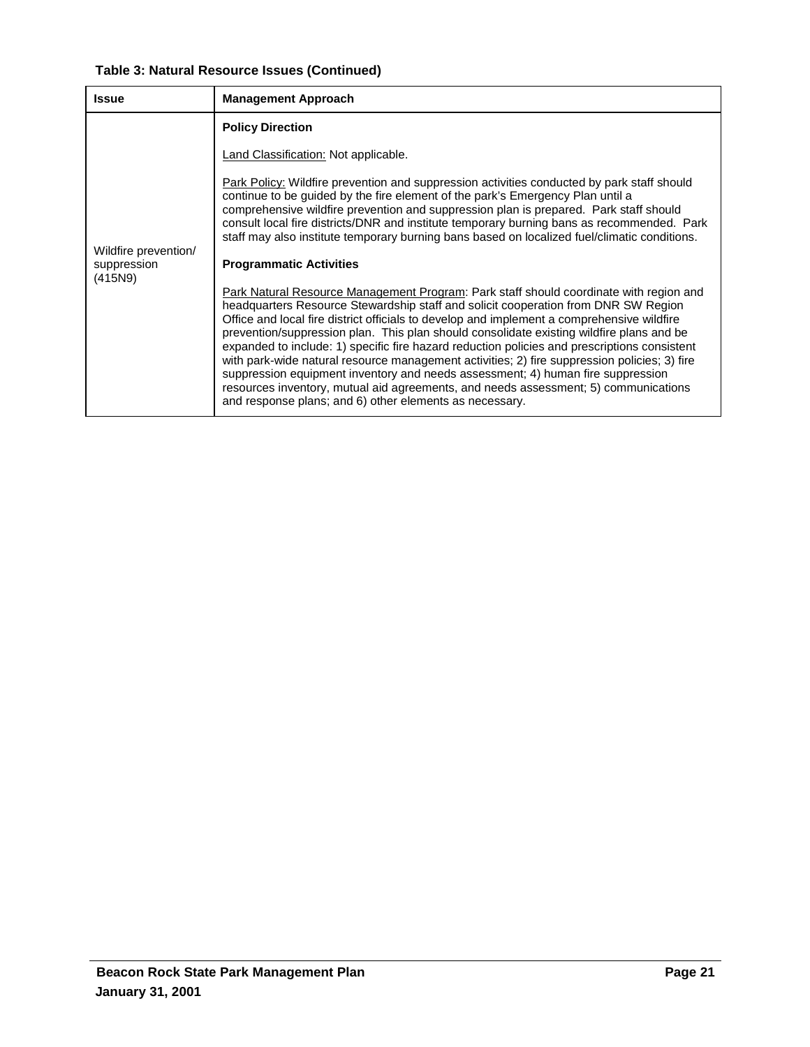**Table 3: Natural Resource Issues (Continued)**

| Issue | Management Approach |
|---|---|
| Wildfire prevention/ suppression (415N9) | **Policy Direction**<br><br>Land Classification: Not applicable.<br><br>Park Policy: Wildfire prevention and suppression activities conducted by park staff should continue to be guided by the fire element of the park's Emergency Plan until a comprehensive wildfire prevention and suppression plan is prepared. Park staff should consult local fire districts/DNR and institute temporary burning bans as recommended. Park staff may also institute temporary burning bans based on localized fuel/climatic conditions.<br><br>**Programmatic Activities**<br><br>Park Natural Resource Management Program: Park staff should coordinate with region and headquarters Resource Stewardship staff and solicit cooperation from DNR SW Region Office and local fire district officials to develop and implement a comprehensive wildfire prevention/suppression plan. This plan should consolidate existing wildfire plans and be expanded to include: 1) specific fire hazard reduction policies and prescriptions consistent with park-wide natural resource management activities; 2) fire suppression policies; 3) fire suppression equipment inventory and needs assessment; 4) human fire suppression resources inventory, mutual aid agreements, and needs assessment; 5) communications and response plans; and 6) other elements as necessary. |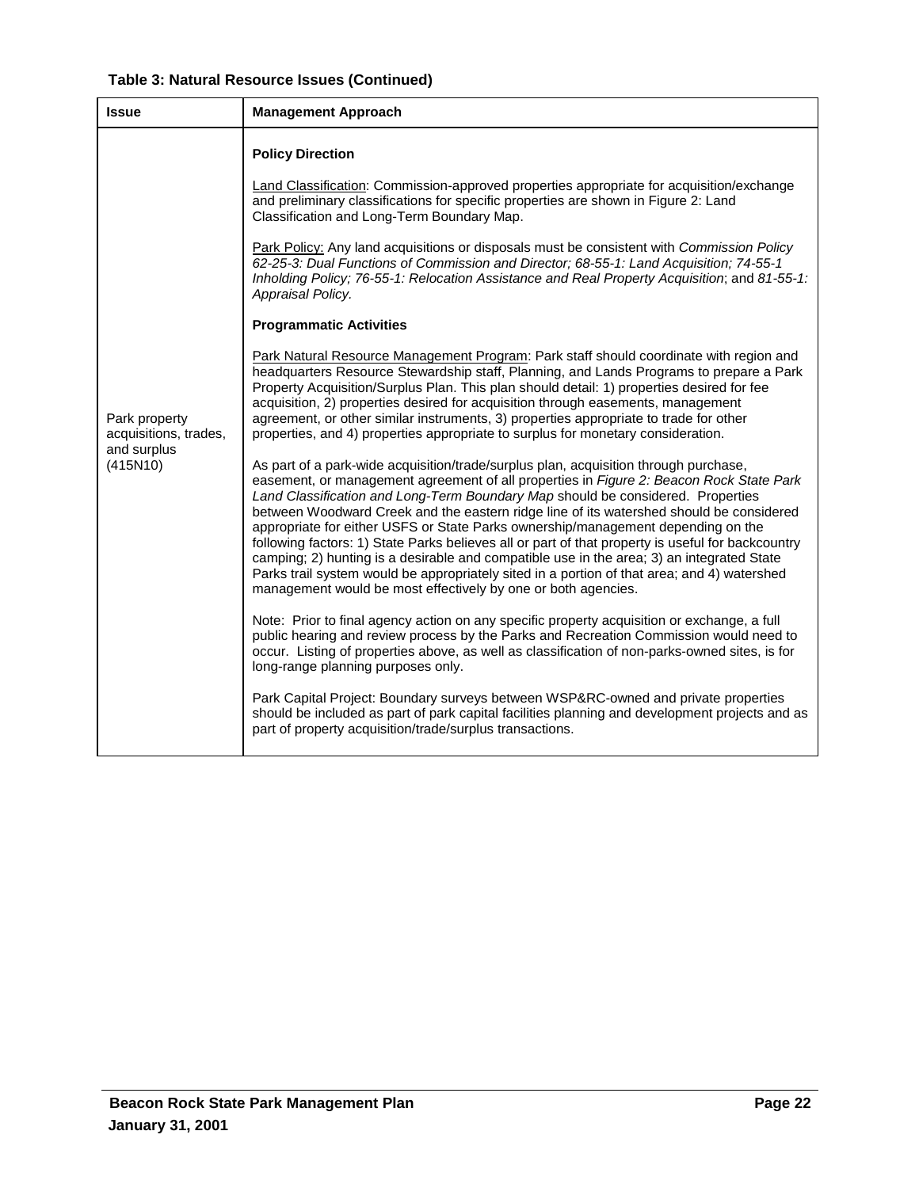**Table 3: Natural Resource Issues (Continued)**

| Issue | Management Approach |
|---|---|
| Park property acquisitions, trades, and surplus (415N10) | **Policy Direction**<br><br><u>Land Classification</u>: Commission-approved properties appropriate for acquisition/exchange and preliminary classifications for specific properties are shown in Figure 2: Land Classification and Long-Term Boundary Map.<br><br><u>Park Policy:</u> Any land acquisitions or disposals must be consistent with *Commission Policy 62-25-3: Dual Functions of Commission and Director; 68-55-1: Land Acquisition; 74-55-1 Inholding Policy; 76-55-1: Relocation Assistance and Real Property Acquisition*; and *81-55-1: Appraisal Policy.*<br><br>**Programmatic Activities**<br><br><u>Park Natural Resource Management Program</u>: Park staff should coordinate with region and headquarters Resource Stewardship staff, Planning, and Lands Programs to prepare a Park Property Acquisition/Surplus Plan. This plan should detail: 1) properties desired for fee acquisition, 2) properties desired for acquisition through easements, management agreement, or other similar instruments, 3) properties appropriate to trade for other properties, and 4) properties appropriate to surplus for monetary consideration.<br><br>As part of a park-wide acquisition/trade/surplus plan, acquisition through purchase, easement, or management agreement of all properties in *Figure 2: Beacon Rock State Park Land Classification and Long-Term Boundary Map* should be considered. Properties between Woodward Creek and the eastern ridge line of its watershed should be considered appropriate for either USFS or State Parks ownership/management depending on the following factors: 1) State Parks believes all or part of that property is useful for backcountry camping; 2) hunting is a desirable and compatible use in the area; 3) an integrated State Parks trail system would be appropriately sited in a portion of that area; and 4) watershed management would be most effectively by one or both agencies.<br><br>Note: Prior to final agency action on any specific property acquisition or exchange, a full public hearing and review process by the Parks and Recreation Commission would need to occur. Listing of properties above, as well as classification of non-parks-owned sites, is for long-range planning purposes only.<br><br>Park Capital Project: Boundary surveys between WSP&RC-owned and private properties should be included as part of park capital facilities planning and development projects and as part of property acquisition/trade/surplus transactions. |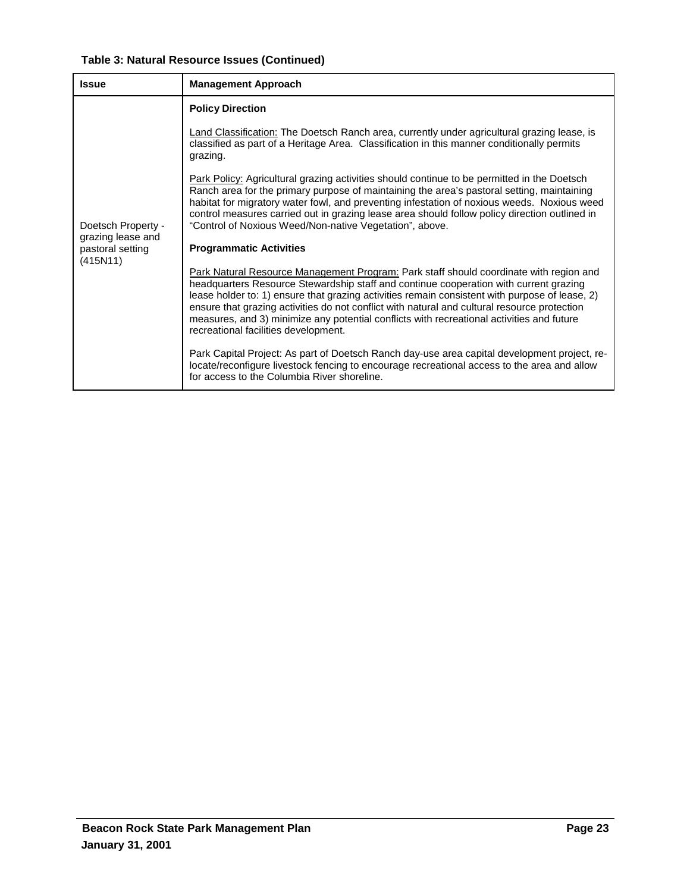**Table 3: Natural Resource Issues (Continued)**

| Issue | Management Approach |
|---|---|
| Doetsch Property - grazing lease and pastoral setting (415N11) | **Policy Direction**<br><br><u>Land Classification:</u> The Doetsch Ranch area, currently under agricultural grazing lease, is classified as part of a Heritage Area. Classification in this manner conditionally permits grazing.<br><br><u>Park Policy:</u> Agricultural grazing activities should continue to be permitted in the Doetsch Ranch area for the primary purpose of maintaining the area's pastoral setting, maintaining habitat for migratory water fowl, and preventing infestation of noxious weeds. Noxious weed control measures carried out in grazing lease area should follow policy direction outlined in "Control of Noxious Weed/Non-native Vegetation", above.<br><br>**Programmatic Activities**<br><br><u>Park Natural Resource Management Program:</u> Park staff should coordinate with region and headquarters Resource Stewardship staff and continue cooperation with current grazing lease holder to: 1) ensure that grazing activities remain consistent with purpose of lease, 2) ensure that grazing activities do not conflict with natural and cultural resource protection measures, and 3) minimize any potential conflicts with recreational activities and future recreational facilities development.<br><br>Park Capital Project: As part of Doetsch Ranch day-use area capital development project, re-locate/reconfigure livestock fencing to encourage recreational access to the area and allow for access to the Columbia River shoreline. |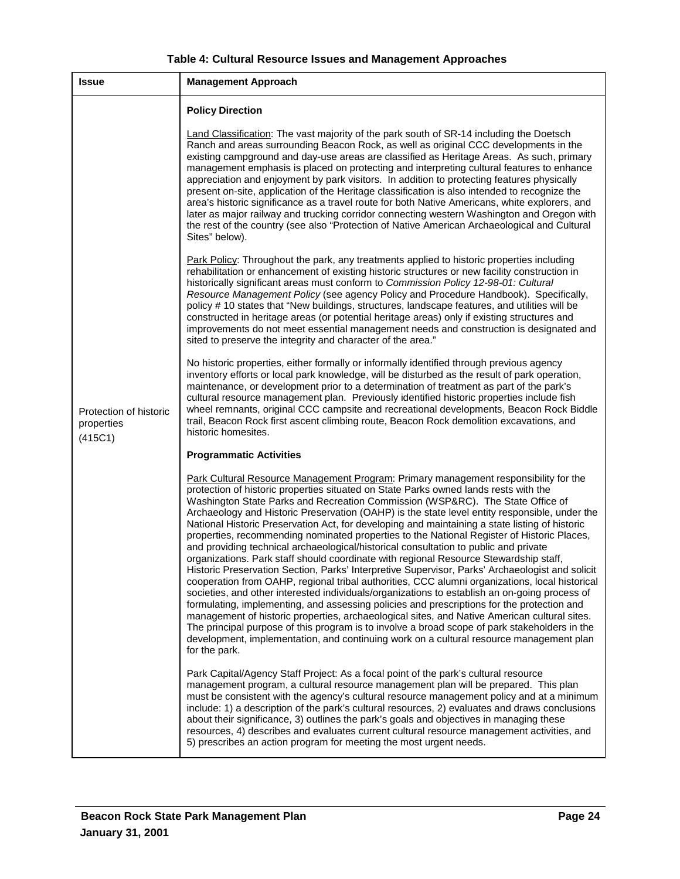**Table 4: Cultural Resource Issues and Management Approaches**

| Issue | Management Approach |
|---|---|
| Protection of historic properties (415C1) | **Policy Direction**<br><br><u>Land Classification</u>: The vast majority of the park south of SR-14 including the Doetsch Ranch and areas surrounding Beacon Rock, as well as original CCC developments in the existing campground and day-use areas are classified as Heritage Areas. As such, primary management emphasis is placed on protecting and interpreting cultural features to enhance appreciation and enjoyment by park visitors. In addition to protecting features physically present on-site, application of the Heritage classification is also intended to recognize the area's historic significance as a travel route for both Native Americans, white explorers, and later as major railway and trucking corridor connecting western Washington and Oregon with the rest of the country (see also "Protection of Native American Archaeological and Cultural Sites" below).<br><br><u>Park Policy</u>: Throughout the park, any treatments applied to historic properties including rehabilitation or enhancement of existing historic structures or new facility construction in historically significant areas must conform to *Commission Policy 12-98-01: Cultural Resource Management Policy* (see agency Policy and Procedure Handbook). Specifically, policy # 10 states that "New buildings, structures, landscape features, and utilities will be constructed in heritage areas (or potential heritage areas) only if existing structures and improvements do not meet essential management needs and construction is designated and sited to preserve the integrity and character of the area."<br><br>No historic properties, either formally or informally identified through previous agency inventory efforts or local park knowledge, will be disturbed as the result of park operation, maintenance, or development prior to a determination of treatment as part of the park's cultural resource management plan. Previously identified historic properties include fish wheel remnants, original CCC campsite and recreational developments, Beacon Rock Biddle trail, Beacon Rock first ascent climbing route, Beacon Rock demolition excavations, and historic homesites.<br><br>**Programmatic Activities**<br><br><u>Park Cultural Resource Management Program</u>: Primary management responsibility for the protection of historic properties situated on State Parks owned lands rests with the Washington State Parks and Recreation Commission (WSP&RC). The State Office of Archaeology and Historic Preservation (OAHP) is the state level entity responsible, under the National Historic Preservation Act, for developing and maintaining a state listing of historic properties, recommending nominated properties to the National Register of Historic Places, and providing technical archaeological/historical consultation to public and private organizations. Park staff should coordinate with regional Resource Stewardship staff, Historic Preservation Section, Parks' Interpretive Supervisor, Parks' Archaeologist and solicit cooperation from OAHP, regional tribal authorities, CCC alumni organizations, local historical societies, and other interested individuals/organizations to establish an on-going process of formulating, implementing, and assessing policies and prescriptions for the protection and management of historic properties, archaeological sites, and Native American cultural sites. The principal purpose of this program is to involve a broad scope of park stakeholders in the development, implementation, and continuing work on a cultural resource management plan for the park.<br><br>Park Capital/Agency Staff Project: As a focal point of the park's cultural resource management program, a cultural resource management plan will be prepared. This plan must be consistent with the agency's cultural resource management policy and at a minimum include: 1) a description of the park's cultural resources, 2) evaluates and draws conclusions about their significance, 3) outlines the park's goals and objectives in managing these resources, 4) describes and evaluates current cultural resource management activities, and 5) prescribes an action program for meeting the most urgent needs. |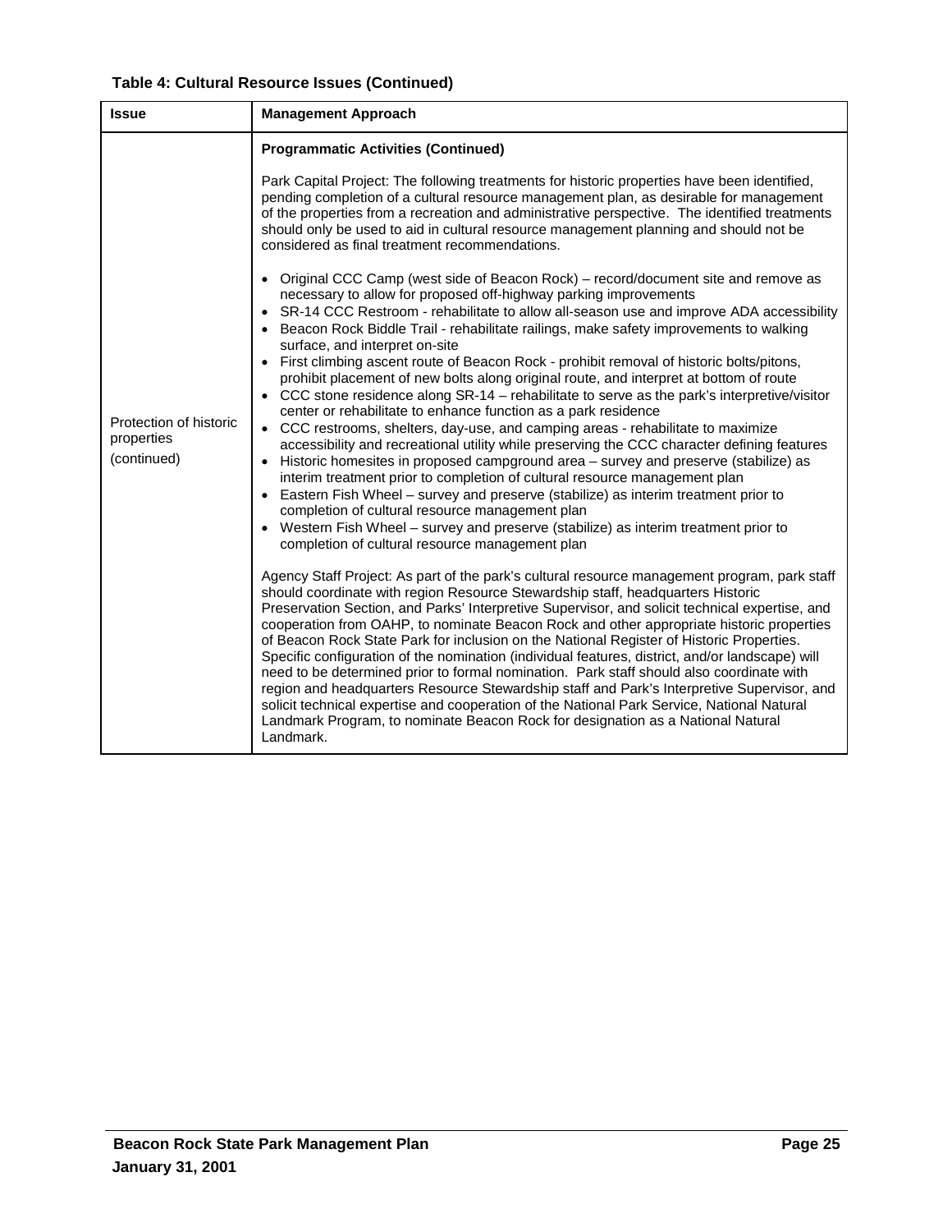**Table 4: Cultural Resource Issues (Continued)**

| Issue | Management Approach |
|---|---|
| Protection of historic properties (continued) | **Programmatic Activities (Continued)**<br><br>Park Capital Project: The following treatments for historic properties have been identified, pending completion of a cultural resource management plan, as desirable for management of the properties from a recreation and administrative perspective. The identified treatments should only be used to aid in cultural resource management planning and should not be considered as final treatment recommendations.<br><br>• Original CCC Camp (west side of Beacon Rock) – record/document site and remove as necessary to allow for proposed off-highway parking improvements<br>• SR-14 CCC Restroom - rehabilitate to allow all-season use and improve ADA accessibility<br>• Beacon Rock Biddle Trail - rehabilitate railings, make safety improvements to walking surface, and interpret on-site<br>• First climbing ascent route of Beacon Rock - prohibit removal of historic bolts/pitons, prohibit placement of new bolts along original route, and interpret at bottom of route<br>• CCC stone residence along SR-14 – rehabilitate to serve as the park's interpretive/visitor center or rehabilitate to enhance function as a park residence<br>• CCC restrooms, shelters, day-use, and camping areas - rehabilitate to maximize accessibility and recreational utility while preserving the CCC character defining features<br>• Historic homesites in proposed campground area – survey and preserve (stabilize) as interim treatment prior to completion of cultural resource management plan<br>• Eastern Fish Wheel – survey and preserve (stabilize) as interim treatment prior to completion of cultural resource management plan<br>• Western Fish Wheel – survey and preserve (stabilize) as interim treatment prior to completion of cultural resource management plan<br><br>Agency Staff Project: As part of the park's cultural resource management program, park staff should coordinate with region Resource Stewardship staff, headquarters Historic Preservation Section, and Parks' Interpretive Supervisor, and solicit technical expertise, and cooperation from OAHP, to nominate Beacon Rock and other appropriate historic properties of Beacon Rock State Park for inclusion on the National Register of Historic Properties. Specific configuration of the nomination (individual features, district, and/or landscape) will need to be determined prior to formal nomination. Park staff should also coordinate with region and headquarters Resource Stewardship staff and Park's Interpretive Supervisor, and solicit technical expertise and cooperation of the National Park Service, National Natural Landmark Program, to nominate Beacon Rock for designation as a National Natural Landmark. |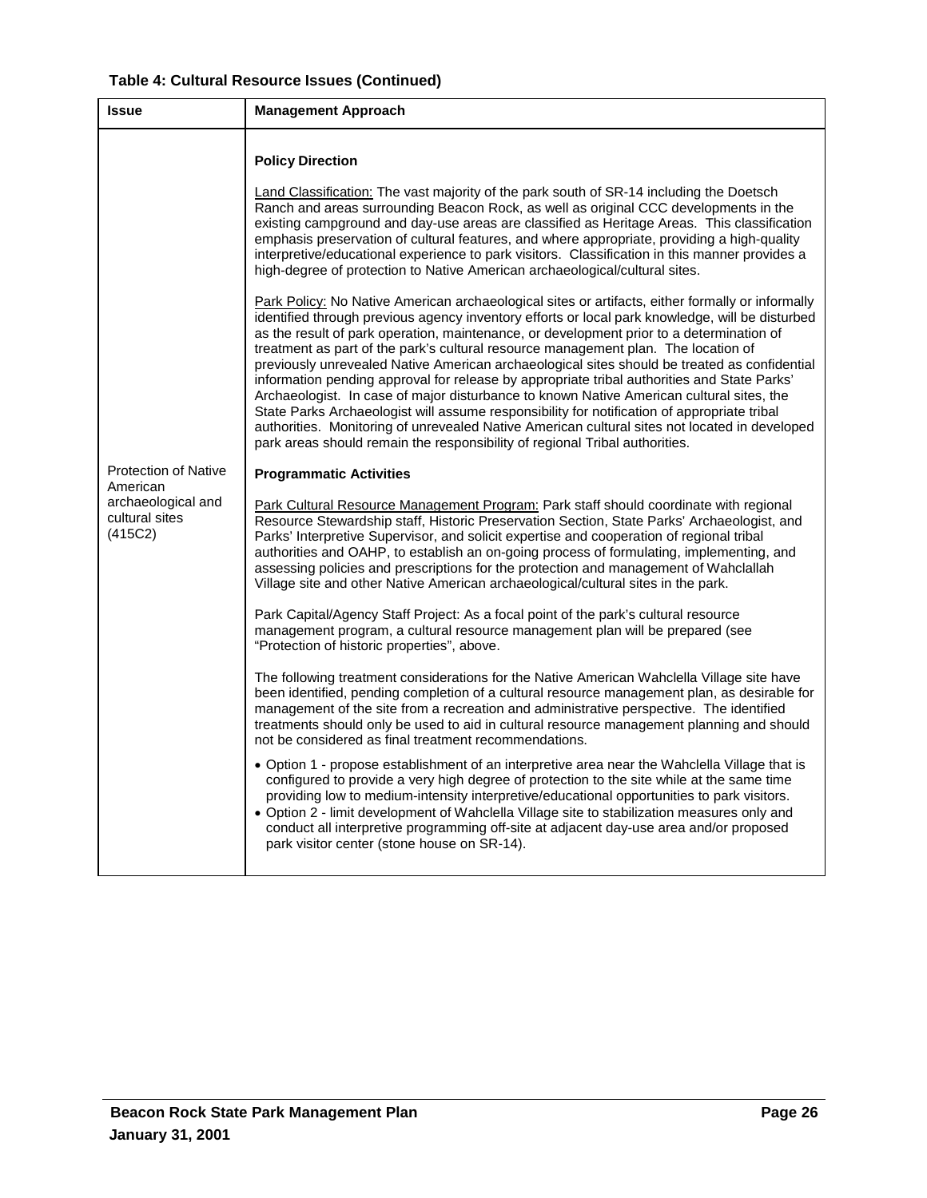**Table 4: Cultural Resource Issues (Continued)**

| Issue | Management Approach |
|---|---|
| Protection of Native American archaeological and cultural sites (415C2) | **Policy Direction**<br><br>Land Classification: The vast majority of the park south of SR-14 including the Doetsch Ranch and areas surrounding Beacon Rock, as well as original CCC developments in the existing campground and day-use areas are classified as Heritage Areas. This classification emphasis preservation of cultural features, and where appropriate, providing a high-quality interpretive/educational experience to park visitors. Classification in this manner provides a high-degree of protection to Native American archaeological/cultural sites.<br><br>Park Policy: No Native American archaeological sites or artifacts, either formally or informally identified through previous agency inventory efforts or local park knowledge, will be disturbed as the result of park operation, maintenance, or development prior to a determination of treatment as part of the park's cultural resource management plan. The location of previously unrevealed Native American archaeological sites should be treated as confidential information pending approval for release by appropriate tribal authorities and State Parks' Archaeologist. In case of major disturbance to known Native American cultural sites, the State Parks Archaeologist will assume responsibility for notification of appropriate tribal authorities. Monitoring of unrevealed Native American cultural sites not located in developed park areas should remain the responsibility of regional Tribal authorities.<br><br>**Programmatic Activities**<br><br>Park Cultural Resource Management Program: Park staff should coordinate with regional Resource Stewardship staff, Historic Preservation Section, State Parks' Archaeologist, and Parks' Interpretive Supervisor, and solicit expertise and cooperation of regional tribal authorities and OAHP, to establish an on-going process of formulating, implementing, and assessing policies and prescriptions for the protection and management of Wahclallah Village site and other Native American archaeological/cultural sites in the park.<br><br>Park Capital/Agency Staff Project: As a focal point of the park's cultural resource management program, a cultural resource management plan will be prepared (see "Protection of historic properties", above.<br><br>The following treatment considerations for the Native American Wahclella Village site have been identified, pending completion of a cultural resource management plan, as desirable for management of the site from a recreation and administrative perspective. The identified treatments should only be used to aid in cultural resource management planning and should not be considered as final treatment recommendations.<br><br>• Option 1 - propose establishment of an interpretive area near the Wahclella Village that is configured to provide a very high degree of protection to the site while at the same time providing low to medium-intensity interpretive/educational opportunities to park visitors.<br>• Option 2 - limit development of Wahclella Village site to stabilization measures only and conduct all interpretive programming off-site at adjacent day-use area and/or proposed park visitor center (stone house on SR-14). |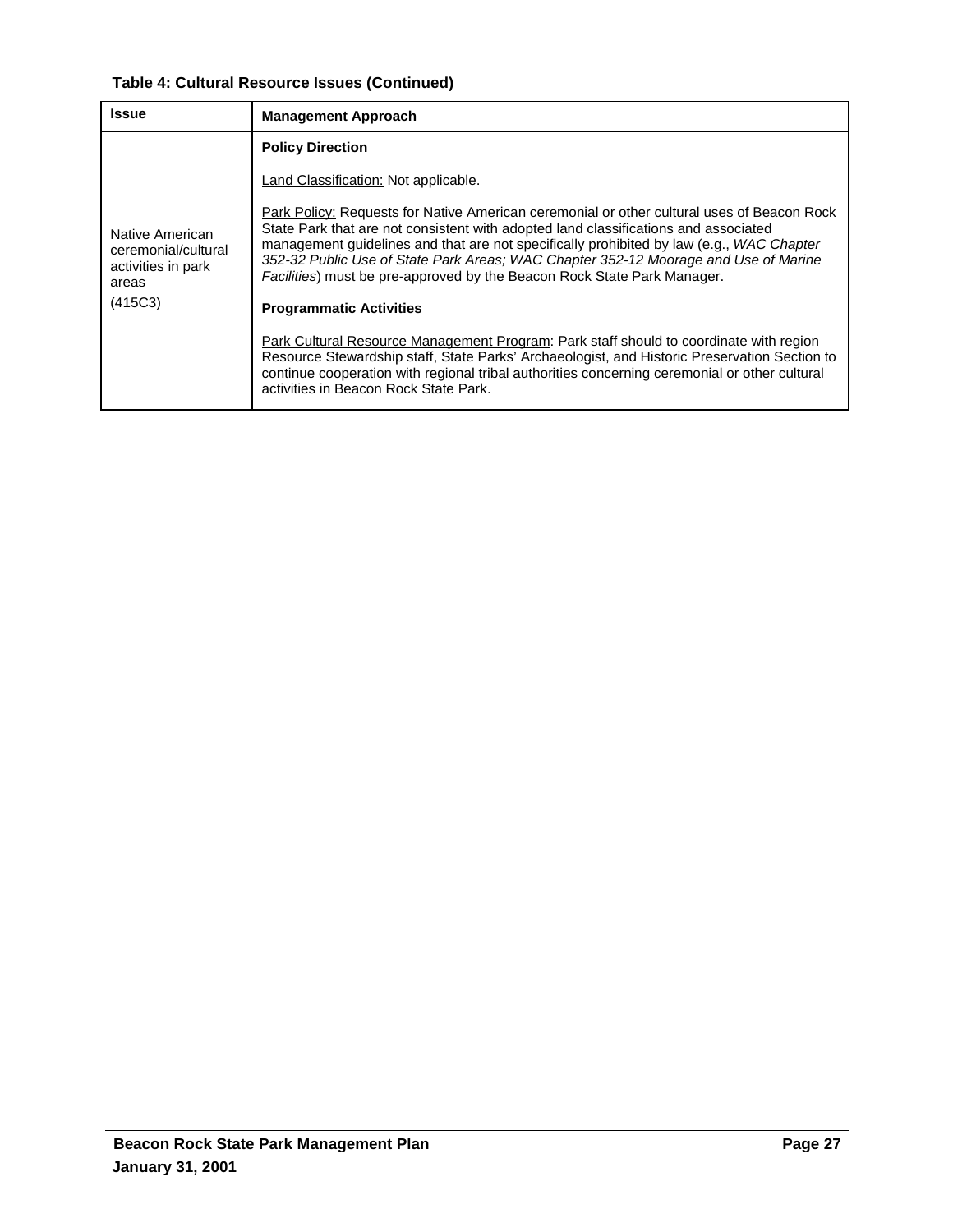**Table 4: Cultural Resource Issues (Continued)**

| Issue | Management Approach |
|---|---|
| Native American ceremonial/cultural activities in park areas<br><br>(415C3) | **Policy Direction**<br><br>Land Classification: Not applicable.<br><br>Park Policy: Requests for Native American ceremonial or other cultural uses of Beacon Rock State Park that are not consistent with adopted land classifications and associated management guidelines and that are not specifically prohibited by law (e.g., *WAC Chapter 352-32 Public Use of State Park Areas; WAC Chapter 352-12 Moorage and Use of Marine Facilities*) must be pre-approved by the Beacon Rock State Park Manager.<br><br>**Programmatic Activities**<br><br>Park Cultural Resource Management Program: Park staff should to coordinate with region Resource Stewardship staff, State Parks' Archaeologist, and Historic Preservation Section to continue cooperation with regional tribal authorities concerning ceremonial or other cultural activities in Beacon Rock State Park. |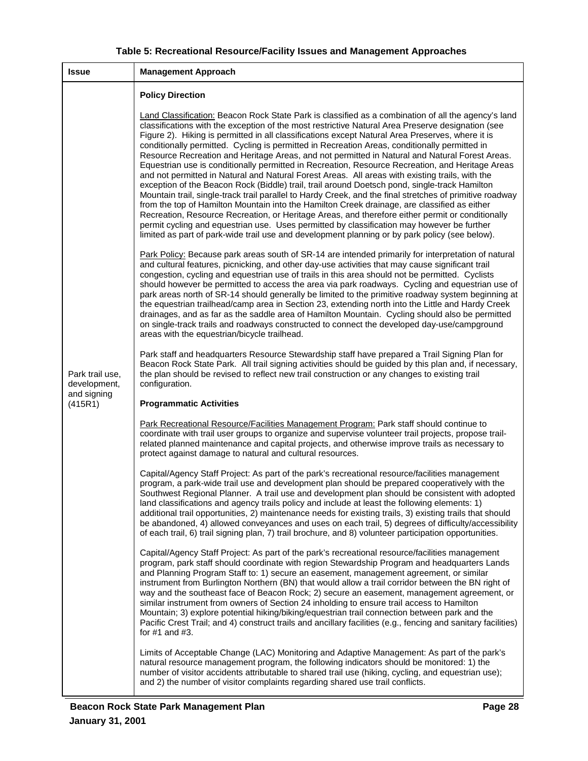**Table 5: Recreational Resource/Facility Issues and Management Approaches**

| Issue | Management Approach |
|---|---|
| Park trail use, development, and signing (415R1) | **Policy Direction**<br><br>Land Classification: Beacon Rock State Park is classified as a combination of all the agency's land classifications with the exception of the most restrictive Natural Area Preserve designation (see Figure 2). Hiking is permitted in all classifications except Natural Area Preserves, where it is conditionally permitted. Cycling is permitted in Recreation Areas, conditionally permitted in Resource Recreation and Heritage Areas, and not permitted in Natural and Natural Forest Areas. Equestrian use is conditionally permitted in Recreation, Resource Recreation, and Heritage Areas and not permitted in Natural and Natural Forest Areas. All areas with existing trails, with the exception of the Beacon Rock (Biddle) trail, trail around Doetsch pond, single-track Hamilton Mountain trail, single-track trail parallel to Hardy Creek, and the final stretches of primitive roadway from the top of Hamilton Mountain into the Hamilton Creek drainage, are classified as either Recreation, Resource Recreation, or Heritage Areas, and therefore either permit or conditionally permit cycling and equestrian use. Uses permitted by classification may however be further limited as part of park-wide trail use and development planning or by park policy (see below).<br><br>Park Policy: Because park areas south of SR-14 are intended primarily for interpretation of natural and cultural features, picnicking, and other day-use activities that may cause significant trail congestion, cycling and equestrian use of trails in this area should not be permitted. Cyclists should however be permitted to access the area via park roadways. Cycling and equestrian use of park areas north of SR-14 should generally be limited to the primitive roadway system beginning at the equestrian trailhead/camp area in Section 23, extending north into the Little and Hardy Creek drainages, and as far as the saddle area of Hamilton Mountain. Cycling should also be permitted on single-track trails and roadways constructed to connect the developed day-use/campground areas with the equestrian/bicycle trailhead.<br><br>Park staff and headquarters Resource Stewardship staff have prepared a Trail Signing Plan for Beacon Rock State Park. All trail signing activities should be guided by this plan and, if necessary, the plan should be revised to reflect new trail construction or any changes to existing trail configuration.<br><br>**Programmatic Activities**<br><br>Park Recreational Resource/Facilities Management Program: Park staff should continue to coordinate with trail user groups to organize and supervise volunteer trail projects, propose trail-related planned maintenance and capital projects, and otherwise improve trails as necessary to protect against damage to natural and cultural resources.<br><br>Capital/Agency Staff Project: As part of the park's recreational resource/facilities management program, a park-wide trail use and development plan should be prepared cooperatively with the Southwest Regional Planner. A trail use and development plan should be consistent with adopted land classifications and agency trails policy and include at least the following elements: 1) additional trail opportunities, 2) maintenance needs for existing trails, 3) existing trails that should be abandoned, 4) allowed conveyances and uses on each trail, 5) degrees of difficulty/accessibility of each trail, 6) trail signing plan, 7) trail brochure, and 8) volunteer participation opportunities.<br><br>Capital/Agency Staff Project: As part of the park's recreational resource/facilities management program, park staff should coordinate with region Stewardship Program and headquarters Lands and Planning Program Staff to: 1) secure an easement, management agreement, or similar instrument from Burlington Northern (BN) that would allow a trail corridor between the BN right of way and the southeast face of Beacon Rock; 2) secure an easement, management agreement, or similar instrument from owners of Section 24 inholding to ensure trail access to Hamilton Mountain; 3) explore potential hiking/biking/equestrian trail connection between park and the Pacific Crest Trail; and 4) construct trails and ancillary facilities (e.g., fencing and sanitary facilities) for #1 and #3.<br><br>Limits of Acceptable Change (LAC) Monitoring and Adaptive Management: As part of the park's natural resource management program, the following indicators should be monitored: 1) the number of visitor accidents attributable to shared trail use (hiking, cycling, and equestrian use); and 2) the number of visitor complaints regarding shared use trail conflicts. |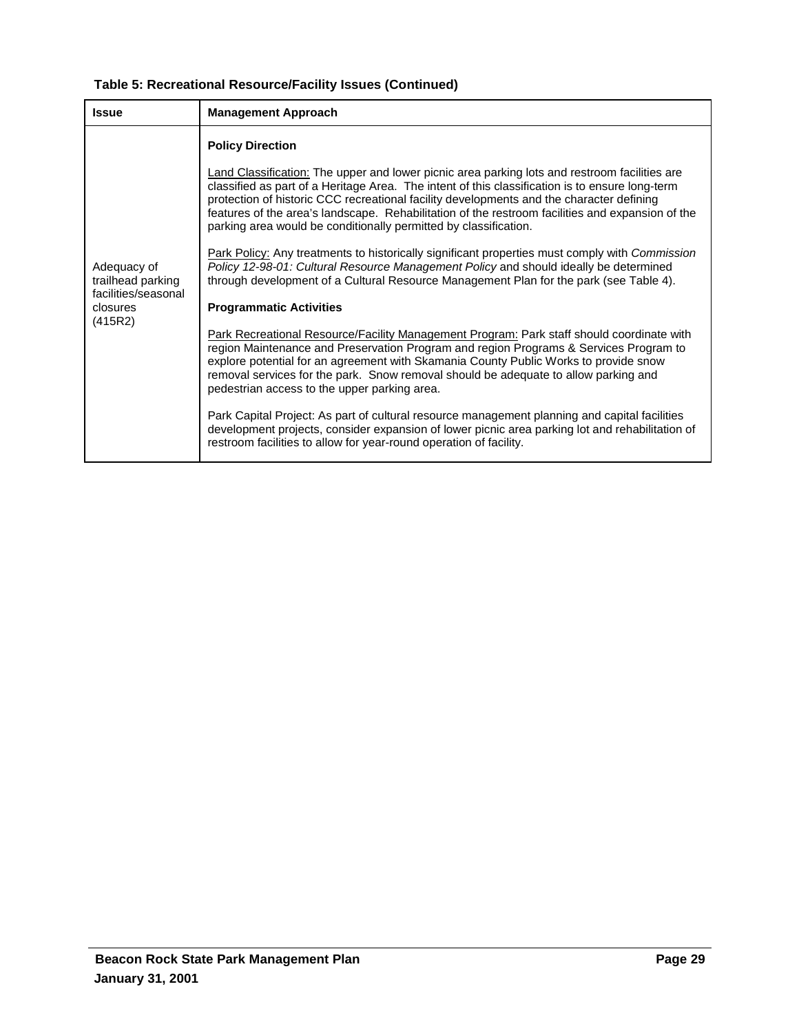**Table 5: Recreational Resource/Facility Issues (Continued)**

| Issue | Management Approach |
|---|---|
| Adequacy of trailhead parking facilities/seasonal closures (415R2) | **Policy Direction**<br><br><u>Land Classification:</u> The upper and lower picnic area parking lots and restroom facilities are classified as part of a Heritage Area. The intent of this classification is to ensure long-term protection of historic CCC recreational facility developments and the character defining features of the area's landscape. Rehabilitation of the restroom facilities and expansion of the parking area would be conditionally permitted by classification.<br><br><u>Park Policy:</u> Any treatments to historically significant properties must comply with *Commission Policy 12-98-01: Cultural Resource Management Policy* and should ideally be determined through development of a Cultural Resource Management Plan for the park (see Table 4).<br><br>**Programmatic Activities**<br><br><u>Park Recreational Resource/Facility Management Program:</u> Park staff should coordinate with region Maintenance and Preservation Program and region Programs & Services Program to explore potential for an agreement with Skamania County Public Works to provide snow removal services for the park. Snow removal should be adequate to allow parking and pedestrian access to the upper parking area.<br><br>Park Capital Project: As part of cultural resource management planning and capital facilities development projects, consider expansion of lower picnic area parking lot and rehabilitation of restroom facilities to allow for year-round operation of facility. |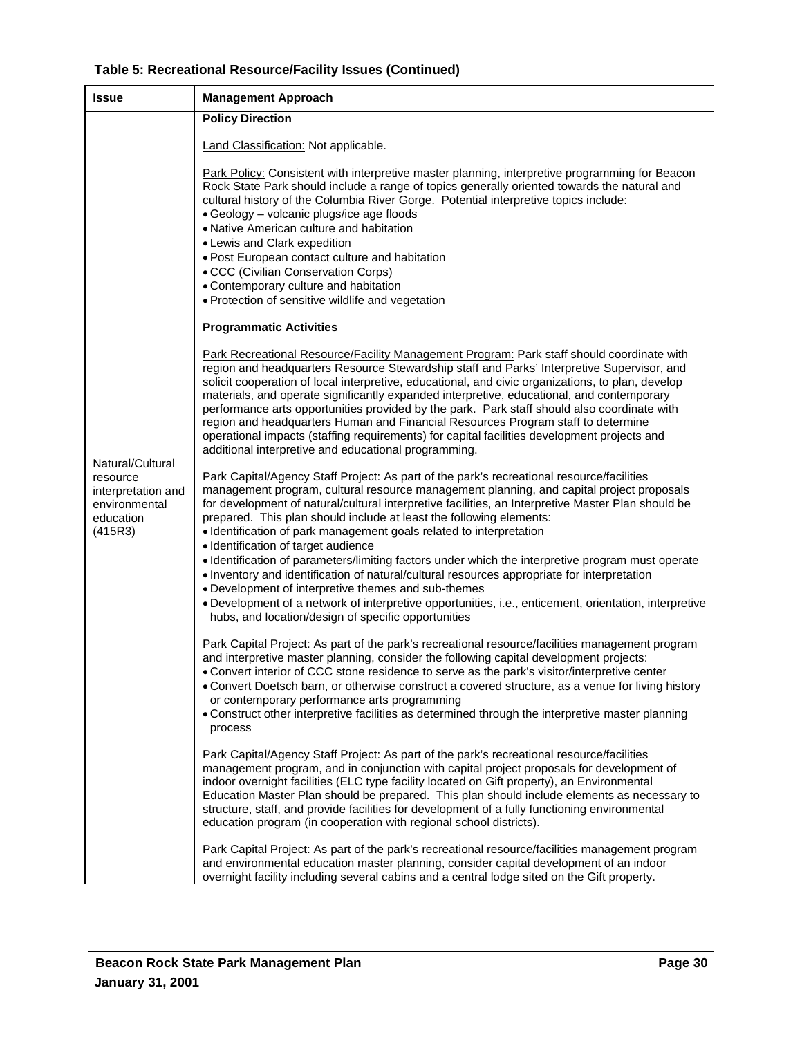**Table 5: Recreational Resource/Facility Issues (Continued)**

| Issue | Management Approach |
|---|---|
| Natural/Cultural resource interpretation and environmental education (415R3) | **Policy Direction**<br><br>Land Classification: Not applicable.<br><br>Park Policy: Consistent with interpretive master planning, interpretive programming for Beacon Rock State Park should include a range of topics generally oriented towards the natural and cultural history of the Columbia River Gorge. Potential interpretive topics include:<br>• Geology – volcanic plugs/ice age floods<br>• Native American culture and habitation<br>• Lewis and Clark expedition<br>• Post European contact culture and habitation<br>• CCC (Civilian Conservation Corps)<br>• Contemporary culture and habitation<br>• Protection of sensitive wildlife and vegetation<br><br>**Programmatic Activities**<br><br>Park Recreational Resource/Facility Management Program: Park staff should coordinate with region and headquarters Resource Stewardship staff and Parks' Interpretive Supervisor, and solicit cooperation of local interpretive, educational, and civic organizations, to plan, develop materials, and operate significantly expanded interpretive, educational, and contemporary performance arts opportunities provided by the park. Park staff should also coordinate with region and headquarters Human and Financial Resources Program staff to determine operational impacts (staffing requirements) for capital facilities development projects and additional interpretive and educational programming.<br><br>Park Capital/Agency Staff Project: As part of the park's recreational resource/facilities management program, cultural resource management planning, and capital project proposals for development of natural/cultural interpretive facilities, an Interpretive Master Plan should be prepared. This plan should include at least the following elements:<br>• Identification of park management goals related to interpretation<br>• Identification of target audience<br>• Identification of parameters/limiting factors under which the interpretive program must operate<br>• Inventory and identification of natural/cultural resources appropriate for interpretation<br>• Development of interpretive themes and sub-themes<br>• Development of a network of interpretive opportunities, i.e., enticement, orientation, interpretive hubs, and location/design of specific opportunities<br><br>Park Capital Project: As part of the park's recreational resource/facilities management program and interpretive master planning, consider the following capital development projects:<br>• Convert interior of CCC stone residence to serve as the park's visitor/interpretive center<br>• Convert Doetsch barn, or otherwise construct a covered structure, as a venue for living history or contemporary performance arts programming<br>• Construct other interpretive facilities as determined through the interpretive master planning process<br><br>Park Capital/Agency Staff Project: As part of the park's recreational resource/facilities management program, and in conjunction with capital project proposals for development of indoor overnight facilities (ELC type facility located on Gift property), an Environmental Education Master Plan should be prepared. This plan should include elements as necessary to structure, staff, and provide facilities for development of a fully functioning environmental education program (in cooperation with regional school districts).<br><br>Park Capital Project: As part of the park's recreational resource/facilities management program and environmental education master planning, consider capital development of an indoor overnight facility including several cabins and a central lodge sited on the Gift property. |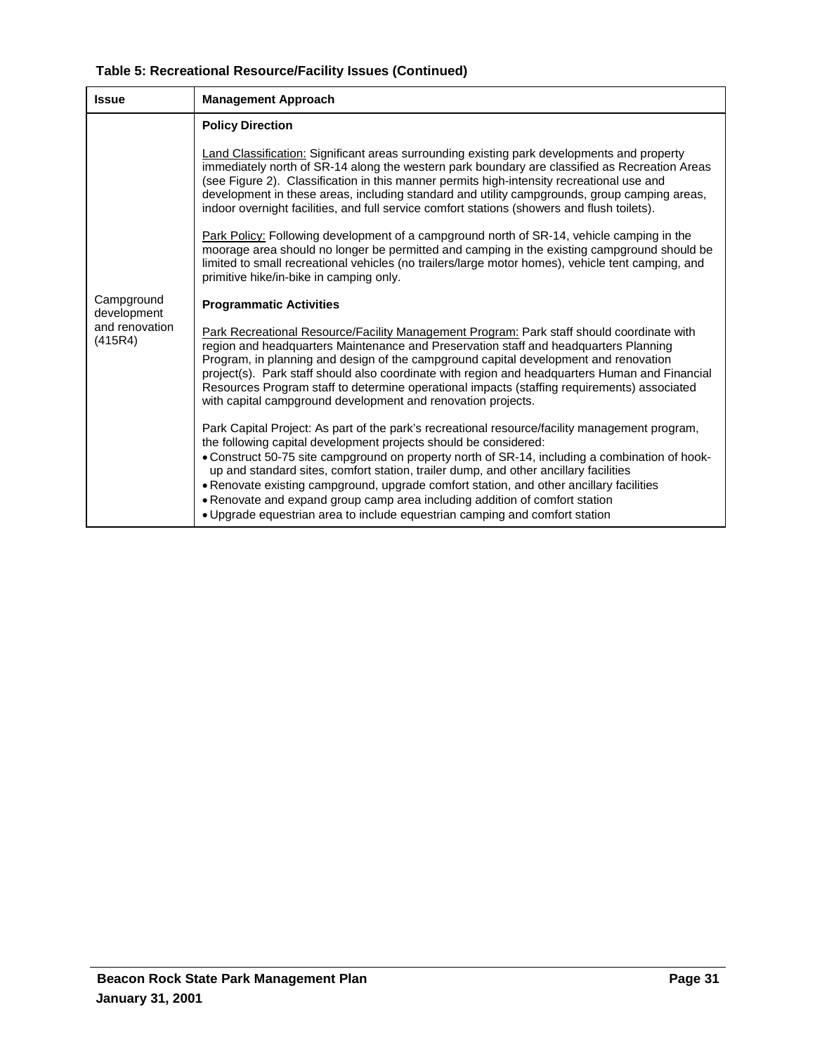**Table 5: Recreational Resource/Facility Issues (Continued)**

| Issue | Management Approach |
|---|---|
| Campground development and renovation (415R4) | **Policy Direction**<br><br><u>Land Classification:</u> Significant areas surrounding existing park developments and property immediately north of SR-14 along the western park boundary are classified as Recreation Areas (see Figure 2). Classification in this manner permits high-intensity recreational use and development in these areas, including standard and utility campgrounds, group camping areas, indoor overnight facilities, and full service comfort stations (showers and flush toilets).<br><br><u>Park Policy:</u> Following development of a campground north of SR-14, vehicle camping in the moorage area should no longer be permitted and camping in the existing campground should be limited to small recreational vehicles (no trailers/large motor homes), vehicle tent camping, and primitive hike/in-bike in camping only.<br><br>**Programmatic Activities**<br><br><u>Park Recreational Resource/Facility Management Program:</u> Park staff should coordinate with region and headquarters Maintenance and Preservation staff and headquarters Planning Program, in planning and design of the campground capital development and renovation project(s). Park staff should also coordinate with region and headquarters Human and Financial Resources Program staff to determine operational impacts (staffing requirements) associated with capital campground development and renovation projects.<br><br>Park Capital Project: As part of the park's recreational resource/facility management program, the following capital development projects should be considered:<br>• Construct 50-75 site campground on property north of SR-14, including a combination of hook-up and standard sites, comfort station, trailer dump, and other ancillary facilities<br>• Renovate existing campground, upgrade comfort station, and other ancillary facilities<br>• Renovate and expand group camp area including addition of comfort station<br>• Upgrade equestrian area to include equestrian camping and comfort station |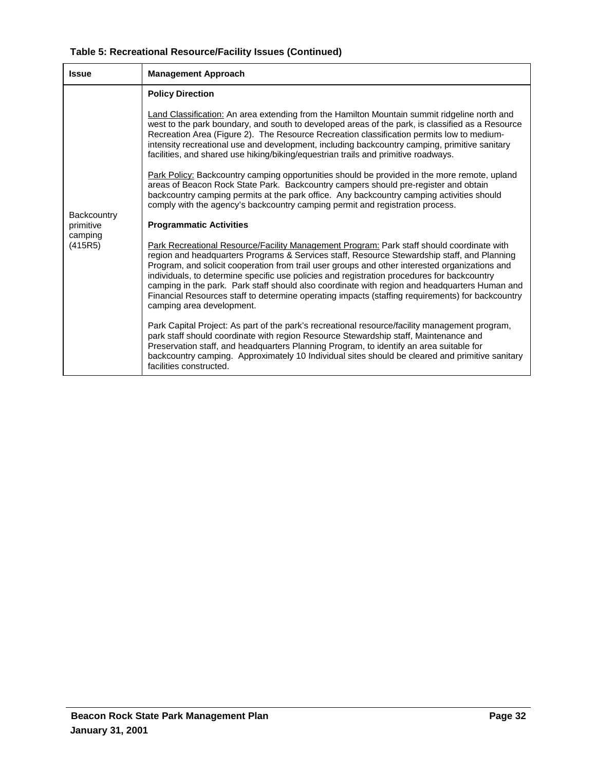**Table 5: Recreational Resource/Facility Issues (Continued)**

| Issue | Management Approach |
| --- | --- |
| Backcountry primitive camping (415R5) | **Policy Direction**<br><br>Land Classification: An area extending from the Hamilton Mountain summit ridgeline north and west to the park boundary, and south to developed areas of the park, is classified as a Resource Recreation Area (Figure 2). The Resource Recreation classification permits low to medium-intensity recreational use and development, including backcountry camping, primitive sanitary facilities, and shared use hiking/biking/equestrian trails and primitive roadways.<br><br>Park Policy: Backcountry camping opportunities should be provided in the more remote, upland areas of Beacon Rock State Park. Backcountry campers should pre-register and obtain backcountry camping permits at the park office. Any backcountry camping activities should comply with the agency's backcountry camping permit and registration process.<br><br>**Programmatic Activities**<br><br>Park Recreational Resource/Facility Management Program: Park staff should coordinate with region and headquarters Programs & Services staff, Resource Stewardship staff, and Planning Program, and solicit cooperation from trail user groups and other interested organizations and individuals, to determine specific use policies and registration procedures for backcountry camping in the park. Park staff should also coordinate with region and headquarters Human and Financial Resources staff to determine operating impacts (staffing requirements) for backcountry camping area development.<br><br>Park Capital Project: As part of the park's recreational resource/facility management program, park staff should coordinate with region Resource Stewardship staff, Maintenance and Preservation staff, and headquarters Planning Program, to identify an area suitable for backcountry camping. Approximately 10 Individual sites should be cleared and primitive sanitary facilities constructed. |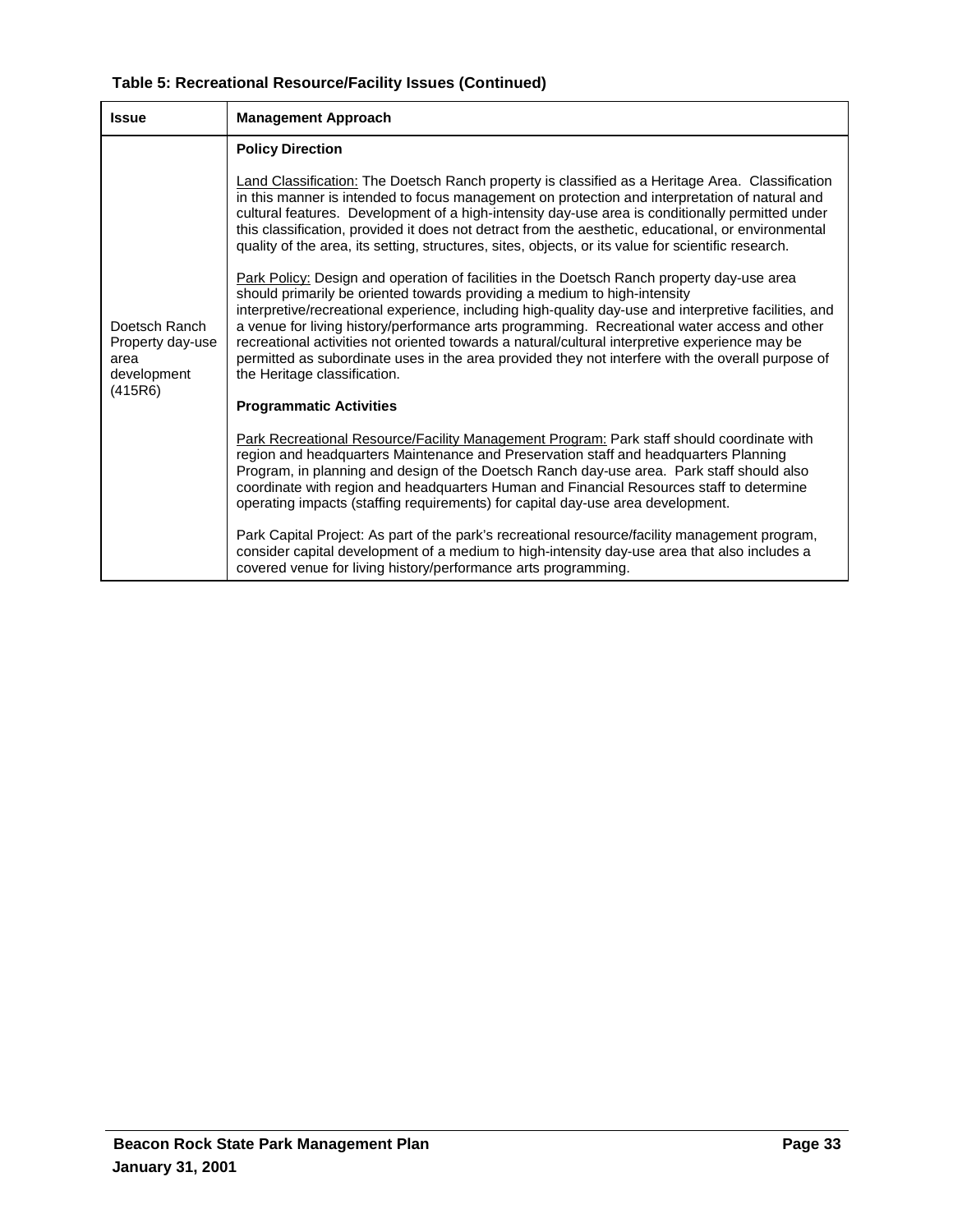**Table 5: Recreational Resource/Facility Issues (Continued)**

| Issue | Management Approach |
| --- | --- |
| Doetsch Ranch Property day-use area development (415R6) | **Policy Direction**<br><br>Land Classification: The Doetsch Ranch property is classified as a Heritage Area. Classification in this manner is intended to focus management on protection and interpretation of natural and cultural features. Development of a high-intensity day-use area is conditionally permitted under this classification, provided it does not detract from the aesthetic, educational, or environmental quality of the area, its setting, structures, sites, objects, or its value for scientific research.<br><br>Park Policy: Design and operation of facilities in the Doetsch Ranch property day-use area should primarily be oriented towards providing a medium to high-intensity interpretive/recreational experience, including high-quality day-use and interpretive facilities, and a venue for living history/performance arts programming. Recreational water access and other recreational activities not oriented towards a natural/cultural interpretive experience may be permitted as subordinate uses in the area provided they not interfere with the overall purpose of the Heritage classification.<br><br>**Programmatic Activities**<br><br>Park Recreational Resource/Facility Management Program: Park staff should coordinate with region and headquarters Maintenance and Preservation staff and headquarters Planning Program, in planning and design of the Doetsch Ranch day-use area. Park staff should also coordinate with region and headquarters Human and Financial Resources staff to determine operating impacts (staffing requirements) for capital day-use area development.<br><br>Park Capital Project: As part of the park's recreational resource/facility management program, consider capital development of a medium to high-intensity day-use area that also includes a covered venue for living history/performance arts programming. |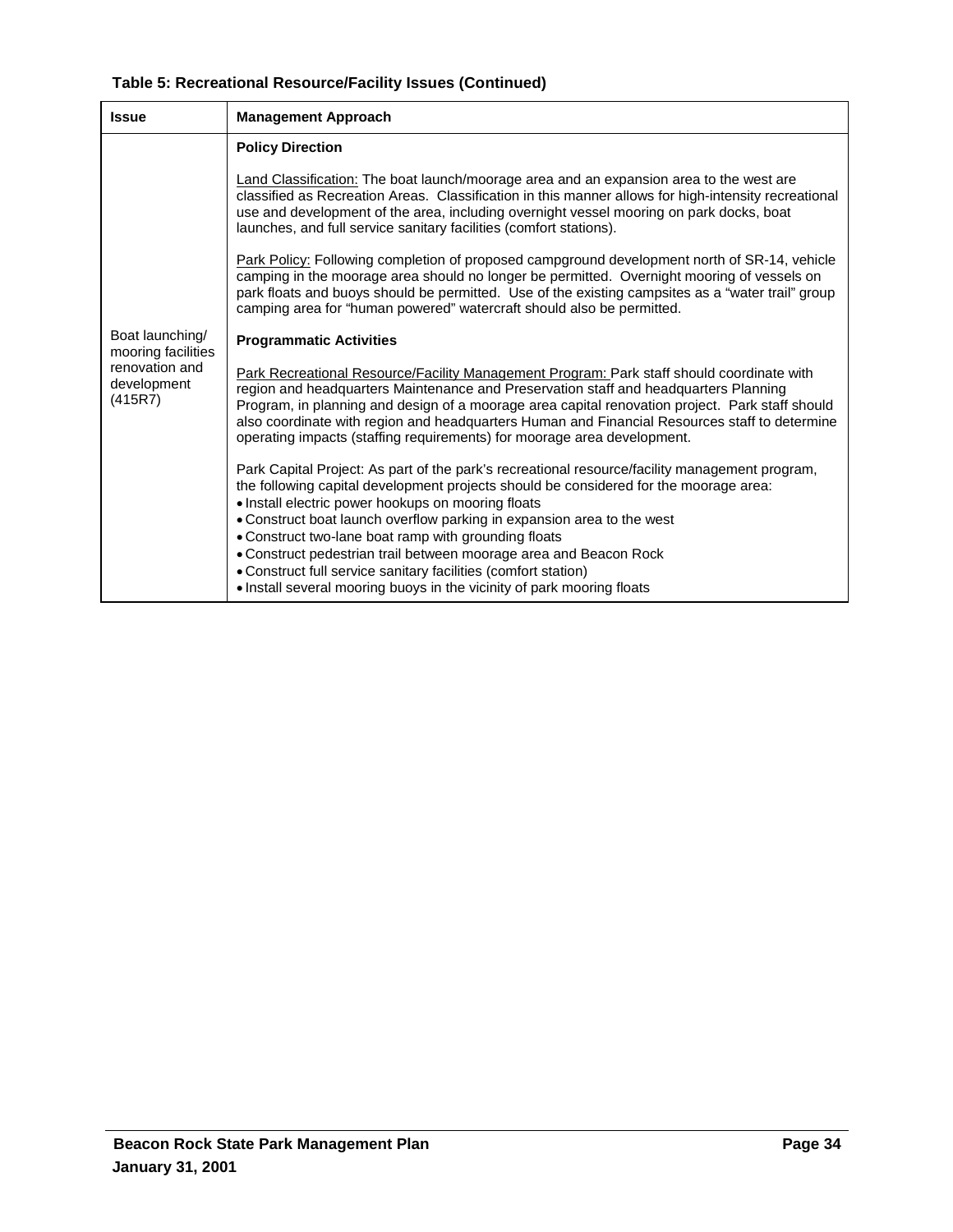**Table 5: Recreational Resource/Facility Issues (Continued)**

| Issue | Management Approach |
|---|---|
| Boat launching/ mooring facilities renovation and development (415R7) | **Policy Direction**<br><br>Land Classification: The boat launch/moorage area and an expansion area to the west are classified as Recreation Areas. Classification in this manner allows for high-intensity recreational use and development of the area, including overnight vessel mooring on park docks, boat launches, and full service sanitary facilities (comfort stations).<br><br>Park Policy: Following completion of proposed campground development north of SR-14, vehicle camping in the moorage area should no longer be permitted. Overnight mooring of vessels on park floats and buoys should be permitted. Use of the existing campsites as a "water trail" group camping area for "human powered" watercraft should also be permitted.<br><br>**Programmatic Activities**<br><br>Park Recreational Resource/Facility Management Program: Park staff should coordinate with region and headquarters Maintenance and Preservation staff and headquarters Planning Program, in planning and design of a moorage area capital renovation project. Park staff should also coordinate with region and headquarters Human and Financial Resources staff to determine operating impacts (staffing requirements) for moorage area development.<br><br>Park Capital Project: As part of the park's recreational resource/facility management program, the following capital development projects should be considered for the moorage area:<br>• Install electric power hookups on mooring floats<br>• Construct boat launch overflow parking in expansion area to the west<br>• Construct two-lane boat ramp with grounding floats<br>• Construct pedestrian trail between moorage area and Beacon Rock<br>• Construct full service sanitary facilities (comfort station)<br>• Install several mooring buoys in the vicinity of park mooring floats |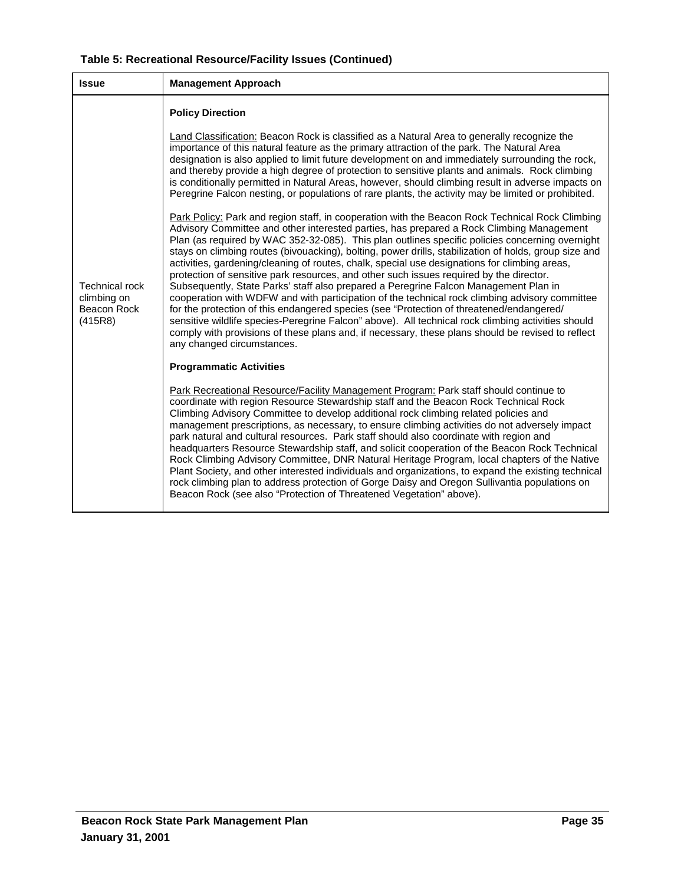**Table 5: Recreational Resource/Facility Issues (Continued)**

| Issue | Management Approach |
|---|---|
| Technical rock climbing on Beacon Rock (415R8) | **Policy Direction**<br><br><u>Land Classification:</u> Beacon Rock is classified as a Natural Area to generally recognize the importance of this natural feature as the primary attraction of the park. The Natural Area designation is also applied to limit future development on and immediately surrounding the rock, and thereby provide a high degree of protection to sensitive plants and animals. Rock climbing is conditionally permitted in Natural Areas, however, should climbing result in adverse impacts on Peregrine Falcon nesting, or populations of rare plants, the activity may be limited or prohibited.<br><br><u>Park Policy:</u> Park and region staff, in cooperation with the Beacon Rock Technical Rock Climbing Advisory Committee and other interested parties, has prepared a Rock Climbing Management Plan (as required by WAC 352-32-085). This plan outlines specific policies concerning overnight stays on climbing routes (bivouacking), bolting, power drills, stabilization of holds, group size and activities, gardening/cleaning of routes, chalk, special use designations for climbing areas, protection of sensitive park resources, and other such issues required by the director. Subsequently, State Parks' staff also prepared a Peregrine Falcon Management Plan in cooperation with WDFW and with participation of the technical rock climbing advisory committee for the protection of this endangered species (see "Protection of threatened/endangered/ sensitive wildlife species-Peregrine Falcon" above). All technical rock climbing activities should comply with provisions of these plans and, if necessary, these plans should be revised to reflect any changed circumstances.<br><br>**Programmatic Activities**<br><br><u>Park Recreational Resource/Facility Management Program:</u> Park staff should continue to coordinate with region Resource Stewardship staff and the Beacon Rock Technical Rock Climbing Advisory Committee to develop additional rock climbing related policies and management prescriptions, as necessary, to ensure climbing activities do not adversely impact park natural and cultural resources. Park staff should also coordinate with region and headquarters Resource Stewardship staff, and solicit cooperation of the Beacon Rock Technical Rock Climbing Advisory Committee, DNR Natural Heritage Program, local chapters of the Native Plant Society, and other interested individuals and organizations, to expand the existing technical rock climbing plan to address protection of Gorge Daisy and Oregon Sullivantia populations on Beacon Rock (see also "Protection of Threatened Vegetation" above). |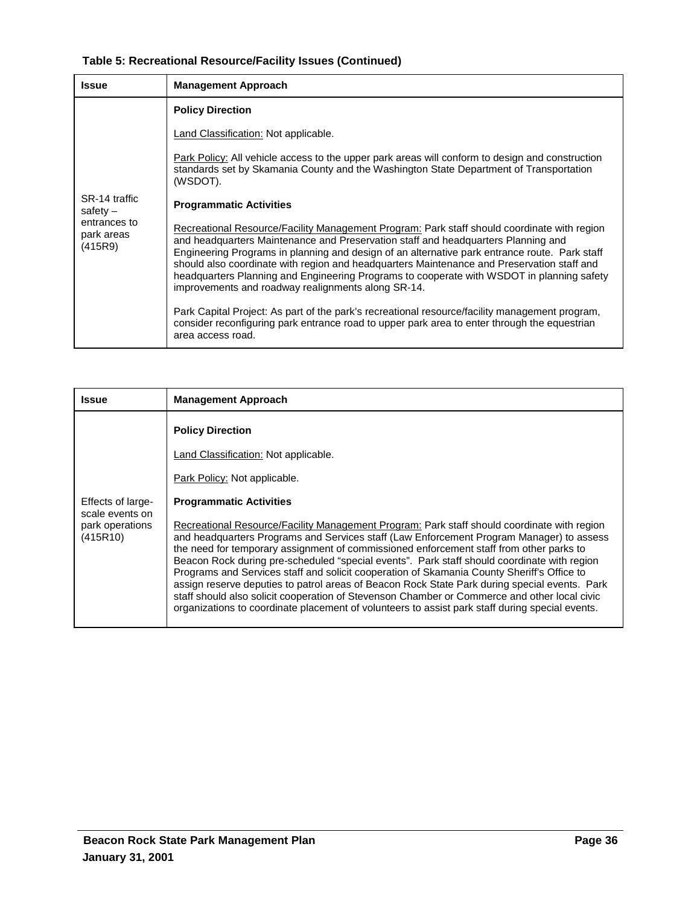**Table 5: Recreational Resource/Facility Issues (Continued)**

| Issue | Management Approach |
|---|---|
| SR-14 traffic safety – entrances to park areas (415R9) | **Policy Direction**<br><br>Land Classification: Not applicable.<br><br>Park Policy: All vehicle access to the upper park areas will conform to design and construction standards set by Skamania County and the Washington State Department of Transportation (WSDOT).<br><br>**Programmatic Activities**<br><br>Recreational Resource/Facility Management Program: Park staff should coordinate with region and headquarters Maintenance and Preservation staff and headquarters Planning and Engineering Programs in planning and design of an alternative park entrance route. Park staff should also coordinate with region and headquarters Maintenance and Preservation staff and headquarters Planning and Engineering Programs to cooperate with WSDOT in planning safety improvements and roadway realignments along SR-14.<br><br>Park Capital Project: As part of the park's recreational resource/facility management program, consider reconfiguring park entrance road to upper park area to enter through the equestrian area access road. |

| Issue | Management Approach |
|---|---|
| Effects of large-scale events on park operations (415R10) | **Policy Direction**<br><br>Land Classification: Not applicable.<br><br>Park Policy: Not applicable.<br><br>**Programmatic Activities**<br><br>Recreational Resource/Facility Management Program: Park staff should coordinate with region and headquarters Programs and Services staff (Law Enforcement Program Manager) to assess the need for temporary assignment of commissioned enforcement staff from other parks to Beacon Rock during pre-scheduled "special events". Park staff should coordinate with region Programs and Services staff and solicit cooperation of Skamania County Sheriff's Office to assign reserve deputies to patrol areas of Beacon Rock State Park during special events. Park staff should also solicit cooperation of Stevenson Chamber or Commerce and other local civic organizations to coordinate placement of volunteers to assist park staff during special events. |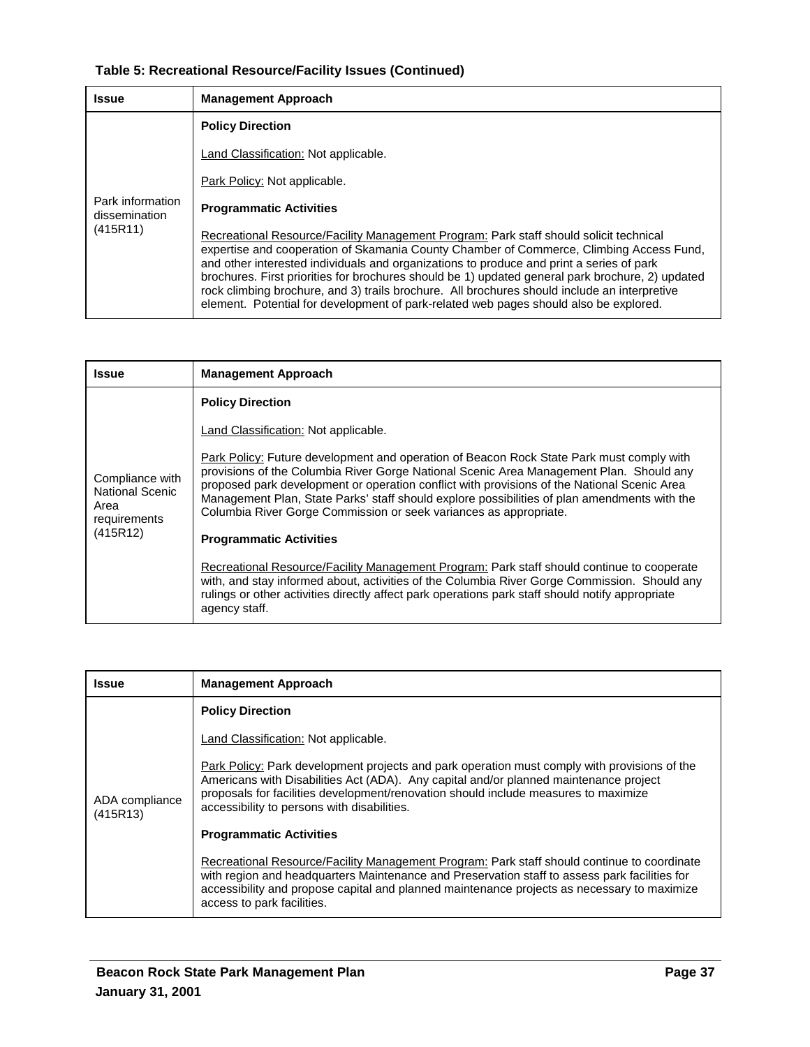**Table 5: Recreational Resource/Facility Issues (Continued)**

| Issue | Management Approach |
|---|---|
| Park information dissemination (415R11) | **Policy Direction**<br><br>Land Classification: Not applicable.<br><br>Park Policy: Not applicable.<br><br>**Programmatic Activities**<br><br>Recreational Resource/Facility Management Program: Park staff should solicit technical expertise and cooperation of Skamania County Chamber of Commerce, Climbing Access Fund, and other interested individuals and organizations to produce and print a series of park brochures. First priorities for brochures should be 1) updated general park brochure, 2) updated rock climbing brochure, and 3) trails brochure. All brochures should include an interpretive element. Potential for development of park-related web pages should also be explored. |

| Issue | Management Approach |
|---|---|
| Compliance with National Scenic Area requirements (415R12) | **Policy Direction**<br><br>Land Classification: Not applicable.<br><br>Park Policy: Future development and operation of Beacon Rock State Park must comply with provisions of the Columbia River Gorge National Scenic Area Management Plan. Should any proposed park development or operation conflict with provisions of the National Scenic Area Management Plan, State Parks' staff should explore possibilities of plan amendments with the Columbia River Gorge Commission or seek variances as appropriate.<br><br>**Programmatic Activities**<br><br>Recreational Resource/Facility Management Program: Park staff should continue to cooperate with, and stay informed about, activities of the Columbia River Gorge Commission. Should any rulings or other activities directly affect park operations park staff should notify appropriate agency staff. |

| Issue | Management Approach |
|---|---|
| ADA compliance (415R13) | **Policy Direction**<br><br>Land Classification: Not applicable.<br><br>Park Policy: Park development projects and park operation must comply with provisions of the Americans with Disabilities Act (ADA). Any capital and/or planned maintenance project proposals for facilities development/renovation should include measures to maximize accessibility to persons with disabilities.<br><br>**Programmatic Activities**<br><br>Recreational Resource/Facility Management Program: Park staff should continue to coordinate with region and headquarters Maintenance and Preservation staff to assess park facilities for accessibility and propose capital and planned maintenance projects as necessary to maximize access to park facilities. |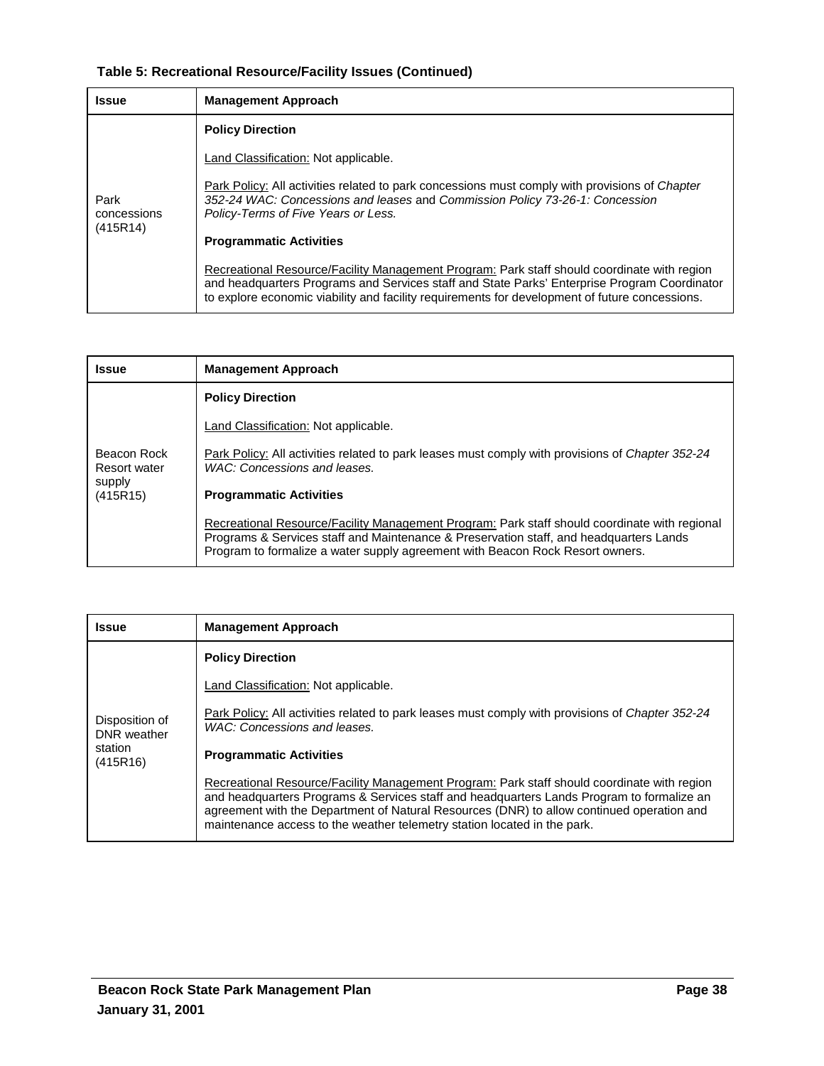**Table 5: Recreational Resource/Facility Issues (Continued)**

| Issue | Management Approach |
|---|---|
| Park concessions (415R14) | **Policy Direction**<br><br>Land Classification: Not applicable.<br><br>Park Policy: All activities related to park concessions must comply with provisions of *Chapter 352-24 WAC: Concessions and leases* and *Commission Policy 73-26-1: Concession Policy-Terms of Five Years or Less.*<br><br>**Programmatic Activities**<br><br>Recreational Resource/Facility Management Program: Park staff should coordinate with region and headquarters Programs and Services staff and State Parks' Enterprise Program Coordinator to explore economic viability and facility requirements for development of future concessions. |

| Issue | Management Approach |
|---|---|
| Beacon Rock Resort water supply (415R15) | **Policy Direction**<br><br>Land Classification: Not applicable.<br><br>Park Policy: All activities related to park leases must comply with provisions of *Chapter 352-24 WAC: Concessions and leases.*<br><br>**Programmatic Activities**<br><br>Recreational Resource/Facility Management Program: Park staff should coordinate with regional Programs & Services staff and Maintenance & Preservation staff, and headquarters Lands Program to formalize a water supply agreement with Beacon Rock Resort owners. |

| Issue | Management Approach |
|---|---|
| Disposition of DNR weather station (415R16) | **Policy Direction**<br><br>Land Classification: Not applicable.<br><br>Park Policy: All activities related to park leases must comply with provisions of *Chapter 352-24 WAC: Concessions and leases.*<br><br>**Programmatic Activities**<br><br>Recreational Resource/Facility Management Program: Park staff should coordinate with region and headquarters Programs & Services staff and headquarters Lands Program to formalize an agreement with the Department of Natural Resources (DNR) to allow continued operation and maintenance access to the weather telemetry station located in the park. |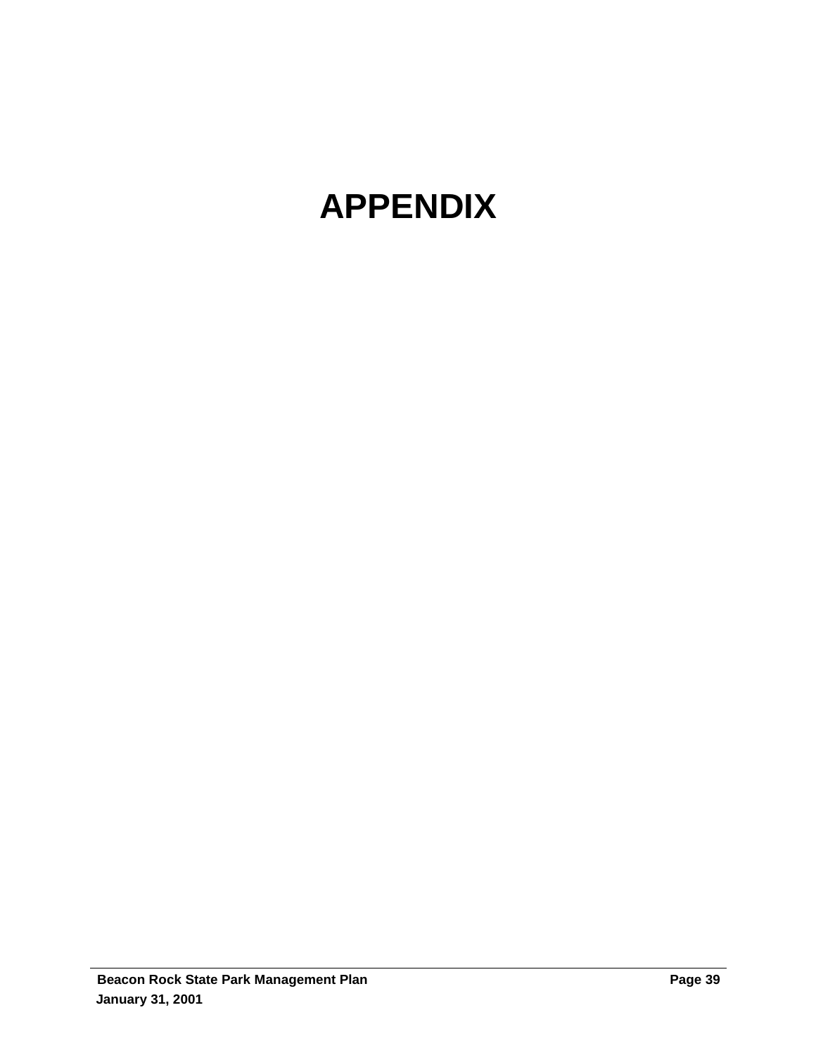# APPENDIX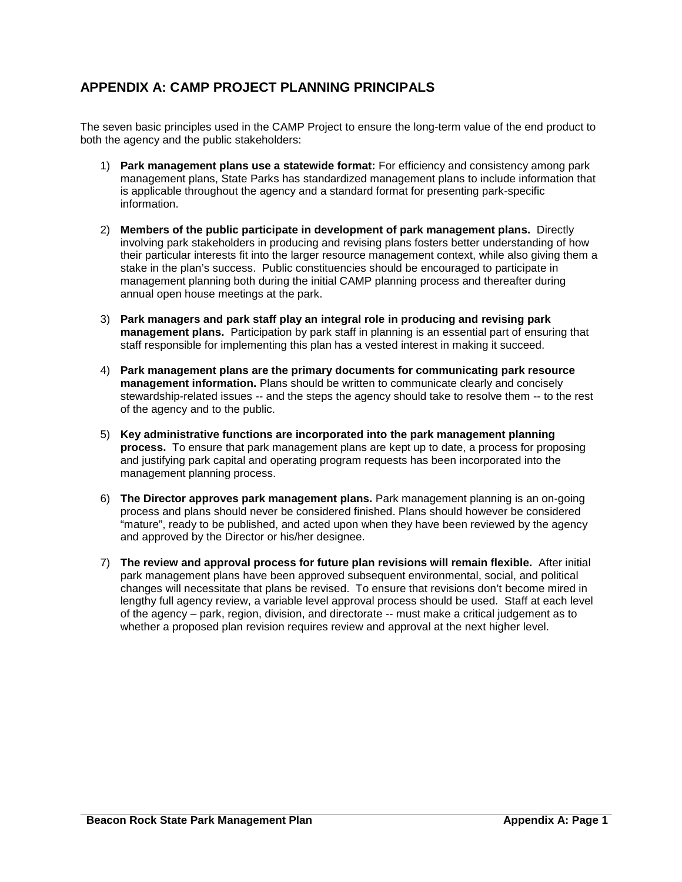## APPENDIX A: CAMP PROJECT PLANNING PRINCIPALS

The seven basic principles used in the CAMP Project to ensure the long-term value of the end product to both the agency and the public stakeholders:

1) **Park management plans use a statewide format:** For efficiency and consistency among park management plans, State Parks has standardized management plans to include information that is applicable throughout the agency and a standard format for presenting park-specific information.

2) **Members of the public participate in development of park management plans.** Directly involving park stakeholders in producing and revising plans fosters better understanding of how their particular interests fit into the larger resource management context, while also giving them a stake in the plan's success. Public constituencies should be encouraged to participate in management planning both during the initial CAMP planning process and thereafter during annual open house meetings at the park.

3) **Park managers and park staff play an integral role in producing and revising park management plans.** Participation by park staff in planning is an essential part of ensuring that staff responsible for implementing this plan has a vested interest in making it succeed.

4) **Park management plans are the primary documents for communicating park resource management information.** Plans should be written to communicate clearly and concisely stewardship-related issues -- and the steps the agency should take to resolve them -- to the rest of the agency and to the public.

5) **Key administrative functions are incorporated into the park management planning process.** To ensure that park management plans are kept up to date, a process for proposing and justifying park capital and operating program requests has been incorporated into the management planning process.

6) **The Director approves park management plans.** Park management planning is an on-going process and plans should never be considered finished. Plans should however be considered "mature", ready to be published, and acted upon when they have been reviewed by the agency and approved by the Director or his/her designee.

7) **The review and approval process for future plan revisions will remain flexible.** After initial park management plans have been approved subsequent environmental, social, and political changes will necessitate that plans be revised. To ensure that revisions don't become mired in lengthy full agency review, a variable level approval process should be used. Staff at each level of the agency – park, region, division, and directorate -- must make a critical judgement as to whether a proposed plan revision requires review and approval at the next higher level.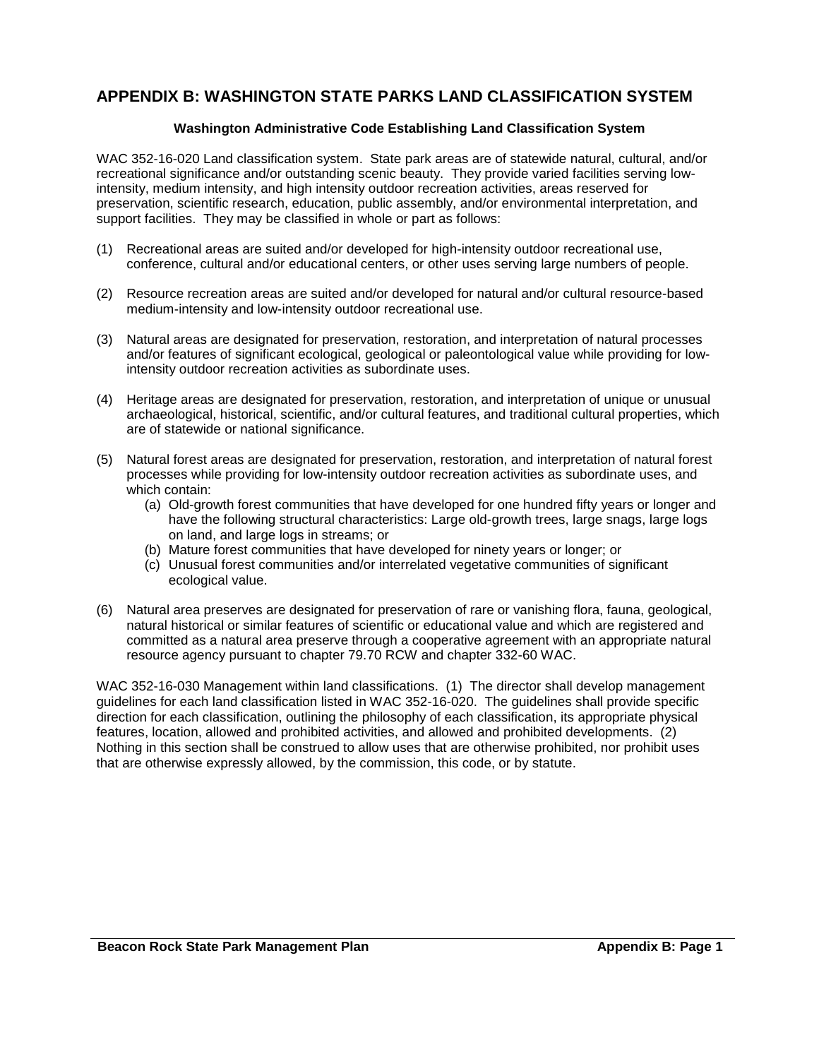# APPENDIX B: WASHINGTON STATE PARKS LAND CLASSIFICATION SYSTEM

**Washington Administrative Code Establishing Land Classification System**

WAC 352-16-020 Land classification system. State park areas are of statewide natural, cultural, and/or recreational significance and/or outstanding scenic beauty. They provide varied facilities serving low-intensity, medium intensity, and high intensity outdoor recreation activities, areas reserved for preservation, scientific research, education, public assembly, and/or environmental interpretation, and support facilities. They may be classified in whole or part as follows:

(1) Recreational areas are suited and/or developed for high-intensity outdoor recreational use, conference, cultural and/or educational centers, or other uses serving large numbers of people.

(2) Resource recreation areas are suited and/or developed for natural and/or cultural resource-based medium-intensity and low-intensity outdoor recreational use.

(3) Natural areas are designated for preservation, restoration, and interpretation of natural processes and/or features of significant ecological, geological or paleontological value while providing for low-intensity outdoor recreation activities as subordinate uses.

(4) Heritage areas are designated for preservation, restoration, and interpretation of unique or unusual archaeological, historical, scientific, and/or cultural features, and traditional cultural properties, which are of statewide or national significance.

(5) Natural forest areas are designated for preservation, restoration, and interpretation of natural forest processes while providing for low-intensity outdoor recreation activities as subordinate uses, and which contain:
   - (a) Old-growth forest communities that have developed for one hundred fifty years or longer and have the following structural characteristics: Large old-growth trees, large snags, large logs on land, and large logs in streams; or
   - (b) Mature forest communities that have developed for ninety years or longer; or
   - (c) Unusual forest communities and/or interrelated vegetative communities of significant ecological value.

(6) Natural area preserves are designated for preservation of rare or vanishing flora, fauna, geological, natural historical or similar features of scientific or educational value and which are registered and committed as a natural area preserve through a cooperative agreement with an appropriate natural resource agency pursuant to chapter 79.70 RCW and chapter 332-60 WAC.

WAC 352-16-030 Management within land classifications. (1) The director shall develop management guidelines for each land classification listed in WAC 352-16-020. The guidelines shall provide specific direction for each classification, outlining the philosophy of each classification, its appropriate physical features, location, allowed and prohibited activities, and allowed and prohibited developments. (2) Nothing in this section shall be construed to allow uses that are otherwise prohibited, nor prohibit uses that are otherwise expressly allowed, by the commission, this code, or by statute.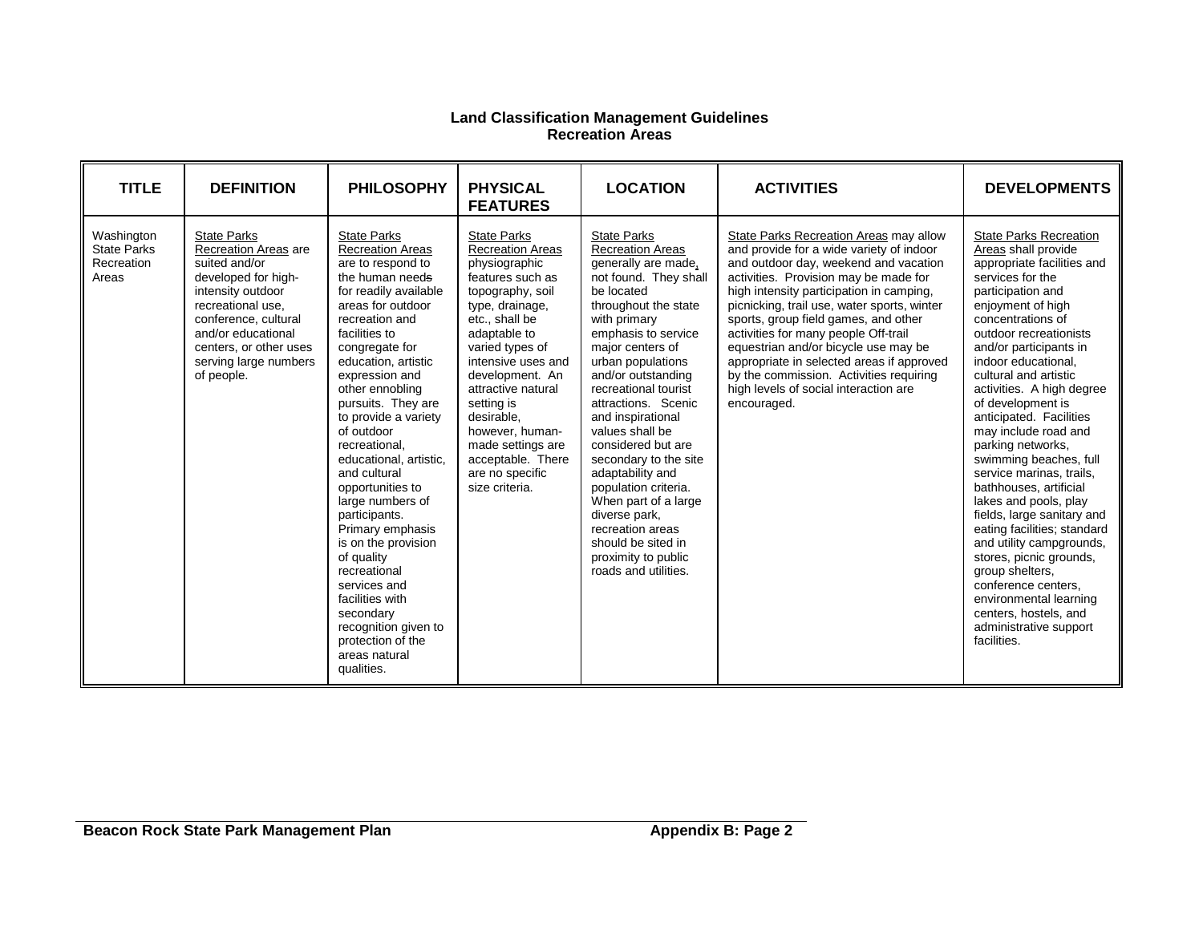**Land Classification Management Guidelines**
**Recreation Areas**

| TITLE | DEFINITION | PHILOSOPHY | PHYSICAL FEATURES | LOCATION | ACTIVITIES | DEVELOPMENTS |
|---|---|---|---|---|---|---|
| Washington State Parks Recreation Areas | State Parks Recreation Areas are suited and/or developed for high-intensity outdoor recreational use, conference, cultural and/or educational centers, or other uses serving large numbers of people. | State Parks Recreation Areas are to respond to the human needs for readily available areas for outdoor recreation and facilities to congregate for education, artistic expression and other ennobling pursuits. They are to provide a variety of outdoor recreational, educational, artistic, and cultural opportunities to large numbers of participants. Primary emphasis is on the provision of quality recreational services and facilities with secondary recognition given to protection of the areas natural qualities. | State Parks Recreation Areas physiographic features such as topography, soil type, drainage, etc., shall be adaptable to varied types of intensive uses and development. An attractive natural setting is desirable, however, human-made settings are acceptable. There are no specific size criteria. | State Parks Recreation Areas generally are made, not found. They shall be located throughout the state with primary emphasis to service major centers of urban populations and/or outstanding recreational tourist attractions. Scenic and inspirational values shall be considered but are secondary to the site adaptability and population criteria. When part of a large diverse park, recreation areas should be sited in proximity to public roads and utilities. | State Parks Recreation Areas may allow and provide for a wide variety of indoor and outdoor day, weekend and vacation activities. Provision may be made for high intensity participation in camping, picnicking, trail use, water sports, winter sports, group field games, and other activities for many people Off-trail equestrian and/or bicycle use may be appropriate in selected areas if approved by the commission. Activities requiring high levels of social interaction are encouraged. | State Parks Recreation Areas shall provide appropriate facilities and services for the participation and enjoyment of high concentrations of outdoor recreationists and/or participants in indoor educational, cultural and artistic activities. A high degree of development is anticipated. Facilities may include road and parking networks, swimming beaches, full service marinas, trails, bathhouses, artificial lakes and pools, play fields, large sanitary and eating facilities; standard and utility campgrounds, stores, picnic grounds, group shelters, conference centers, environmental learning centers, hostels, and administrative support facilities. |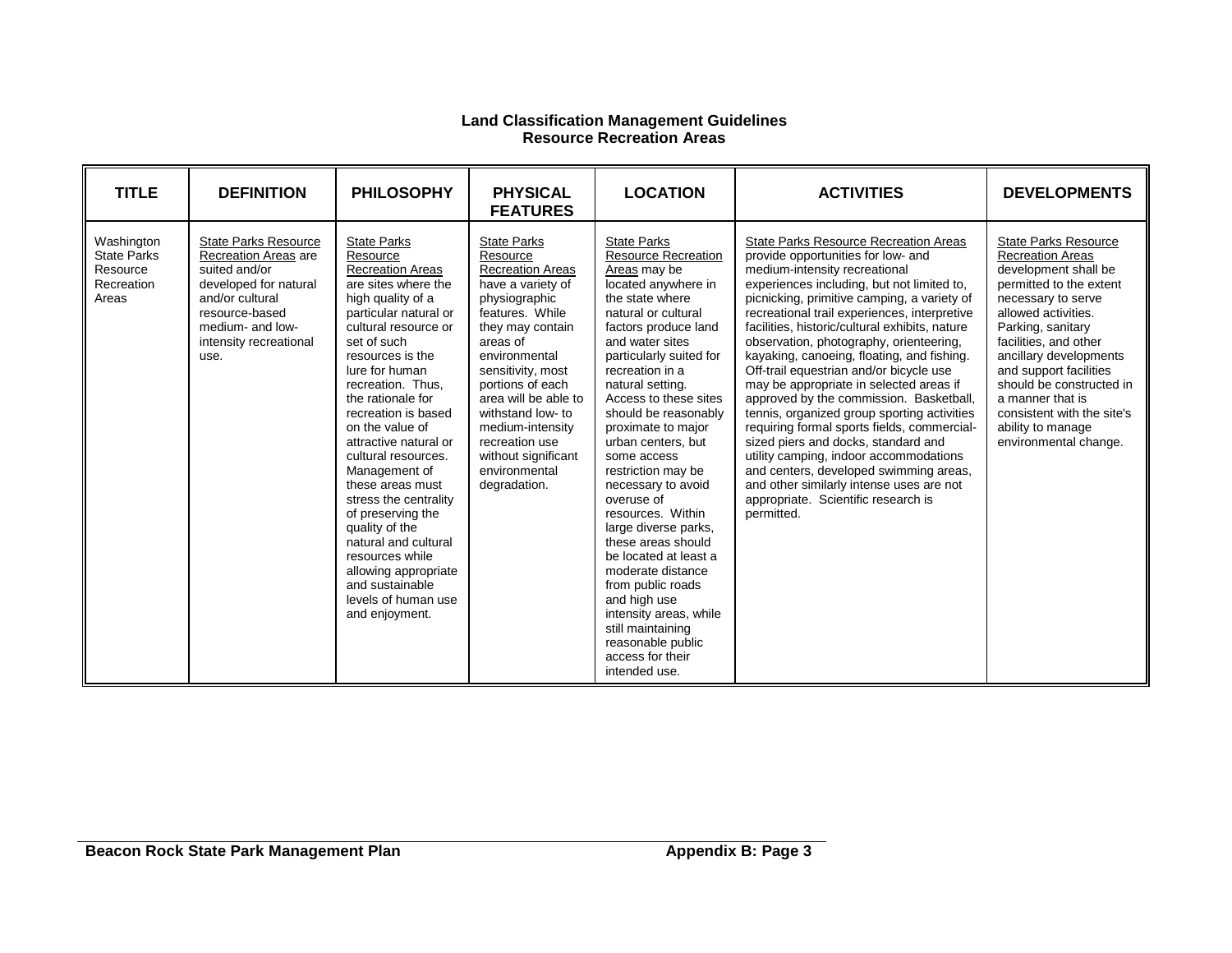**Land Classification Management Guidelines**
**Resource Recreation Areas**

| TITLE | DEFINITION | PHILOSOPHY | PHYSICAL FEATURES | LOCATION | ACTIVITIES | DEVELOPMENTS |
|---|---|---|---|---|---|---|
| Washington State Parks Resource Recreation Areas | State Parks Resource Recreation Areas are suited and/or developed for natural and/or cultural resource-based medium- and low-intensity recreational use. | State Parks Resource Recreation Areas are sites where the high quality of a particular natural or cultural resource or set of such resources is the lure for human recreation. Thus, the rationale for recreation is based on the value of attractive natural or cultural resources. Management of these areas must stress the centrality of preserving the quality of the natural and cultural resources while allowing appropriate and sustainable levels of human use and enjoyment. | State Parks Resource Recreation Areas have a variety of physiographic features. While they may contain areas of environmental sensitivity, most portions of each area will be able to withstand low- to medium-intensity recreation use without significant environmental degradation. | State Parks Resource Recreation Areas may be located anywhere in the state where natural or cultural factors produce land and water sites particularly suited for recreation in a natural setting. Access to these sites should be reasonably proximate to major urban centers, but some access restriction may be necessary to avoid overuse of resources. Within large diverse parks, these areas should be located at least a moderate distance from public roads and high use intensity areas, while still maintaining reasonable public access for their intended use. | State Parks Resource Recreation Areas provide opportunities for low- and medium-intensity recreational experiences including, but not limited to, picnicking, primitive camping, a variety of recreational trail experiences, interpretive facilities, historic/cultural exhibits, nature observation, photography, orienteering, kayaking, canoeing, floating, and fishing. Off-trail equestrian and/or bicycle use may be appropriate in selected areas if approved by the commission. Basketball, tennis, organized group sporting activities requiring formal sports fields, commercial-sized piers and docks, standard and utility camping, indoor accommodations and centers, developed swimming areas, and other similarly intense uses are not appropriate. Scientific research is permitted. | State Parks Resource Recreation Areas development shall be permitted to the extent necessary to serve allowed activities. Parking, sanitary facilities, and other ancillary developments and support facilities should be constructed in a manner that is consistent with the site's ability to manage environmental change. |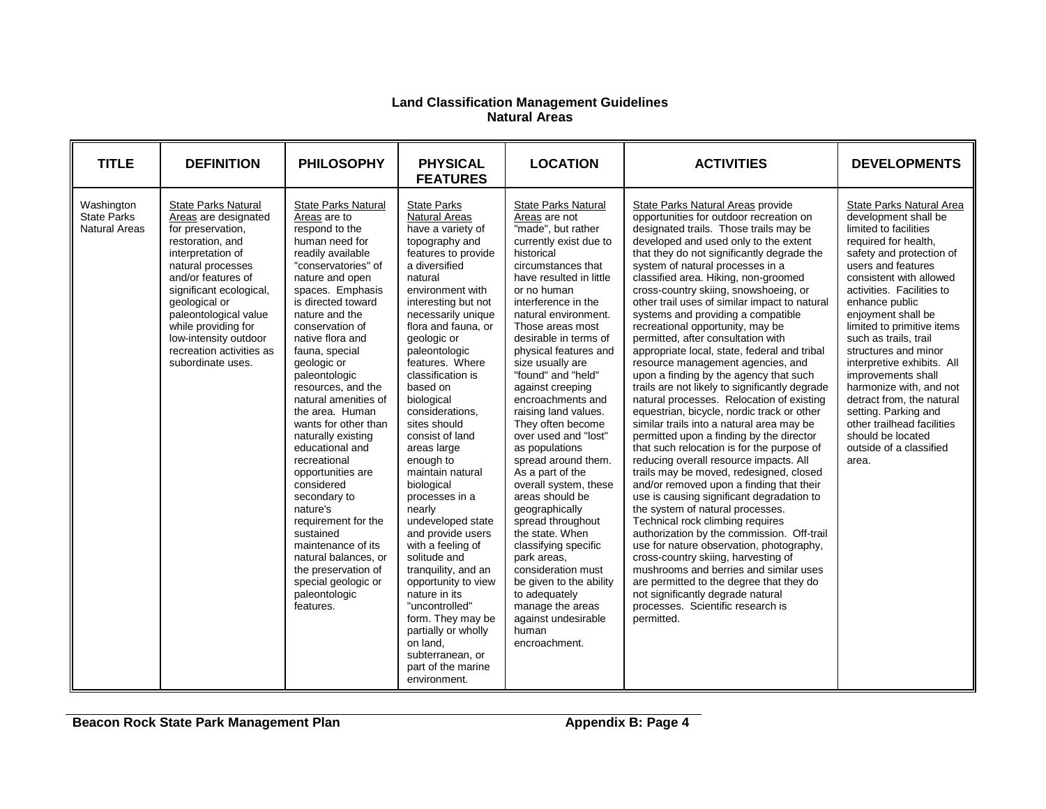**Land Classification Management Guidelines**
**Natural Areas**

| TITLE | DEFINITION | PHILOSOPHY | PHYSICAL FEATURES | LOCATION | ACTIVITIES | DEVELOPMENTS |
|---|---|---|---|---|---|---|
| Washington State Parks Natural Areas | State Parks Natural Areas are designated for preservation, restoration, and interpretation of natural processes and/or features of significant ecological, geological or paleontological value while providing for low-intensity outdoor recreation activities as subordinate uses. | State Parks Natural Areas are to respond to the human need for readily available "conservatories" of nature and open spaces. Emphasis is directed toward nature and the conservation of native flora and fauna, special geologic or paleontologic resources, and the natural amenities of the area. Human wants for other than naturally existing educational and recreational opportunities are considered secondary to nature's requirement for the sustained maintenance of its natural balances, or the preservation of special geologic or paleontologic features. | State Parks Natural Areas have a variety of topography and features to provide a diversified natural environment with interesting but not necessarily unique flora and fauna, or geologic or paleontologic features. Where classification is based on biological considerations, sites should consist of land areas large enough to maintain natural biological processes in a nearly undeveloped state and provide users with a feeling of solitude and tranquility, and an opportunity to view nature in its "uncontrolled" form. They may be partially or wholly on land, subterranean, or part of the marine environment. | State Parks Natural Areas are not "made", but rather currently exist due to historical circumstances that have resulted in little or no human interference in the natural environment. Those areas most desirable in terms of physical features and size usually are "found" and "held" against creeping encroachments and raising land values. They often become over used and "lost" as populations spread around them. As a part of the overall system, these areas should be geographically spread throughout the state. When classifying specific park areas, consideration must be given to the ability to adequately manage the areas against undesirable human encroachment. | State Parks Natural Areas provide opportunities for outdoor recreation on designated trails. Those trails may be developed and used only to the extent that they do not significantly degrade the system of natural processes in a classified area. Hiking, non-groomed cross-country skiing, snowshoeing, or other trail uses of similar impact to natural systems and providing a compatible recreational opportunity, may be permitted, after consultation with appropriate local, state, federal and tribal resource management agencies, and upon a finding by the agency that such trails are not likely to significantly degrade natural processes. Relocation of existing equestrian, bicycle, nordic track or other similar trails into a natural area may be permitted upon a finding by the director that such relocation is for the purpose of reducing overall resource impacts. All trails may be moved, redesigned, closed and/or removed upon a finding that their use is causing significant degradation to the system of natural processes. Technical rock climbing requires authorization by the commission. Off-trail use for nature observation, photography, cross-country skiing, harvesting of mushrooms and berries and similar uses are permitted to the degree that they do not significantly degrade natural processes. Scientific research is permitted. | State Parks Natural Area development shall be limited to facilities required for health, safety and protection of users and features consistent with allowed activities. Facilities to enhance public enjoyment shall be limited to primitive items such as trails, trail structures and minor interpretive exhibits. All improvements shall harmonize with, and not detract from, the natural setting. Parking and other trailhead facilities should be located outside of a classified area. |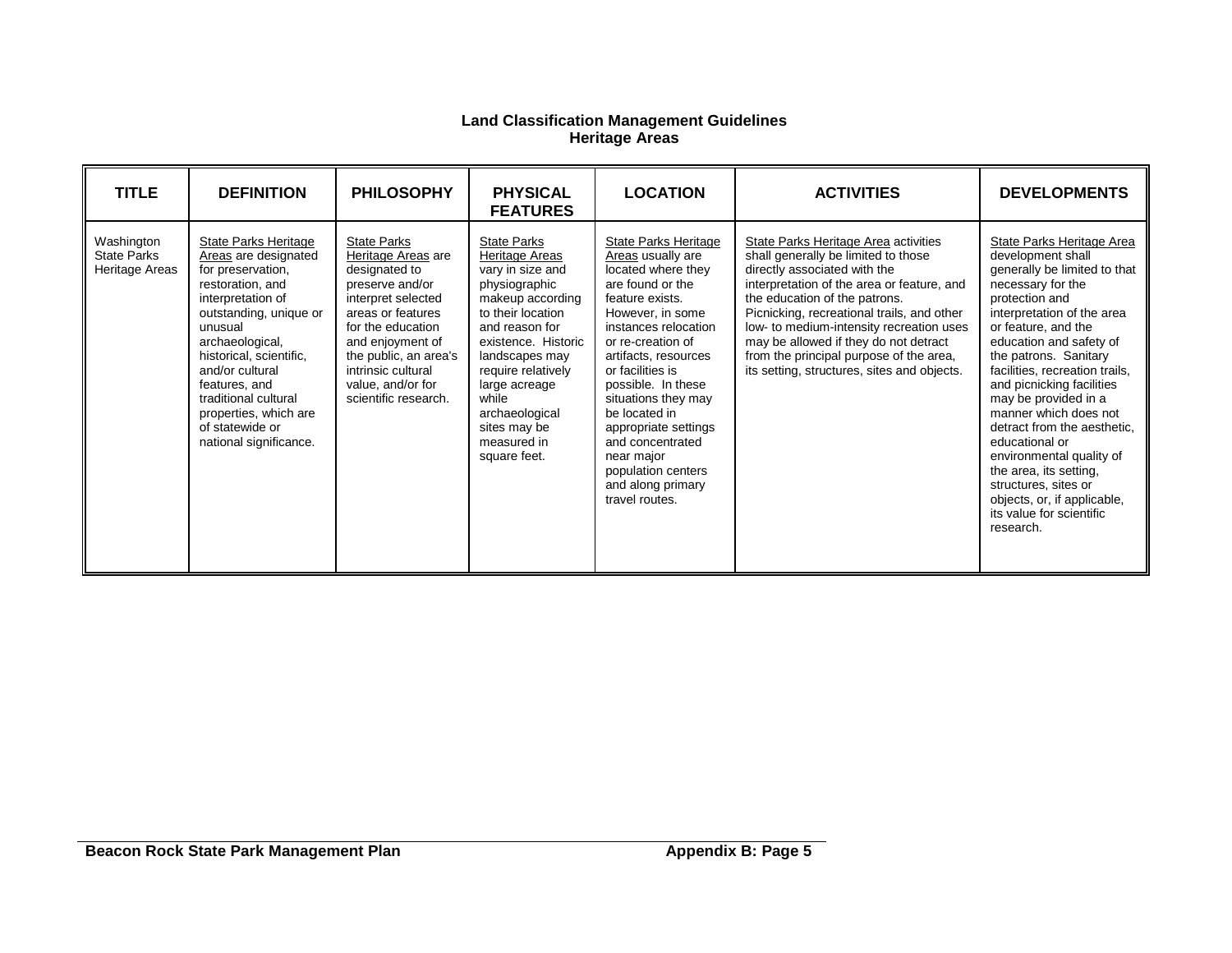## Land Classification Management Guidelines
## Heritage Areas

| TITLE | DEFINITION | PHILOSOPHY | PHYSICAL FEATURES | LOCATION | ACTIVITIES | DEVELOPMENTS |
|---|---|---|---|---|---|---|
| Washington State Parks Heritage Areas | State Parks Heritage Areas are designated for preservation, restoration, and interpretation of outstanding, unique or unusual archaeological, historical, scientific, and/or cultural features, and traditional cultural properties, which are of statewide or national significance. | State Parks Heritage Areas are designated to preserve and/or interpret selected areas or features for the education and enjoyment of the public, an area's intrinsic cultural value, and/or for scientific research. | State Parks Heritage Areas vary in size and physiographic makeup according to their location and reason for existence. Historic landscapes may require relatively large acreage while archaeological sites may be measured in square feet. | State Parks Heritage Areas usually are located where they are found or the feature exists. However, in some instances relocation or re-creation of artifacts, resources or facilities is possible. In these situations they may be located in appropriate settings and concentrated near major population centers and along primary travel routes. | State Parks Heritage Area activities shall generally be limited to those directly associated with the interpretation of the area or feature, and the education of the patrons. Picnicking, recreational trails, and other low- to medium-intensity recreation uses may be allowed if they do not detract from the principal purpose of the area, its setting, structures, sites and objects. | State Parks Heritage Area development shall generally be limited to that necessary for the protection and interpretation of the area or feature, and the education and safety of the patrons. Sanitary facilities, recreation trails, and picnicking facilities may be provided in a manner which does not detract from the aesthetic, educational or environmental quality of the area, its setting, structures, sites or objects, or, if applicable, its value for scientific research. |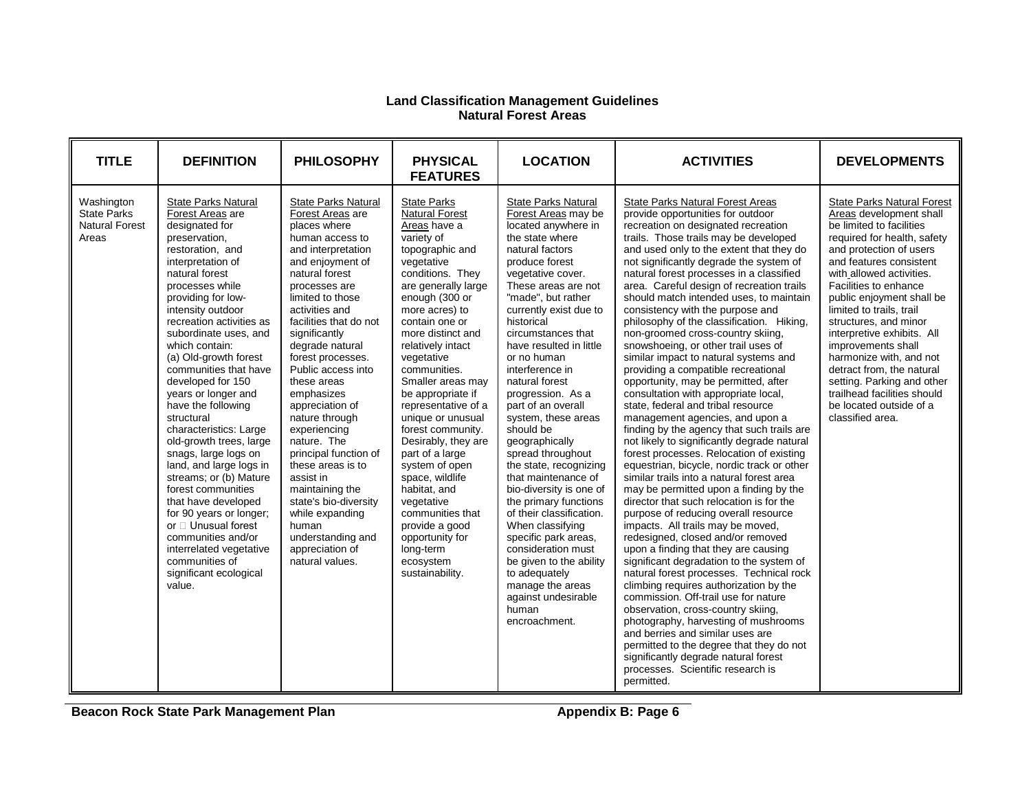## Land Classification Management Guidelines
## Natural Forest Areas

| TITLE | DEFINITION | PHILOSOPHY | PHYSICAL FEATURES | LOCATION | ACTIVITIES | DEVELOPMENTS |
|---|---|---|---|---|---|---|
| Washington State Parks Natural Forest Areas | State Parks Natural Forest Areas are designated for preservation, restoration, and interpretation of natural forest processes while providing for low-intensity outdoor recreation activities as subordinate uses, and which contain: (a) Old-growth forest communities that have developed for 150 years or longer and have the following structural characteristics: Large old-growth trees, large snags, large logs on land, and large logs in streams; or (b) Mature forest communities that have developed for 90 years or longer; or  Unusual forest communities and/or interrelated vegetative communities of significant ecological value. | State Parks Natural Forest Areas are places where human access to and interpretation and enjoyment of natural forest processes are limited to those activities and facilities that do not significantly degrade natural forest processes. Public access into these areas emphasizes appreciation of nature through experiencing nature. The principal function of these areas is to assist in maintaining the state's bio-diversity while expanding human understanding and appreciation of natural values. | State Parks Natural Forest Areas have a variety of topographic and vegetative conditions. They are generally large enough (300 or more acres) to contain one or more distinct and relatively intact vegetative communities. Smaller areas may be appropriate if representative of a unique or unusual forest community. Desirably, they are part of a large system of open space, wildlife habitat, and vegetative communities that provide a good opportunity for long-term ecosystem sustainability. | State Parks Natural Forest Areas may be located anywhere in the state where natural factors produce forest vegetative cover. These areas are not "made", but rather currently exist due to historical circumstances that have resulted in little or no human interference in natural forest progression. As a part of an overall system, these areas should be geographically spread throughout the state, recognizing that maintenance of bio-diversity is one of the primary functions of their classification. When classifying specific park areas, consideration must be given to the ability to adequately manage the areas against undesirable human encroachment. | State Parks Natural Forest Areas provide opportunities for outdoor recreation on designated recreation trails. Those trails may be developed and used only to the extent that they do not significantly degrade the system of natural forest processes in a classified area. Careful design of recreation trails should match intended uses, to maintain consistency with the purpose and philosophy of the classification. Hiking, non-groomed cross-country skiing, snowshoeing, or other trail uses of similar impact to natural systems and providing a compatible recreational opportunity, may be permitted, after consultation with appropriate local, state, federal and tribal resource management agencies, and upon a finding by the agency that such trails are not likely to significantly degrade natural forest processes. Relocation of existing equestrian, bicycle, nordic track or other similar trails into a natural forest area may be permitted upon a finding by the director that such relocation is for the purpose of reducing overall resource impacts. All trails may be moved, redesigned, closed and/or removed upon a finding that they are causing significant degradation to the system of natural forest processes. Technical rock climbing requires authorization by the commission. Off-trail use for nature observation, cross-country skiing, photography, harvesting of mushrooms and berries and similar uses are permitted to the degree that they do not significantly degrade natural forest processes. Scientific research is permitted. | State Parks Natural Forest Areas development shall be limited to facilities required for health, safety and protection of users and features consistent with allowed activities. Facilities to enhance public enjoyment shall be limited to trails, trail structures, and minor interpretive exhibits. All improvements shall harmonize with, and not detract from, the natural setting. Parking and other trailhead facilities should be located outside of a classified area. |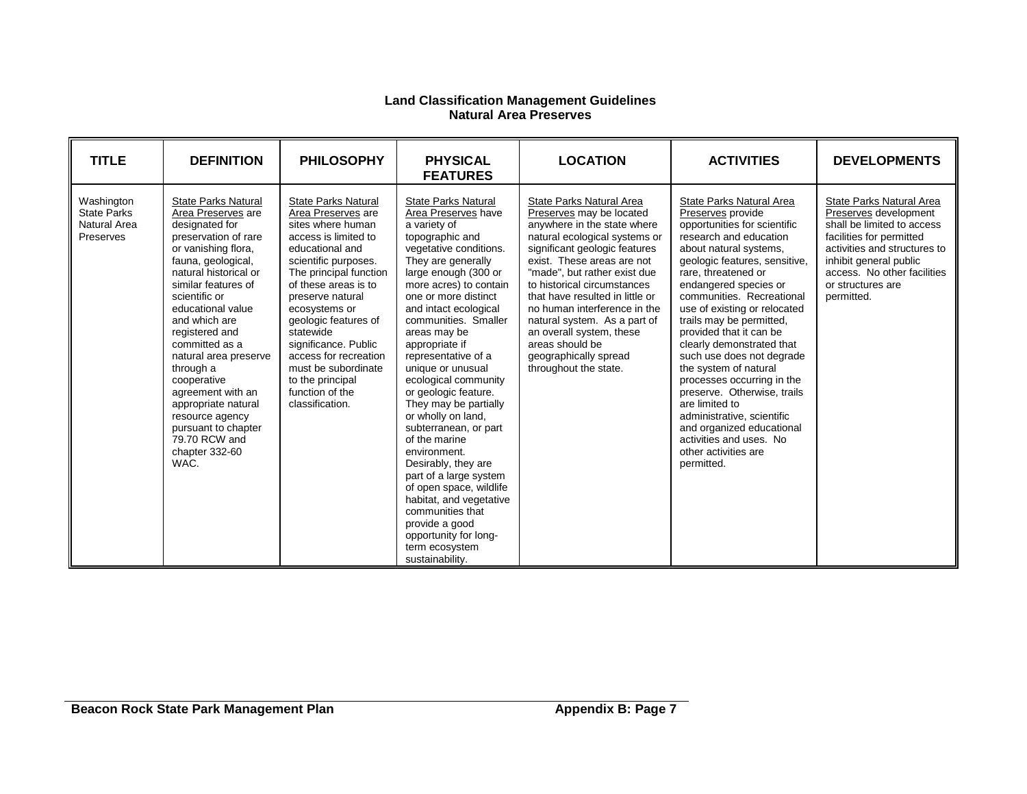**Land Classification Management Guidelines**
**Natural Area Preserves**

| TITLE | DEFINITION | PHILOSOPHY | PHYSICAL FEATURES | LOCATION | ACTIVITIES | DEVELOPMENTS |
|---|---|---|---|---|---|---|
| Washington State Parks Natural Area Preserves | State Parks Natural Area Preserves are designated for preservation of rare or vanishing flora, fauna, geological, natural historical or similar features of scientific or educational value and which are registered and committed as a natural area preserve through a cooperative agreement with an appropriate natural resource agency pursuant to chapter 79.70 RCW and chapter 332-60 WAC. | State Parks Natural Area Preserves are sites where human access is limited to educational and scientific purposes. The principal function of these areas is to preserve natural ecosystems or geologic features of statewide significance. Public access for recreation must be subordinate to the principal function of the classification. | State Parks Natural Area Preserves have a variety of topographic and vegetative conditions. They are generally large enough (300 or more acres) to contain one or more distinct and intact ecological communities. Smaller areas may be appropriate if representative of a unique or unusual ecological community or geologic feature. They may be partially or wholly on land, subterranean, or part of the marine environment. Desirably, they are part of a large system of open space, wildlife habitat, and vegetative communities that provide a good opportunity for long-term ecosystem sustainability. | State Parks Natural Area Preserves may be located anywhere in the state where natural ecological systems or significant geologic features exist. These areas are not "made", but rather exist due to historical circumstances that have resulted in little or no human interference in the natural system. As a part of an overall system, these areas should be geographically spread throughout the state. | State Parks Natural Area Preserves provide opportunities for scientific research and education about natural systems, geologic features, sensitive, rare, threatened or endangered species or communities. Recreational use of existing or relocated trails may be permitted, provided that it can be clearly demonstrated that such use does not degrade the system of natural processes occurring in the preserve. Otherwise, trails are limited to administrative, scientific and organized educational activities and uses. No other activities are permitted. | State Parks Natural Area Preserves development shall be limited to access facilities for permitted activities and structures to inhibit general public access. No other facilities or structures are permitted. |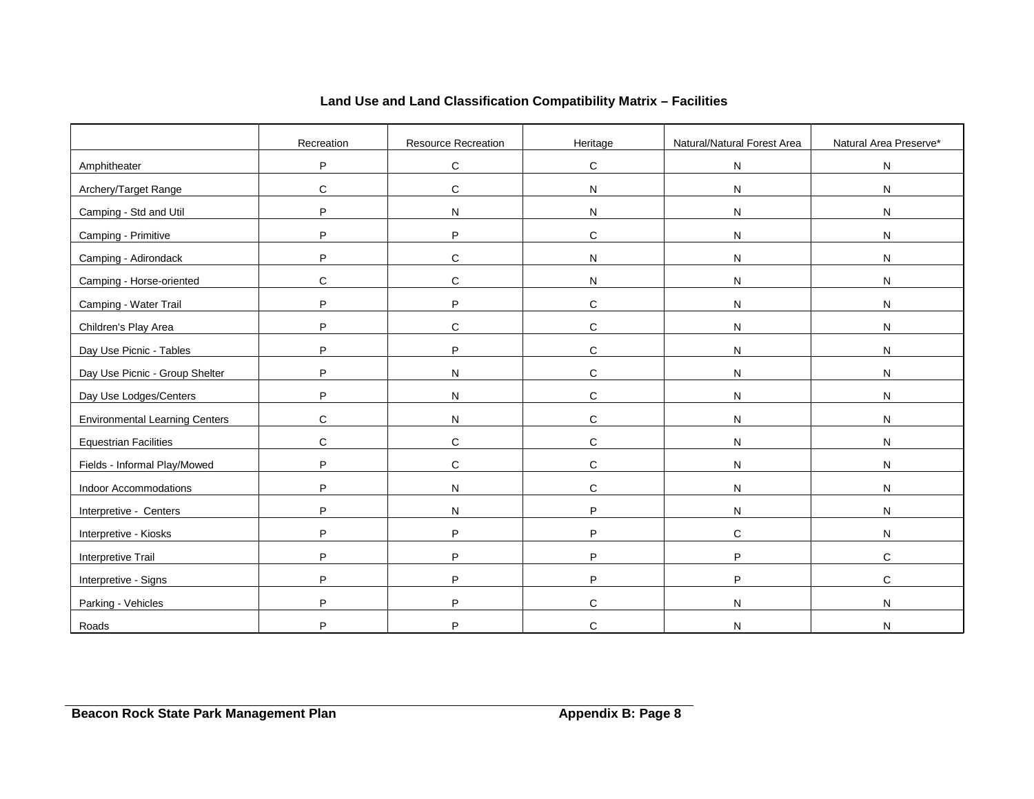## Land Use and Land Classification Compatibility Matrix – Facilities

| | Recreation | Resource Recreation | Heritage | Natural/Natural Forest Area | Natural Area Preserve* |
|---|---|---|---|---|---|
| Amphitheater | P | C | C | N | N |
| Archery/Target Range | C | C | N | N | N |
| Camping - Std and Util | P | N | N | N | N |
| Camping - Primitive | P | P | C | N | N |
| Camping - Adirondack | P | C | N | N | N |
| Camping - Horse-oriented | C | C | N | N | N |
| Camping - Water Trail | P | P | C | N | N |
| Children's Play Area | P | C | C | N | N |
| Day Use Picnic - Tables | P | P | C | N | N |
| Day Use Picnic - Group Shelter | P | N | C | N | N |
| Day Use Lodges/Centers | P | N | C | N | N |
| Environmental Learning Centers | C | N | C | N | N |
| Equestrian Facilities | C | C | C | N | N |
| Fields - Informal Play/Mowed | P | C | C | N | N |
| Indoor Accommodations | P | N | C | N | N |
| Interpretive - Centers | P | N | P | N | N |
| Interpretive - Kiosks | P | P | P | C | N |
| Interpretive Trail | P | P | P | P | C |
| Interpretive - Signs | P | P | P | P | C |
| Parking - Vehicles | P | P | C | N | N |
| Roads | P | P | C | N | N |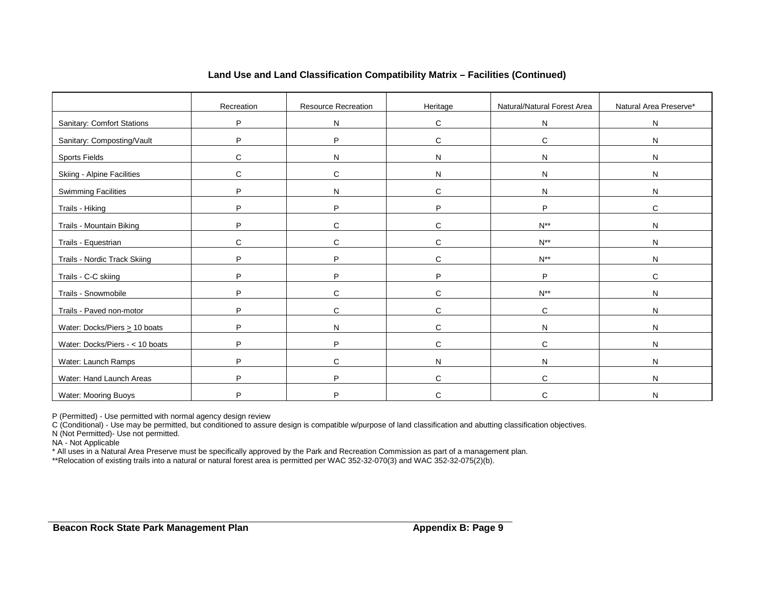**Land Use and Land Classification Compatibility Matrix – Facilities (Continued)**

| | Recreation | Resource Recreation | Heritage | Natural/Natural Forest Area | Natural Area Preserve* |
|---|---|---|---|---|---|
| Sanitary: Comfort Stations | P | N | C | N | N |
| Sanitary: Composting/Vault | P | P | C | C | N |
| Sports Fields | C | N | N | N | N |
| Skiing - Alpine Facilities | C | C | N | N | N |
| Swimming Facilities | P | N | C | N | N |
| Trails - Hiking | P | P | P | P | C |
| Trails - Mountain Biking | P | C | C | N** | N |
| Trails - Equestrian | C | C | C | N** | N |
| Trails - Nordic Track Skiing | P | P | C | N** | N |
| Trails - C-C skiing | P | P | P | P | C |
| Trails - Snowmobile | P | C | C | N** | N |
| Trails - Paved non-motor | P | C | C | C | N |
| Water: Docks/Piers ≥ 10 boats | P | N | C | N | N |
| Water: Docks/Piers - < 10 boats | P | P | C | C | N |
| Water: Launch Ramps | P | C | N | N | N |
| Water: Hand Launch Areas | P | P | C | C | N |
| Water: Mooring Buoys | P | P | C | C | N |

P (Permitted) - Use permitted with normal agency design review
C (Conditional) - Use may be permitted, but conditioned to assure design is compatible w/purpose of land classification and abutting classification objectives.
N (Not Permitted)- Use not permitted.
NA - Not Applicable
* All uses in a Natural Area Preserve must be specifically approved by the Park and Recreation Commission as part of a management plan.
**Relocation of existing trails into a natural or natural forest area is permitted per WAC 352-32-070(3) and WAC 352-32-075(2)(b).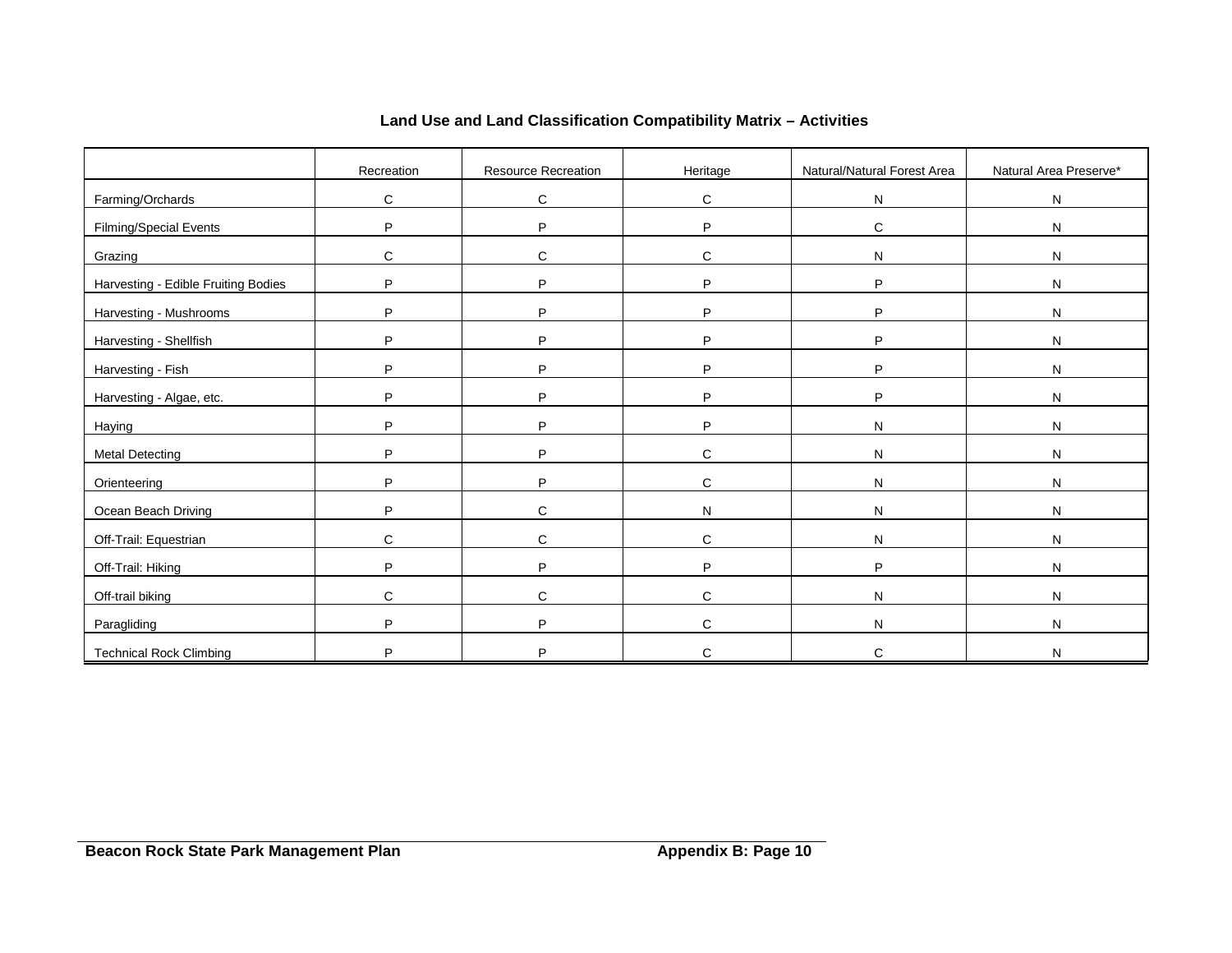**Land Use and Land Classification Compatibility Matrix – Activities**

| | Recreation | Resource Recreation | Heritage | Natural/Natural Forest Area | Natural Area Preserve* |
|---|---|---|---|---|---|
| Farming/Orchards | C | C | C | N | N |
| Filming/Special Events | P | P | P | C | N |
| Grazing | C | C | C | N | N |
| Harvesting - Edible Fruiting Bodies | P | P | P | P | N |
| Harvesting - Mushrooms | P | P | P | P | N |
| Harvesting - Shellfish | P | P | P | P | N |
| Harvesting - Fish | P | P | P | P | N |
| Harvesting - Algae, etc. | P | P | P | P | N |
| Haying | P | P | P | N | N |
| Metal Detecting | P | P | C | N | N |
| Orienteering | P | P | C | N | N |
| Ocean Beach Driving | P | C | N | N | N |
| Off-Trail: Equestrian | C | C | C | N | N |
| Off-Trail: Hiking | P | P | P | P | N |
| Off-trail biking | C | C | C | N | N |
| Paragliding | P | P | C | N | N |
| Technical Rock Climbing | P | P | C | C | N |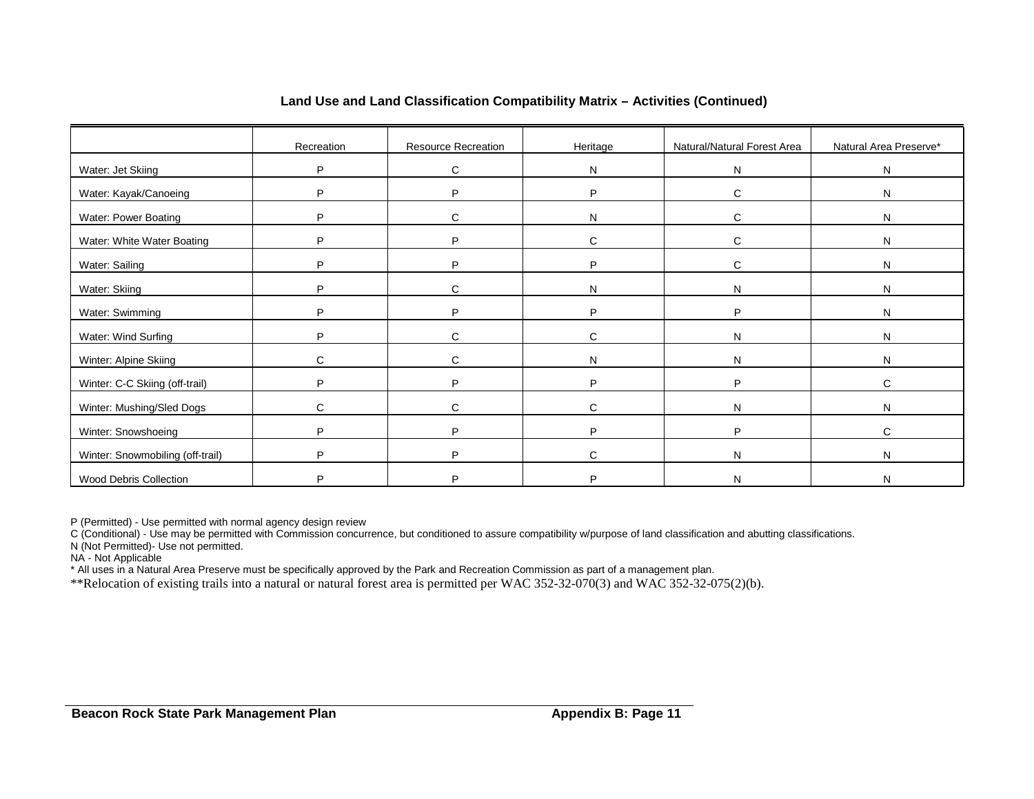### Land Use and Land Classification Compatibility Matrix – Activities (Continued)

| | Recreation | Resource Recreation | Heritage | Natural/Natural Forest Area | Natural Area Preserve* |
|---|---|---|---|---|---|
| Water: Jet Skiing | P | C | N | N | N |
| Water: Kayak/Canoeing | P | P | P | C | N |
| Water: Power Boating | P | C | N | C | N |
| Water: White Water Boating | P | P | C | C | N |
| Water: Sailing | P | P | P | C | N |
| Water: Skiing | P | C | N | N | N |
| Water: Swimming | P | P | P | P | N |
| Water: Wind Surfing | P | C | C | N | N |
| Winter: Alpine Skiing | C | C | N | N | N |
| Winter: C-C Skiing (off-trail) | P | P | P | P | C |
| Winter: Mushing/Sled Dogs | C | C | C | N | N |
| Winter: Snowshoeing | P | P | P | P | C |
| Winter: Snowmobiling (off-trail) | P | P | C | N | N |
| Wood Debris Collection | P | P | P | N | N |

P (Permitted) - Use permitted with normal agency design review
C (Conditional) - Use may be permitted with Commission concurrence, but conditioned to assure compatibility w/purpose of land classification and abutting classifications.
N (Not Permitted)- Use not permitted.
NA - Not Applicable
* All uses in a Natural Area Preserve must be specifically approved by the Park and Recreation Commission as part of a management plan.
**Relocation of existing trails into a natural or natural forest area is permitted per WAC 352-32-070(3) and WAC 352-32-075(2)(b).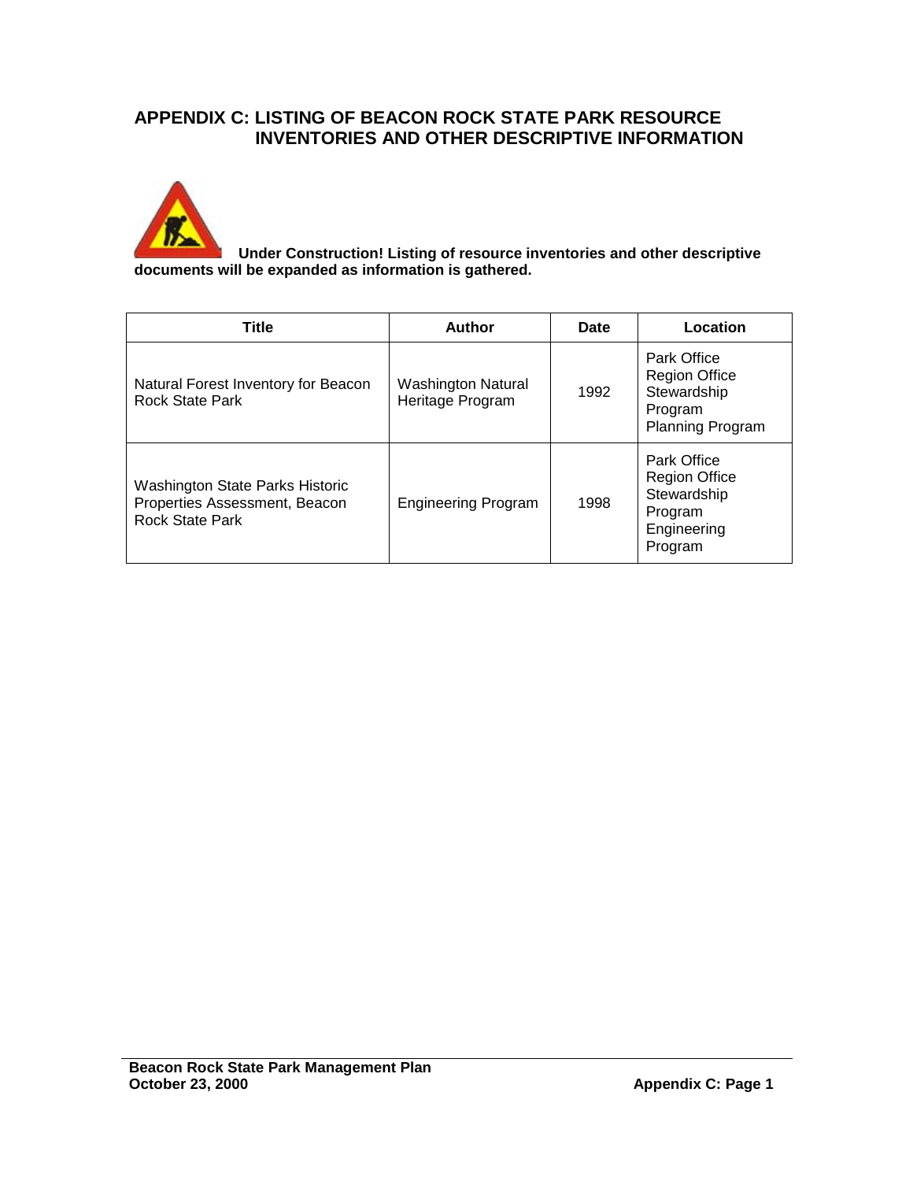## APPENDIX C: LISTING OF BEACON ROCK STATE PARK RESOURCE INVENTORIES AND OTHER DESCRIPTIVE INFORMATION

**Under Construction! Listing of resource inventories and other descriptive documents will be expanded as information is gathered.**

| Title | Author | Date | Location |
|---|---|---|---|
| Natural Forest Inventory for Beacon Rock State Park | Washington Natural Heritage Program | 1992 | Park Office<br>Region Office<br>Stewardship Program<br>Planning Program |
| Washington State Parks Historic Properties Assessment, Beacon Rock State Park | Engineering Program | 1998 | Park Office<br>Region Office<br>Stewardship Program<br>Engineering Program |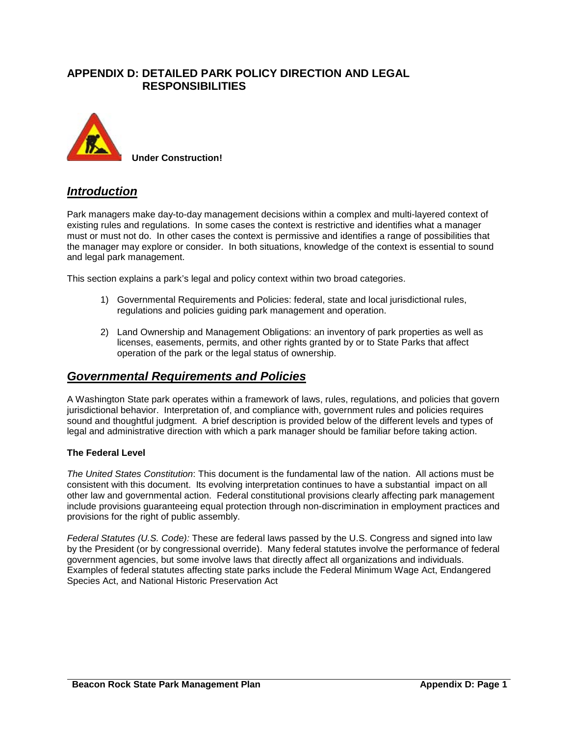# APPENDIX D: DETAILED PARK POLICY DIRECTION AND LEGAL RESPONSIBILITIES

**Under Construction!**

## ***Introduction***

Park managers make day-to-day management decisions within a complex and multi-layered context of existing rules and regulations. In some cases the context is restrictive and identifies what a manager must or must not do. In other cases the context is permissive and identifies a range of possibilities that the manager may explore or consider. In both situations, knowledge of the context is essential to sound and legal park management.

This section explains a park's legal and policy context within two broad categories.

1) Governmental Requirements and Policies: federal, state and local jurisdictional rules, regulations and policies guiding park management and operation.

2) Land Ownership and Management Obligations: an inventory of park properties as well as licenses, easements, permits, and other rights granted by or to State Parks that affect operation of the park or the legal status of ownership.

## ***Governmental Requirements and Policies***

A Washington State park operates within a framework of laws, rules, regulations, and policies that govern jurisdictional behavior. Interpretation of, and compliance with, government rules and policies requires sound and thoughtful judgment. A brief description is provided below of the different levels and types of legal and administrative direction with which a park manager should be familiar before taking action.

**The Federal Level**

*The United States Constitution*: This document is the fundamental law of the nation. All actions must be consistent with this document. Its evolving interpretation continues to have a substantial impact on all other law and governmental action. Federal constitutional provisions clearly affecting park management include provisions guaranteeing equal protection through non-discrimination in employment practices and provisions for the right of public assembly.

*Federal Statutes (U.S. Code):* These are federal laws passed by the U.S. Congress and signed into law by the President (or by congressional override). Many federal statutes involve the performance of federal government agencies, but some involve laws that directly affect all organizations and individuals. Examples of federal statutes affecting state parks include the Federal Minimum Wage Act, Endangered Species Act, and National Historic Preservation Act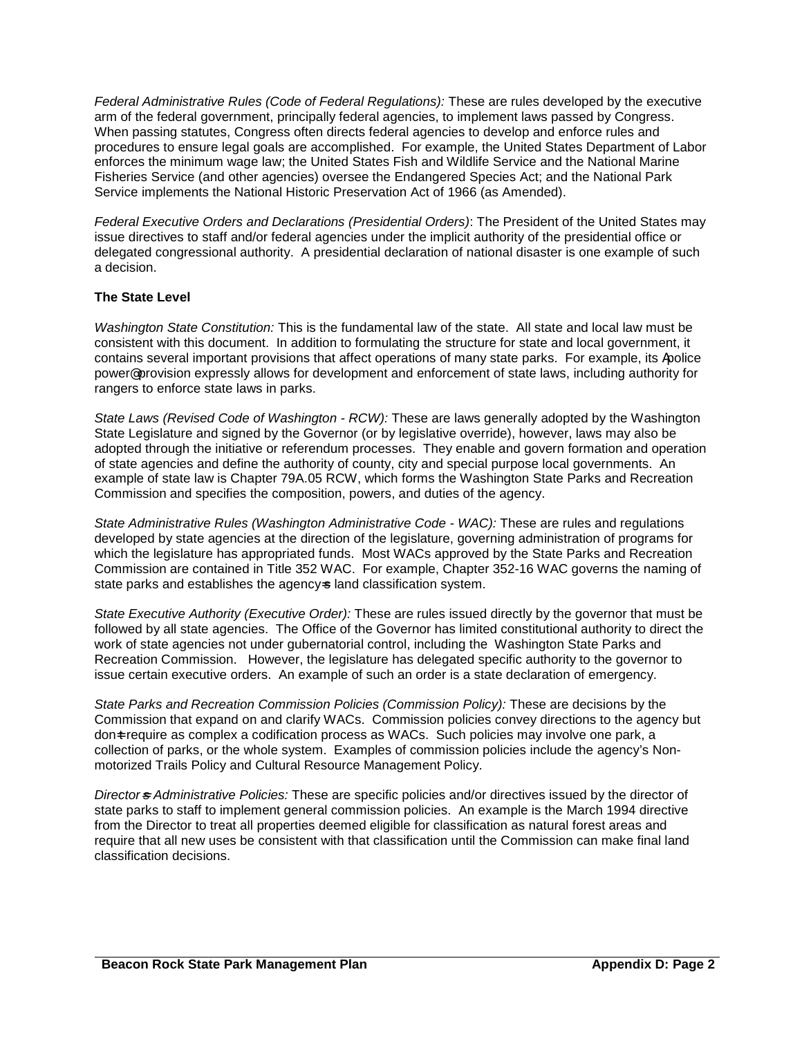*Federal Administrative Rules (Code of Federal Regulations):* These are rules developed by the executive arm of the federal government, principally federal agencies, to implement laws passed by Congress. When passing statutes, Congress often directs federal agencies to develop and enforce rules and procedures to ensure legal goals are accomplished. For example, the United States Department of Labor enforces the minimum wage law; the United States Fish and Wildlife Service and the National Marine Fisheries Service (and other agencies) oversee the Endangered Species Act; and the National Park Service implements the National Historic Preservation Act of 1966 (as Amended).

*Federal Executive Orders and Declarations (Presidential Orders)*: The President of the United States may issue directives to staff and/or federal agencies under the implicit authority of the presidential office or delegated congressional authority. A presidential declaration of national disaster is one example of such a decision.

**The State Level**

*Washington State Constitution:* This is the fundamental law of the state. All state and local law must be consistent with this document. In addition to formulating the structure for state and local government, it contains several important provisions that affect operations of many state parks. For example, its Apolice power@provision expressly allows for development and enforcement of state laws, including authority for rangers to enforce state laws in parks.

*State Laws (Revised Code of Washington - RCW):* These are laws generally adopted by the Washington State Legislature and signed by the Governor (or by legislative override), however, laws may also be adopted through the initiative or referendum processes. They enable and govern formation and operation of state agencies and define the authority of county, city and special purpose local governments. An example of state law is Chapter 79A.05 RCW, which forms the Washington State Parks and Recreation Commission and specifies the composition, powers, and duties of the agency.

*State Administrative Rules (Washington Administrative Code - WAC):* These are rules and regulations developed by state agencies at the direction of the legislature, governing administration of programs for which the legislature has appropriated funds. Most WACs approved by the State Parks and Recreation Commission are contained in Title 352 WAC. For example, Chapter 352-16 WAC governs the naming of state parks and establishes the agency=s land classification system.

*State Executive Authority (Executive Order):* These are rules issued directly by the governor that must be followed by all state agencies. The Office of the Governor has limited constitutional authority to direct the work of state agencies not under gubernatorial control, including the Washington State Parks and Recreation Commission. However, the legislature has delegated specific authority to the governor to issue certain executive orders. An example of such an order is a state declaration of emergency.

*State Parks and Recreation Commission Policies (Commission Policy):* These are decisions by the Commission that expand on and clarify WACs. Commission policies convey directions to the agency but don=t require as complex a codification process as WACs. Such policies may involve one park, a collection of parks, or the whole system. Examples of commission policies include the agency's Non-motorized Trails Policy and Cultural Resource Management Policy.

*Director=s Administrative Policies:* These are specific policies and/or directives issued by the director of state parks to staff to implement general commission policies. An example is the March 1994 directive from the Director to treat all properties deemed eligible for classification as natural forest areas and require that all new uses be consistent with that classification until the Commission can make final land classification decisions.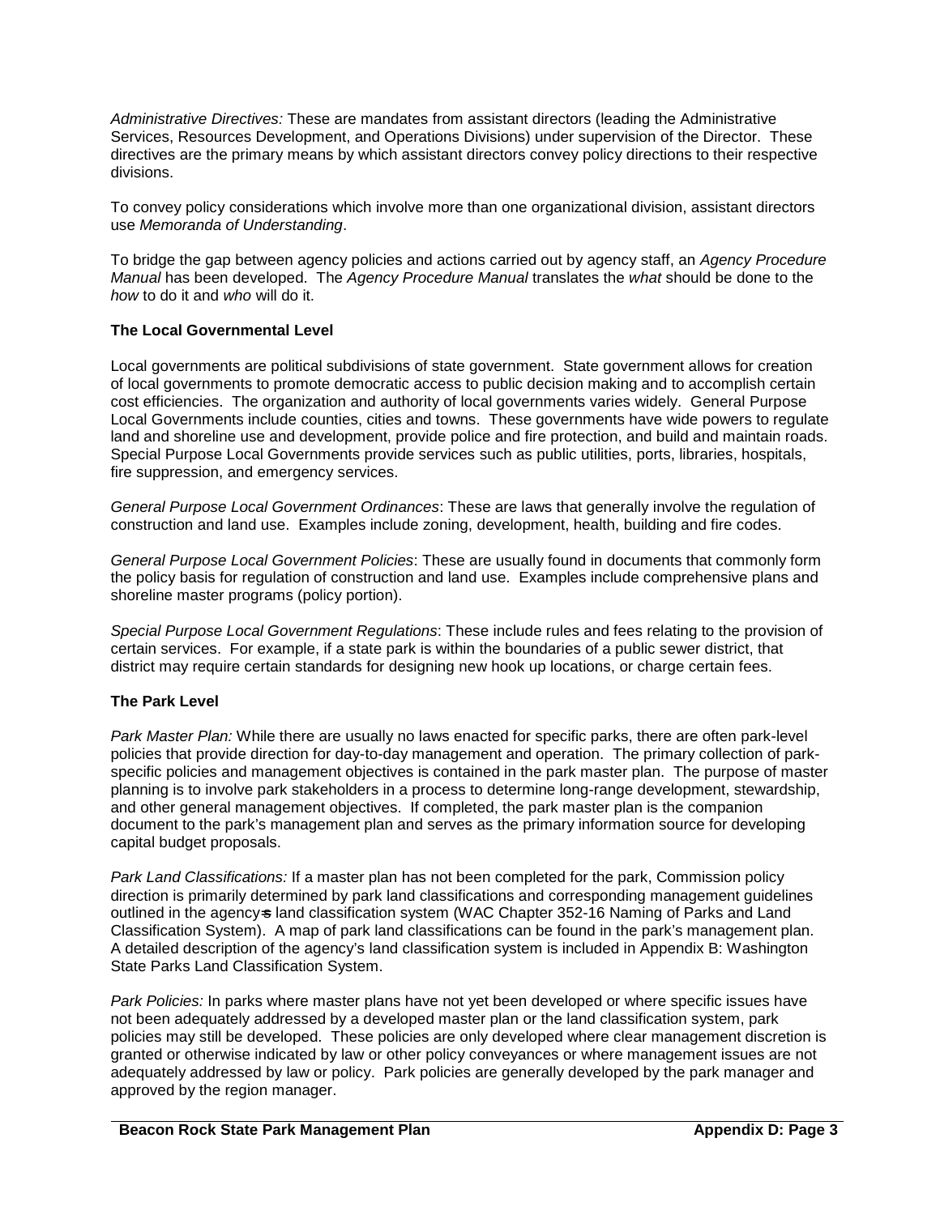*Administrative Directives:* These are mandates from assistant directors (leading the Administrative Services, Resources Development, and Operations Divisions) under supervision of the Director. These directives are the primary means by which assistant directors convey policy directions to their respective divisions.

To convey policy considerations which involve more than one organizational division, assistant directors use *Memoranda of Understanding*.

To bridge the gap between agency policies and actions carried out by agency staff, an *Agency Procedure Manual* has been developed. The *Agency Procedure Manual* translates the *what* should be done to the *how* to do it and *who* will do it.

**The Local Governmental Level**

Local governments are political subdivisions of state government. State government allows for creation of local governments to promote democratic access to public decision making and to accomplish certain cost efficiencies. The organization and authority of local governments varies widely. General Purpose Local Governments include counties, cities and towns. These governments have wide powers to regulate land and shoreline use and development, provide police and fire protection, and build and maintain roads. Special Purpose Local Governments provide services such as public utilities, ports, libraries, hospitals, fire suppression, and emergency services.

*General Purpose Local Government Ordinances*: These are laws that generally involve the regulation of construction and land use. Examples include zoning, development, health, building and fire codes.

*General Purpose Local Government Policies*: These are usually found in documents that commonly form the policy basis for regulation of construction and land use. Examples include comprehensive plans and shoreline master programs (policy portion).

*Special Purpose Local Government Regulations*: These include rules and fees relating to the provision of certain services. For example, if a state park is within the boundaries of a public sewer district, that district may require certain standards for designing new hook up locations, or charge certain fees.

**The Park Level**

*Park Master Plan:* While there are usually no laws enacted for specific parks, there are often park-level policies that provide direction for day-to-day management and operation. The primary collection of park-specific policies and management objectives is contained in the park master plan. The purpose of master planning is to involve park stakeholders in a process to determine long-range development, stewardship, and other general management objectives. If completed, the park master plan is the companion document to the park's management plan and serves as the primary information source for developing capital budget proposals.

*Park Land Classifications:* If a master plan has not been completed for the park, Commission policy direction is primarily determined by park land classifications and corresponding management guidelines outlined in the agency=s land classification system (WAC Chapter 352-16 Naming of Parks and Land Classification System). A map of park land classifications can be found in the park's management plan. A detailed description of the agency's land classification system is included in Appendix B: Washington State Parks Land Classification System.

*Park Policies:* In parks where master plans have not yet been developed or where specific issues have not been adequately addressed by a developed master plan or the land classification system, park policies may still be developed. These policies are only developed where clear management discretion is granted or otherwise indicated by law or other policy conveyances or where management issues are not adequately addressed by law or policy. Park policies are generally developed by the park manager and approved by the region manager.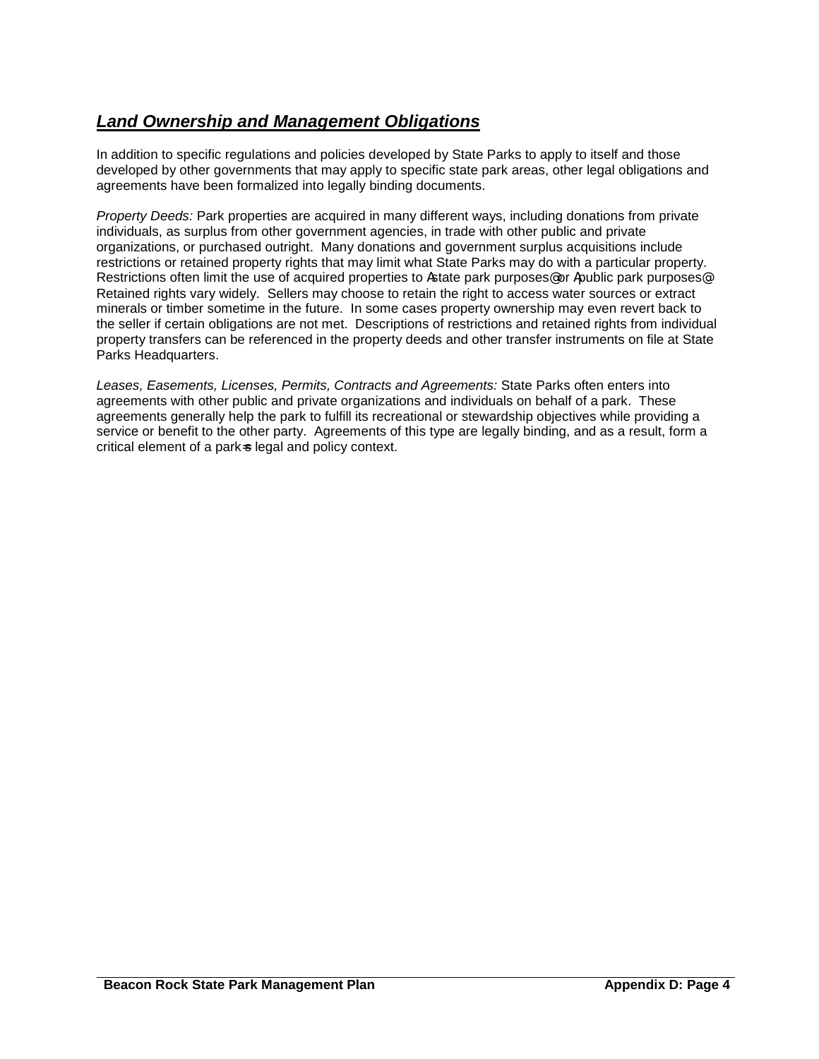## ***Land Ownership and Management Obligations***

In addition to specific regulations and policies developed by State Parks to apply to itself and those developed by other governments that may apply to specific state park areas, other legal obligations and agreements have been formalized into legally binding documents.

*Property Deeds:* Park properties are acquired in many different ways, including donations from private individuals, as surplus from other government agencies, in trade with other public and private organizations, or purchased outright. Many donations and government surplus acquisitions include restrictions or retained property rights that may limit what State Parks may do with a particular property. Restrictions often limit the use of acquired properties to Astate park purposes@ or Apublic park purposes@ Retained rights vary widely. Sellers may choose to retain the right to access water sources or extract minerals or timber sometime in the future. In some cases property ownership may even revert back to the seller if certain obligations are not met. Descriptions of restrictions and retained rights from individual property transfers can be referenced in the property deeds and other transfer instruments on file at State Parks Headquarters.

*Leases, Easements, Licenses, Permits, Contracts and Agreements:* State Parks often enters into agreements with other public and private organizations and individuals on behalf of a park. These agreements generally help the park to fulfill its recreational or stewardship objectives while providing a service or benefit to the other party. Agreements of this type are legally binding, and as a result, form a critical element of a park=s legal and policy context.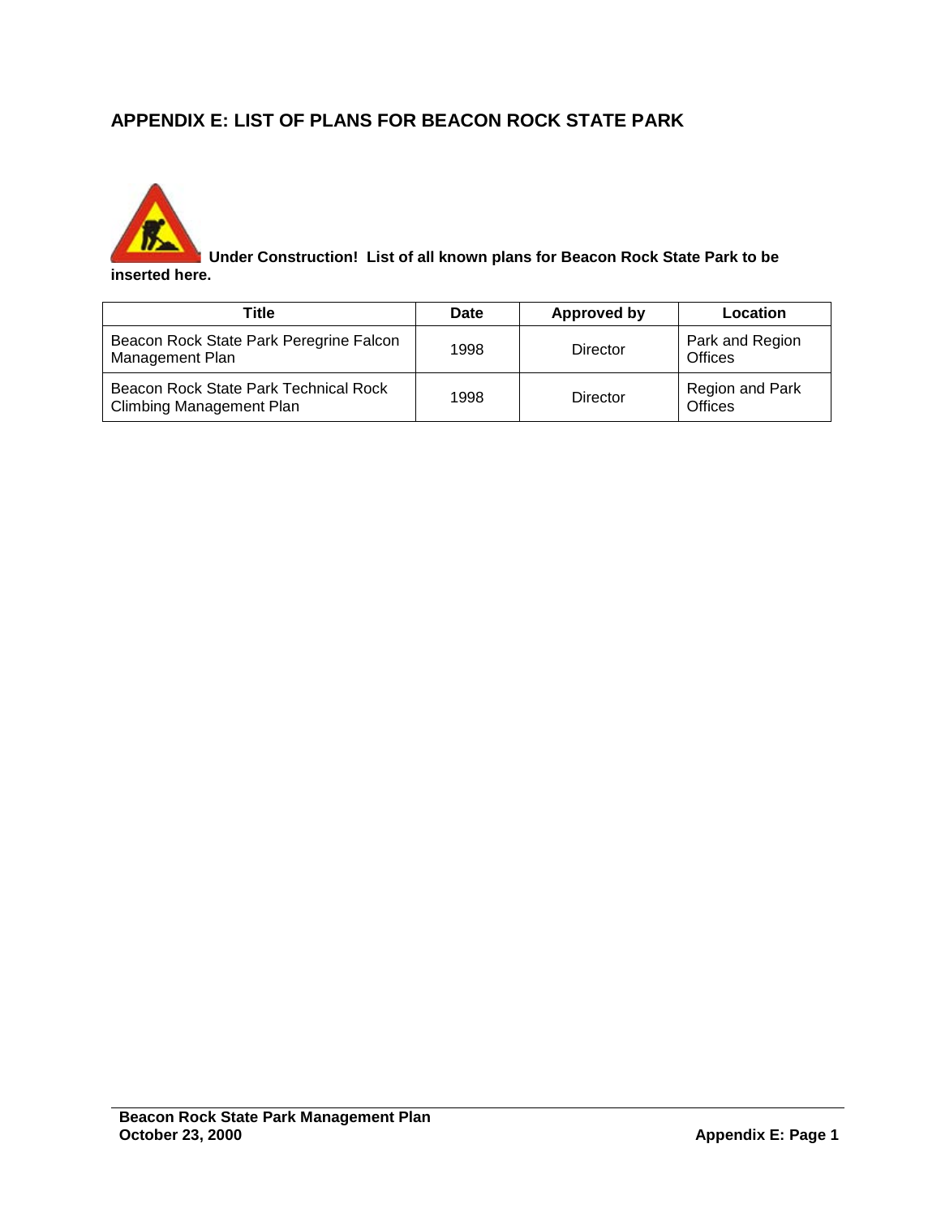## APPENDIX E: LIST OF PLANS FOR BEACON ROCK STATE PARK

**Under Construction! List of all known plans for Beacon Rock State Park to be inserted here.**

| Title | Date | Approved by | Location |
|---|---|---|---|
| Beacon Rock State Park Peregrine Falcon Management Plan | 1998 | Director | Park and Region Offices |
| Beacon Rock State Park Technical Rock Climbing Management Plan | 1998 | Director | Region and Park Offices |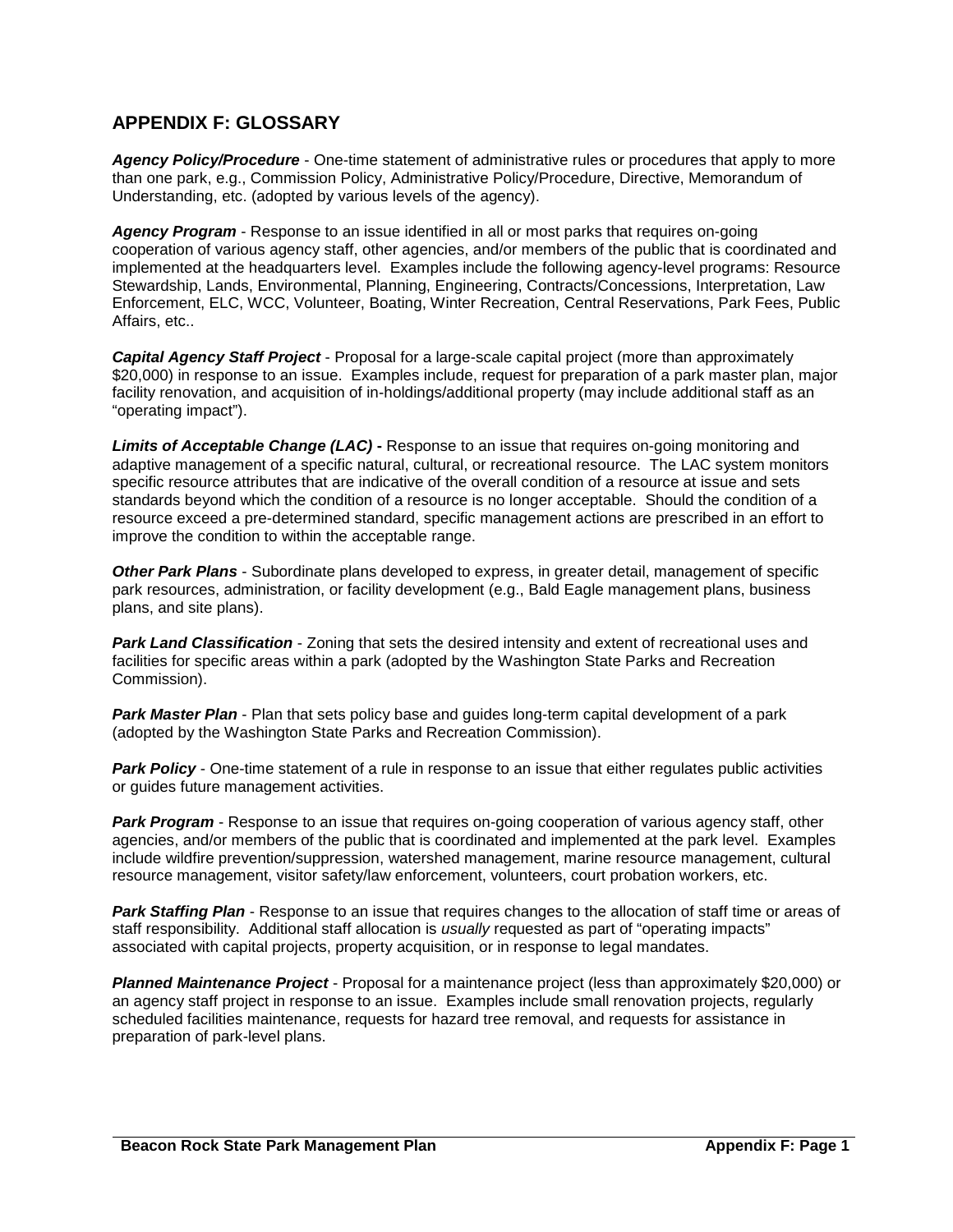## APPENDIX F: GLOSSARY

***Agency Policy/Procedure*** - One-time statement of administrative rules or procedures that apply to more than one park, e.g., Commission Policy, Administrative Policy/Procedure, Directive, Memorandum of Understanding, etc. (adopted by various levels of the agency).

***Agency Program*** - Response to an issue identified in all or most parks that requires on-going cooperation of various agency staff, other agencies, and/or members of the public that is coordinated and implemented at the headquarters level. Examples include the following agency-level programs: Resource Stewardship, Lands, Environmental, Planning, Engineering, Contracts/Concessions, Interpretation, Law Enforcement, ELC, WCC, Volunteer, Boating, Winter Recreation, Central Reservations, Park Fees, Public Affairs, etc..

***Capital Agency Staff Project*** - Proposal for a large-scale capital project (more than approximately $20,000) in response to an issue. Examples include, request for preparation of a park master plan, major facility renovation, and acquisition of in-holdings/additional property (may include additional staff as an "operating impact").

***Limits of Acceptable Change (LAC)*** **-** Response to an issue that requires on-going monitoring and adaptive management of a specific natural, cultural, or recreational resource. The LAC system monitors specific resource attributes that are indicative of the overall condition of a resource at issue and sets standards beyond which the condition of a resource is no longer acceptable. Should the condition of a resource exceed a pre-determined standard, specific management actions are prescribed in an effort to improve the condition to within the acceptable range.

***Other Park Plans*** - Subordinate plans developed to express, in greater detail, management of specific park resources, administration, or facility development (e.g., Bald Eagle management plans, business plans, and site plans).

***Park Land Classification*** - Zoning that sets the desired intensity and extent of recreational uses and facilities for specific areas within a park (adopted by the Washington State Parks and Recreation Commission).

***Park Master Plan*** - Plan that sets policy base and guides long-term capital development of a park (adopted by the Washington State Parks and Recreation Commission).

***Park Policy*** - One-time statement of a rule in response to an issue that either regulates public activities or guides future management activities.

***Park Program*** - Response to an issue that requires on-going cooperation of various agency staff, other agencies, and/or members of the public that is coordinated and implemented at the park level. Examples include wildfire prevention/suppression, watershed management, marine resource management, cultural resource management, visitor safety/law enforcement, volunteers, court probation workers, etc.

***Park Staffing Plan*** - Response to an issue that requires changes to the allocation of staff time or areas of staff responsibility. Additional staff allocation is *usually* requested as part of "operating impacts" associated with capital projects, property acquisition, or in response to legal mandates.

***Planned Maintenance Project*** - Proposal for a maintenance project (less than approximately $20,000) or an agency staff project in response to an issue. Examples include small renovation projects, regularly scheduled facilities maintenance, requests for hazard tree removal, and requests for assistance in preparation of park-level plans.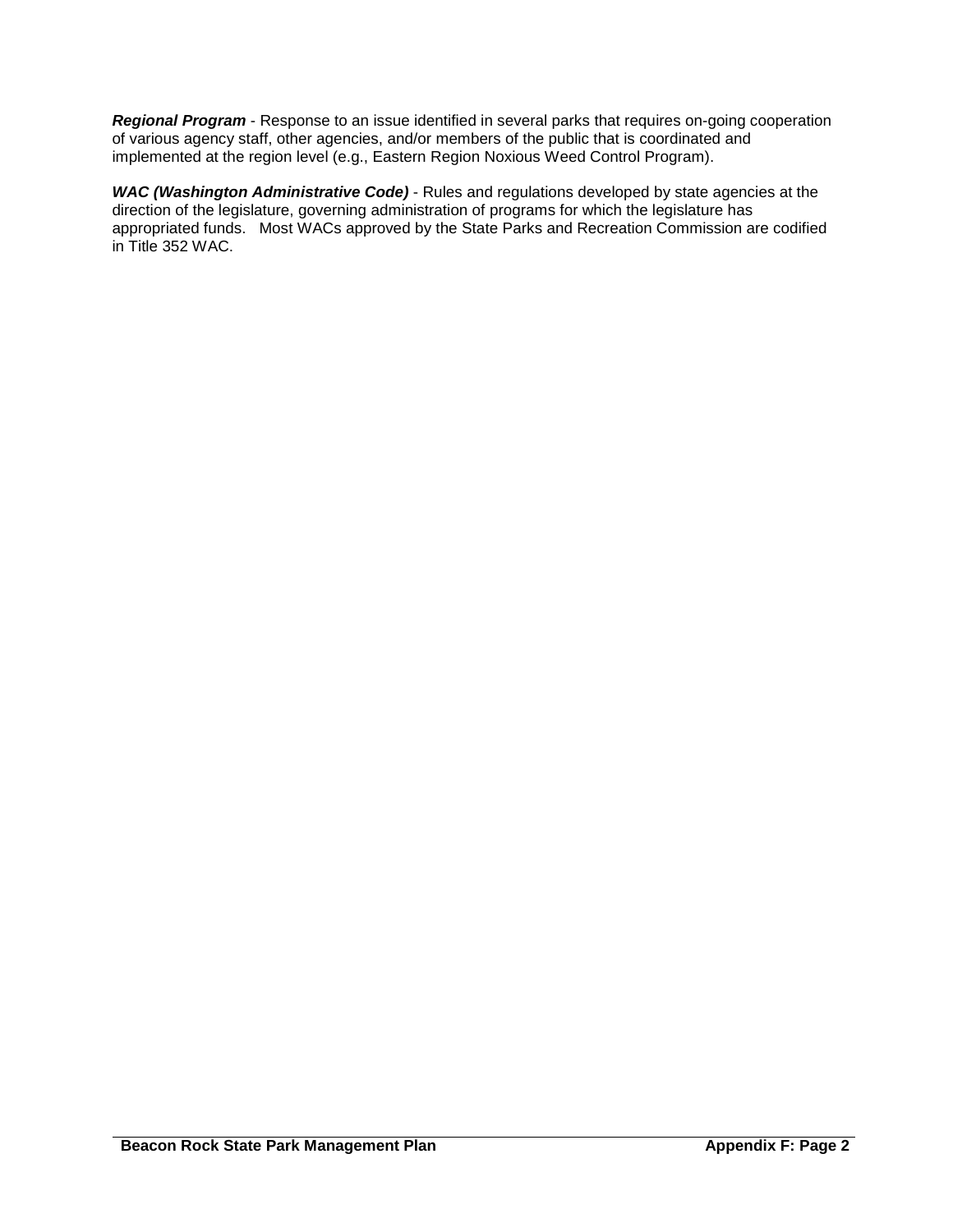***Regional Program*** - Response to an issue identified in several parks that requires on-going cooperation of various agency staff, other agencies, and/or members of the public that is coordinated and implemented at the region level (e.g., Eastern Region Noxious Weed Control Program).

***WAC (Washington Administrative Code)*** - Rules and regulations developed by state agencies at the direction of the legislature, governing administration of programs for which the legislature has appropriated funds. Most WACs approved by the State Parks and Recreation Commission are codified in Title 352 WAC.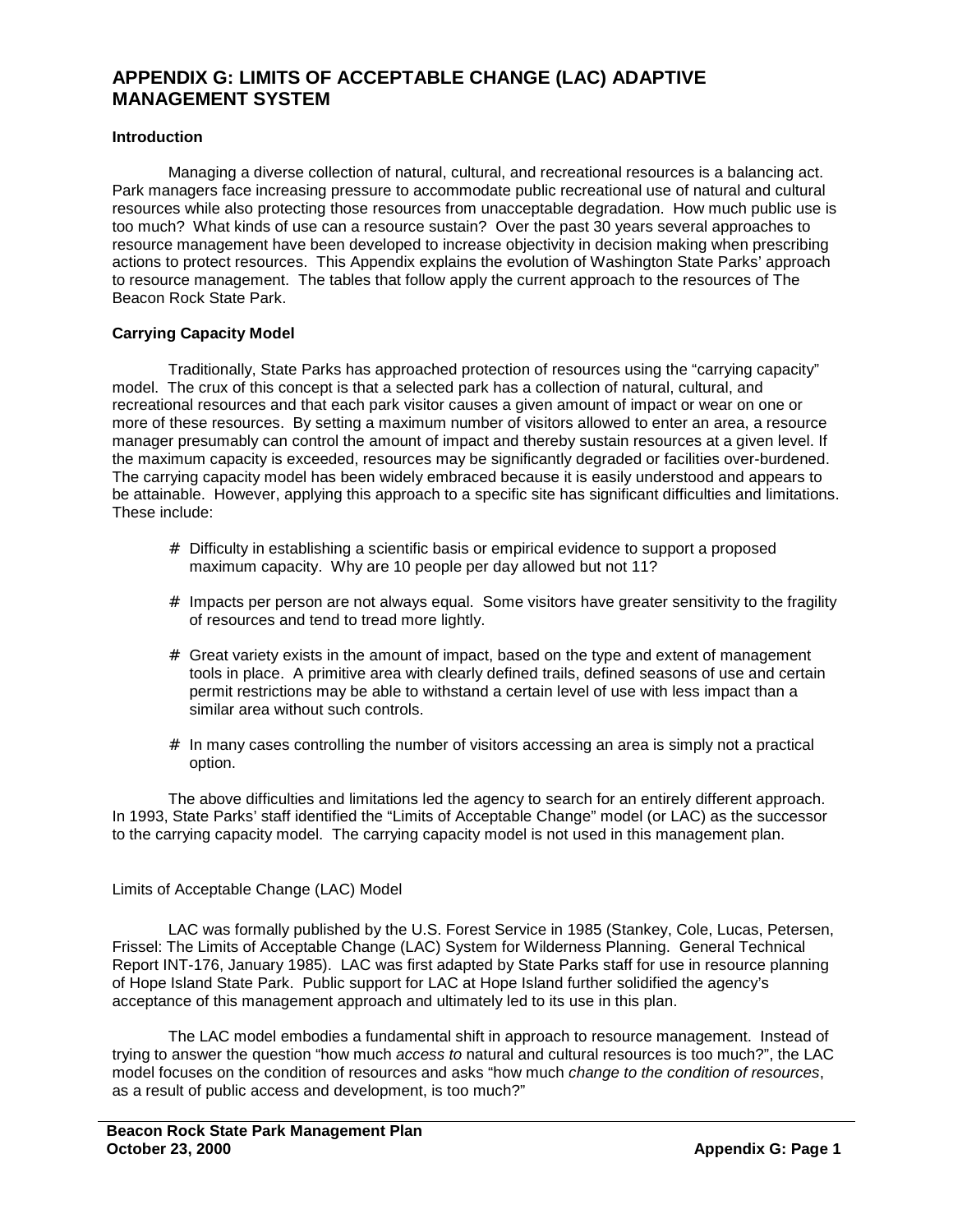# APPENDIX G: LIMITS OF ACCEPTABLE CHANGE (LAC) ADAPTIVE MANAGEMENT SYSTEM

**Introduction**

Managing a diverse collection of natural, cultural, and recreational resources is a balancing act. Park managers face increasing pressure to accommodate public recreational use of natural and cultural resources while also protecting those resources from unacceptable degradation. How much public use is too much? What kinds of use can a resource sustain? Over the past 30 years several approaches to resource management have been developed to increase objectivity in decision making when prescribing actions to protect resources. This Appendix explains the evolution of Washington State Parks' approach to resource management. The tables that follow apply the current approach to the resources of The Beacon Rock State Park.

**Carrying Capacity Model**

Traditionally, State Parks has approached protection of resources using the "carrying capacity" model. The crux of this concept is that a selected park has a collection of natural, cultural, and recreational resources and that each park visitor causes a given amount of impact or wear on one or more of these resources. By setting a maximum number of visitors allowed to enter an area, a resource manager presumably can control the amount of impact and thereby sustain resources at a given level. If the maximum capacity is exceeded, resources may be significantly degraded or facilities over-burdened. The carrying capacity model has been widely embraced because it is easily understood and appears to be attainable. However, applying this approach to a specific site has significant difficulties and limitations. These include:

- Difficulty in establishing a scientific basis or empirical evidence to support a proposed maximum capacity. Why are 10 people per day allowed but not 11?
- Impacts per person are not always equal. Some visitors have greater sensitivity to the fragility of resources and tend to tread more lightly.
- Great variety exists in the amount of impact, based on the type and extent of management tools in place. A primitive area with clearly defined trails, defined seasons of use and certain permit restrictions may be able to withstand a certain level of use with less impact than a similar area without such controls.
- In many cases controlling the number of visitors accessing an area is simply not a practical option.

The above difficulties and limitations led the agency to search for an entirely different approach. In 1993, State Parks' staff identified the "Limits of Acceptable Change" model (or LAC) as the successor to the carrying capacity model. The carrying capacity model is not used in this management plan.

Limits of Acceptable Change (LAC) Model

LAC was formally published by the U.S. Forest Service in 1985 (Stankey, Cole, Lucas, Petersen, Frissel: The Limits of Acceptable Change (LAC) System for Wilderness Planning. General Technical Report INT-176, January 1985). LAC was first adapted by State Parks staff for use in resource planning of Hope Island State Park. Public support for LAC at Hope Island further solidified the agency's acceptance of this management approach and ultimately led to its use in this plan.

The LAC model embodies a fundamental shift in approach to resource management. Instead of trying to answer the question "how much *access to* natural and cultural resources is too much?", the LAC model focuses on the condition of resources and asks "how much *change to the condition of resources*, as a result of public access and development, is too much?"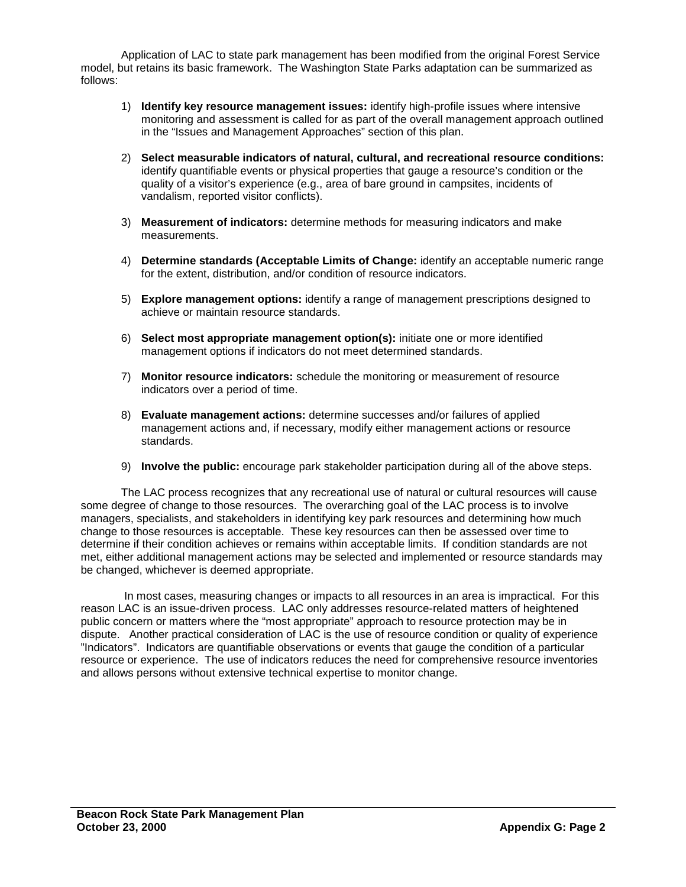Application of LAC to state park management has been modified from the original Forest Service model, but retains its basic framework. The Washington State Parks adaptation can be summarized as follows:

1) **Identify key resource management issues:** identify high-profile issues where intensive monitoring and assessment is called for as part of the overall management approach outlined in the "Issues and Management Approaches" section of this plan.

2) **Select measurable indicators of natural, cultural, and recreational resource conditions:** identify quantifiable events or physical properties that gauge a resource's condition or the quality of a visitor's experience (e.g., area of bare ground in campsites, incidents of vandalism, reported visitor conflicts).

3) **Measurement of indicators:** determine methods for measuring indicators and make measurements.

4) **Determine standards (Acceptable Limits of Change:** identify an acceptable numeric range for the extent, distribution, and/or condition of resource indicators.

5) **Explore management options:** identify a range of management prescriptions designed to achieve or maintain resource standards.

6) **Select most appropriate management option(s):** initiate one or more identified management options if indicators do not meet determined standards.

7) **Monitor resource indicators:** schedule the monitoring or measurement of resource indicators over a period of time.

8) **Evaluate management actions:** determine successes and/or failures of applied management actions and, if necessary, modify either management actions or resource standards.

9) **Involve the public:** encourage park stakeholder participation during all of the above steps.

The LAC process recognizes that any recreational use of natural or cultural resources will cause some degree of change to those resources. The overarching goal of the LAC process is to involve managers, specialists, and stakeholders in identifying key park resources and determining how much change to those resources is acceptable. These key resources can then be assessed over time to determine if their condition achieves or remains within acceptable limits. If condition standards are not met, either additional management actions may be selected and implemented or resource standards may be changed, whichever is deemed appropriate.

In most cases, measuring changes or impacts to all resources in an area is impractical. For this reason LAC is an issue-driven process. LAC only addresses resource-related matters of heightened public concern or matters where the "most appropriate" approach to resource protection may be in dispute. Another practical consideration of LAC is the use of resource condition or quality of experience "Indicators". Indicators are quantifiable observations or events that gauge the condition of a particular resource or experience. The use of indicators reduces the need for comprehensive resource inventories and allows persons without extensive technical expertise to monitor change.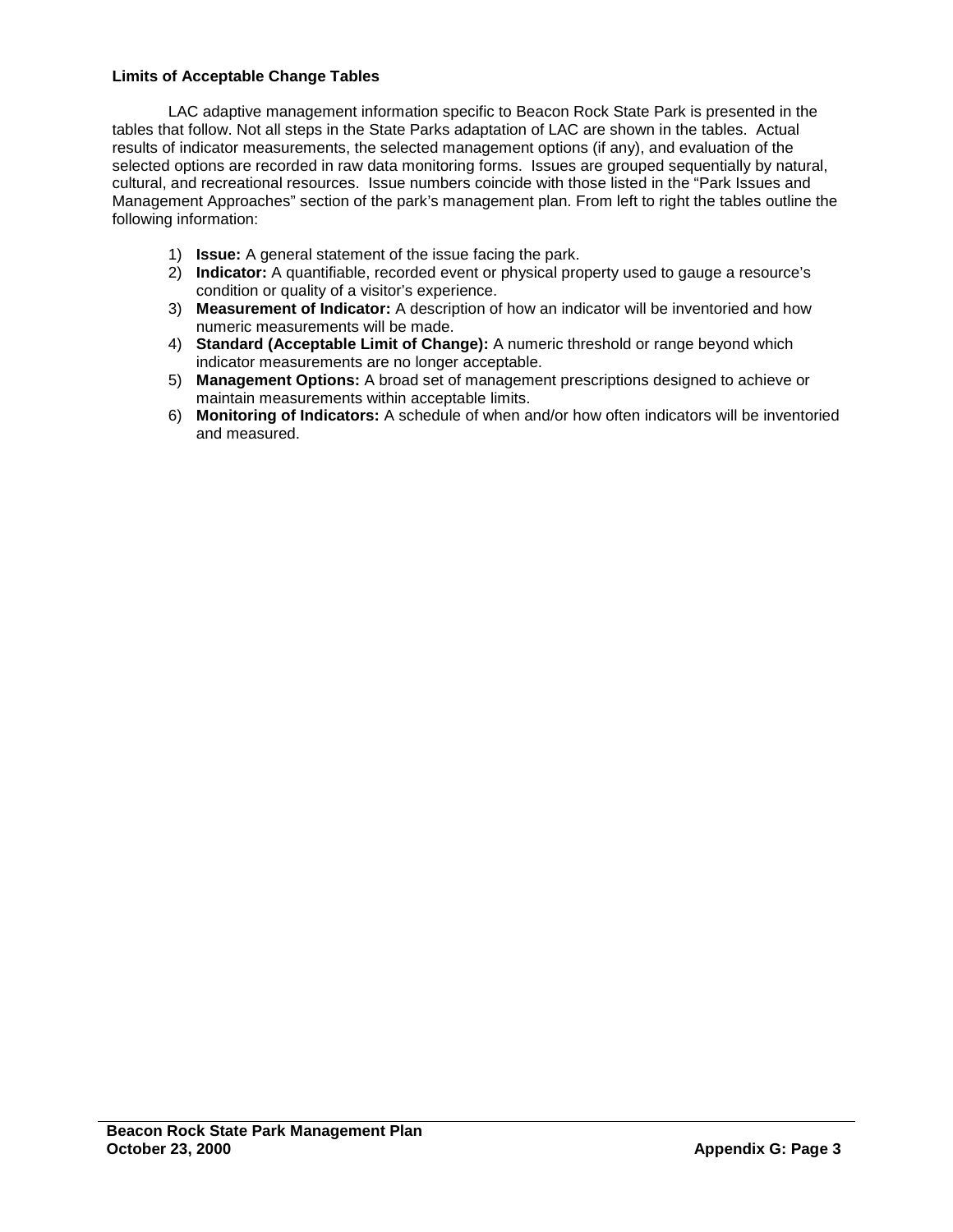### Limits of Acceptable Change Tables

LAC adaptive management information specific to Beacon Rock State Park is presented in the tables that follow. Not all steps in the State Parks adaptation of LAC are shown in the tables. Actual results of indicator measurements, the selected management options (if any), and evaluation of the selected options are recorded in raw data monitoring forms. Issues are grouped sequentially by natural, cultural, and recreational resources. Issue numbers coincide with those listed in the "Park Issues and Management Approaches" section of the park's management plan. From left to right the tables outline the following information:

1) **Issue:** A general statement of the issue facing the park.
2) **Indicator:** A quantifiable, recorded event or physical property used to gauge a resource's condition or quality of a visitor's experience.
3) **Measurement of Indicator:** A description of how an indicator will be inventoried and how numeric measurements will be made.
4) **Standard (Acceptable Limit of Change):** A numeric threshold or range beyond which indicator measurements are no longer acceptable.
5) **Management Options:** A broad set of management prescriptions designed to achieve or maintain measurements within acceptable limits.
6) **Monitoring of Indicators:** A schedule of when and/or how often indicators will be inventoried and measured.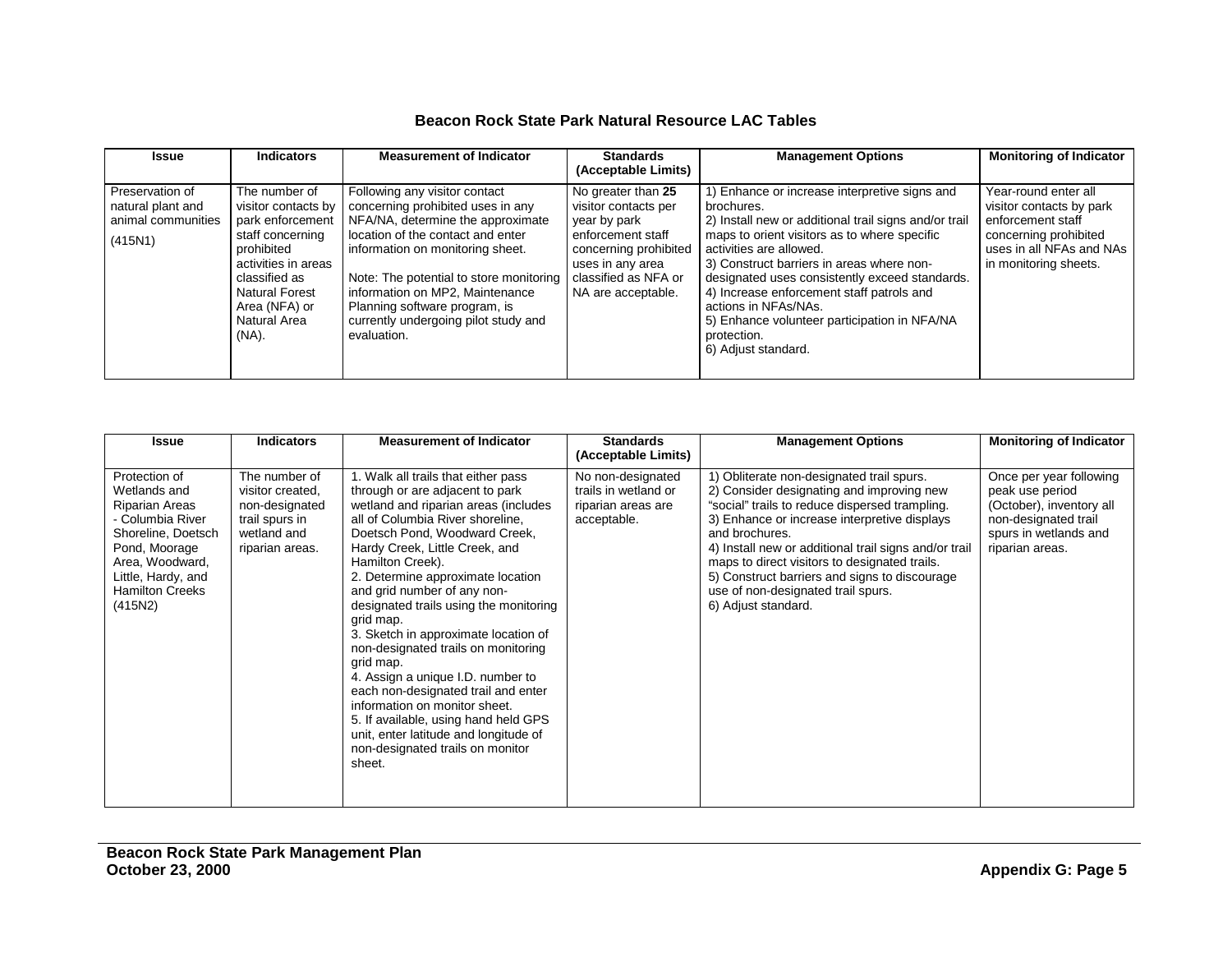## Beacon Rock State Park Natural Resource LAC Tables

| Issue | Indicators | Measurement of Indicator | Standards (Acceptable Limits) | Management Options | Monitoring of Indicator |
|---|---|---|---|---|---|
| Preservation of natural plant and animal communities<br><br>(415N1) | The number of visitor contacts by park enforcement staff concerning prohibited activities in areas classified as Natural Forest Area (NFA) or Natural Area (NA). | Following any visitor contact concerning prohibited uses in any NFA/NA, determine the approximate location of the contact and enter information on monitoring sheet.<br><br>Note: The potential to store monitoring information on MP2, Maintenance Planning software program, is currently undergoing pilot study and evaluation. | No greater than **25** visitor contacts per year by park enforcement staff concerning prohibited uses in any area classified as NFA or NA are acceptable. | 1) Enhance or increase interpretive signs and brochures.<br>2) Install new or additional trail signs and/or trail maps to orient visitors as to where specific activities are allowed.<br>3) Construct barriers in areas where non-designated uses consistently exceed standards.<br>4) Increase enforcement staff patrols and actions in NFAs/NAs.<br>5) Enhance volunteer participation in NFA/NA protection.<br>6) Adjust standard. | Year-round enter all visitor contacts by park enforcement staff concerning prohibited uses in all NFAs and NAs in monitoring sheets. |

| Issue | Indicators | Measurement of Indicator | Standards (Acceptable Limits) | Management Options | Monitoring of Indicator |
|---|---|---|---|---|---|
| Protection of Wetlands and Riparian Areas - Columbia River Shoreline, Doetsch Pond, Moorage Area, Woodward, Little, Hardy, and Hamilton Creeks (415N2) | The number of visitor created, non-designated trail spurs in wetland and riparian areas. | 1. Walk all trails that either pass through or are adjacent to park wetland and riparian areas (includes all of Columbia River shoreline, Doetsch Pond, Woodward Creek, Hardy Creek, Little Creek, and Hamilton Creek).<br>2. Determine approximate location and grid number of any non-designated trails using the monitoring grid map.<br>3. Sketch in approximate location of non-designated trails on monitoring grid map.<br>4. Assign a unique I.D. number to each non-designated trail and enter information on monitor sheet.<br>5. If available, using hand held GPS unit, enter latitude and longitude of non-designated trails on monitor sheet. | No non-designated trails in wetland or riparian areas are acceptable. | 1) Obliterate non-designated trail spurs.<br>2) Consider designating and improving new "social" trails to reduce dispersed trampling.<br>3) Enhance or increase interpretive displays and brochures.<br>4) Install new or additional trail signs and/or trail maps to direct visitors to designated trails.<br>5) Construct barriers and signs to discourage use of non-designated trail spurs.<br>6) Adjust standard. | Once per year following peak use period (October), inventory all non-designated trail spurs in wetlands and riparian areas. |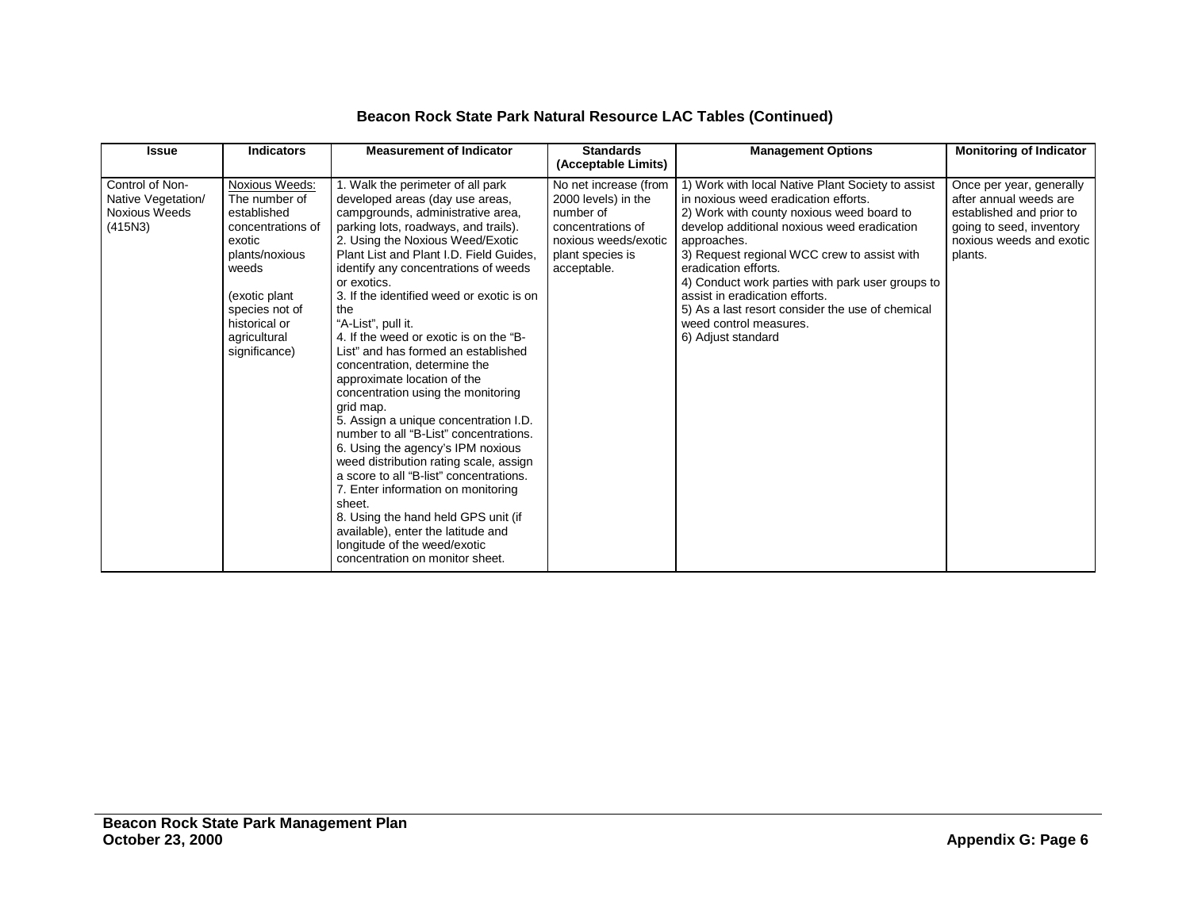## Beacon Rock State Park Natural Resource LAC Tables (Continued)

| Issue | Indicators | Measurement of Indicator | Standards (Acceptable Limits) | Management Options | Monitoring of Indicator |
|---|---|---|---|---|---|
| Control of Non-Native Vegetation/ Noxious Weeds (415N3) | Noxious Weeds: The number of established concentrations of exotic plants/noxious weeds<br><br>(exotic plant species not of historical or agricultural significance) | 1. Walk the perimeter of all park developed areas (day use areas, campgrounds, administrative area, parking lots, roadways, and trails).<br>2. Using the Noxious Weed/Exotic Plant List and Plant I.D. Field Guides, identify any concentrations of weeds or exotics.<br>3. If the identified weed or exotic is on the "A-List", pull it.<br>4. If the weed or exotic is on the "B-List" and has formed an established concentration, determine the approximate location of the concentration using the monitoring grid map.<br>5. Assign a unique concentration I.D. number to all "B-List" concentrations.<br>6. Using the agency's IPM noxious weed distribution rating scale, assign a score to all "B-list" concentrations.<br>7. Enter information on monitoring sheet.<br>8. Using the hand held GPS unit (if available), enter the latitude and longitude of the weed/exotic concentration on monitor sheet. | No net increase (from 2000 levels) in the number of concentrations of noxious weeds/exotic plant species is acceptable. | 1) Work with local Native Plant Society to assist in noxious weed eradication efforts.<br>2) Work with county noxious weed board to develop additional noxious weed eradication approaches.<br>3) Request regional WCC crew to assist with eradication efforts.<br>4) Conduct work parties with park user groups to assist in eradication efforts.<br>5) As a last resort consider the use of chemical weed control measures.<br>6) Adjust standard | Once per year, generally after annual weeds are established and prior to going to seed, inventory noxious weeds and exotic plants. |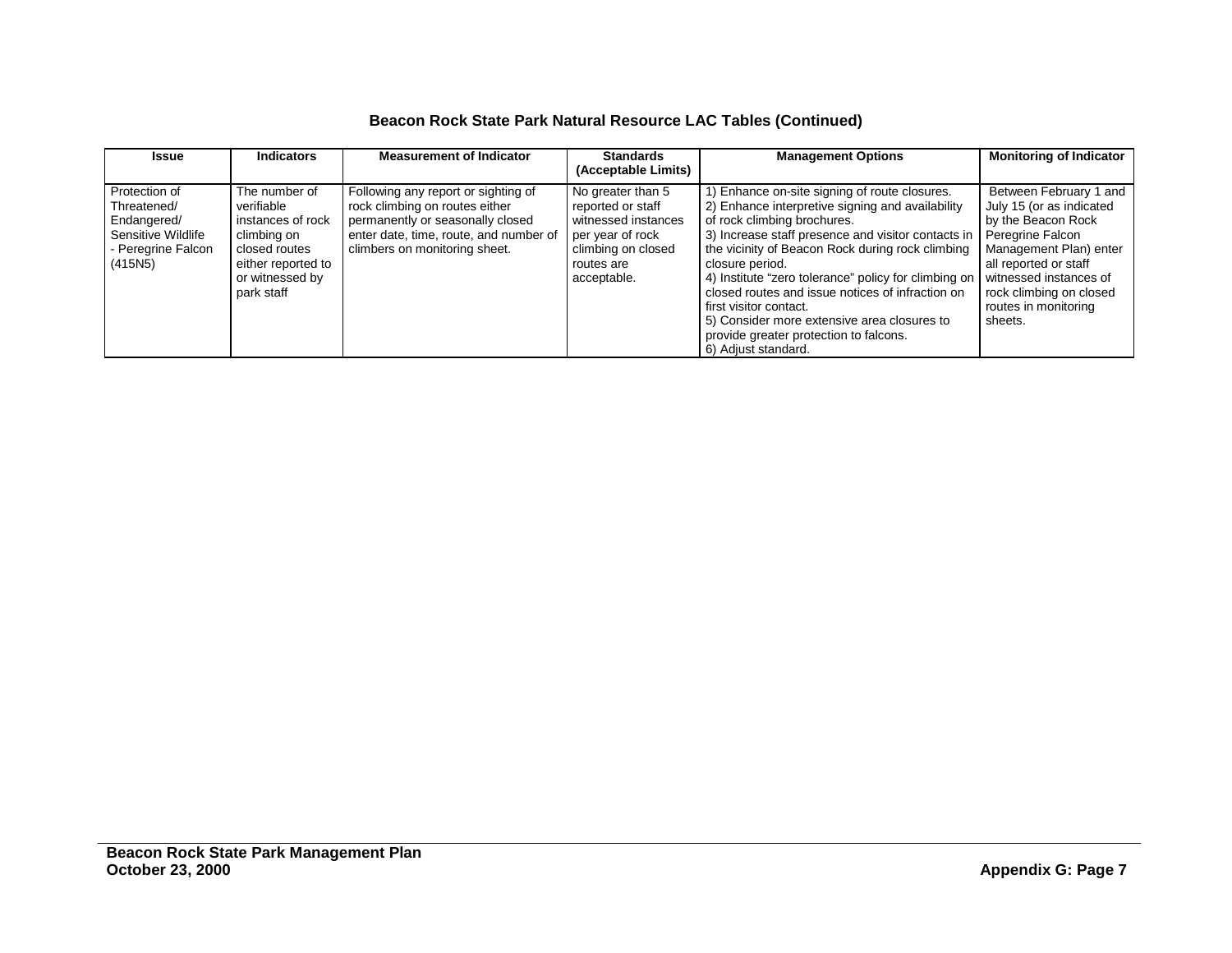## Beacon Rock State Park Natural Resource LAC Tables (Continued)

| Issue | Indicators | Measurement of Indicator | Standards (Acceptable Limits) | Management Options | Monitoring of Indicator |
|---|---|---|---|---|---|
| Protection of Threatened/ Endangered/ Sensitive Wildlife - Peregrine Falcon (415N5) | The number of verifiable instances of rock climbing on closed routes either reported to or witnessed by park staff | Following any report or sighting of rock climbing on routes either permanently or seasonally closed enter date, time, route, and number of climbers on monitoring sheet. | No greater than 5 reported or staff witnessed instances per year of rock climbing on closed routes are acceptable. | 1) Enhance on-site signing of route closures.<br>2) Enhance interpretive signing and availability of rock climbing brochures.<br>3) Increase staff presence and visitor contacts in the vicinity of Beacon Rock during rock climbing closure period.<br>4) Institute "zero tolerance" policy for climbing on closed routes and issue notices of infraction on first visitor contact.<br>5) Consider more extensive area closures to provide greater protection to falcons.<br>6) Adjust standard. | Between February 1 and July 15 (or as indicated by the Beacon Rock Peregrine Falcon Management Plan) enter all reported or staff witnessed instances of rock climbing on closed routes in monitoring sheets. |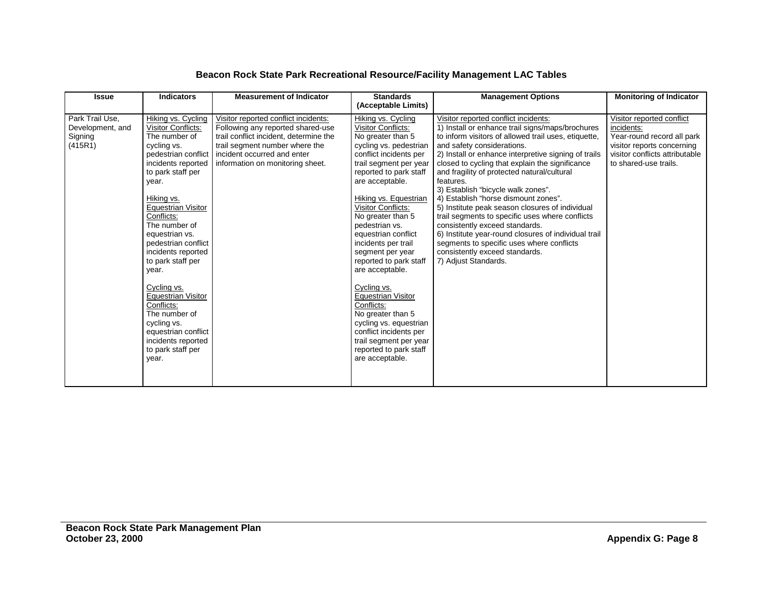## Beacon Rock State Park Recreational Resource/Facility Management LAC Tables

| Issue | Indicators | Measurement of Indicator | Standards (Acceptable Limits) | Management Options | Monitoring of Indicator |
|---|---|---|---|---|---|
| Park Trail Use, Development, and Signing (415R1) | Hiking vs. Cycling Visitor Conflicts: The number of cycling vs. pedestrian conflict incidents reported to park staff per year.<br><br>Hiking vs. Equestrian Visitor Conflicts: The number of equestrian vs. pedestrian conflict incidents reported to park staff per year.<br><br>Cycling vs. Equestrian Visitor Conflicts: The number of cycling vs. equestrian conflict incidents reported to park staff per year. | Visitor reported conflict incidents: Following any reported shared-use trail conflict incident, determine the trail segment number where the incident occurred and enter information on monitoring sheet. | Hiking vs. Cycling Visitor Conflicts: No greater than 5 cycling vs. pedestrian conflict incidents per trail segment per year reported to park staff are acceptable.<br><br>Hiking vs. Equestrian Visitor Conflicts: No greater than 5 pedestrian vs. equestrian conflict incidents per trail segment per year reported to park staff are acceptable.<br><br>Cycling vs. Equestrian Visitor Conflicts: No greater than 5 cycling vs. equestrian conflict incidents per trail segment per year reported to park staff are acceptable. | Visitor reported conflict incidents:<br>1) Install or enhance trail signs/maps/brochures to inform visitors of allowed trail uses, etiquette, and safety considerations.<br>2) Install or enhance interpretive signing of trails closed to cycling that explain the significance and fragility of protected natural/cultural features.<br>3) Establish "bicycle walk zones".<br>4) Establish "horse dismount zones".<br>5) Institute peak season closures of individual trail segments to specific uses where conflicts consistently exceed standards.<br>6) Institute year-round closures of individual trail segments to specific uses where conflicts consistently exceed standards.<br>7) Adjust Standards. | Visitor reported conflict incidents: Year-round record all park visitor reports concerning visitor conflicts attributable to shared-use trails. |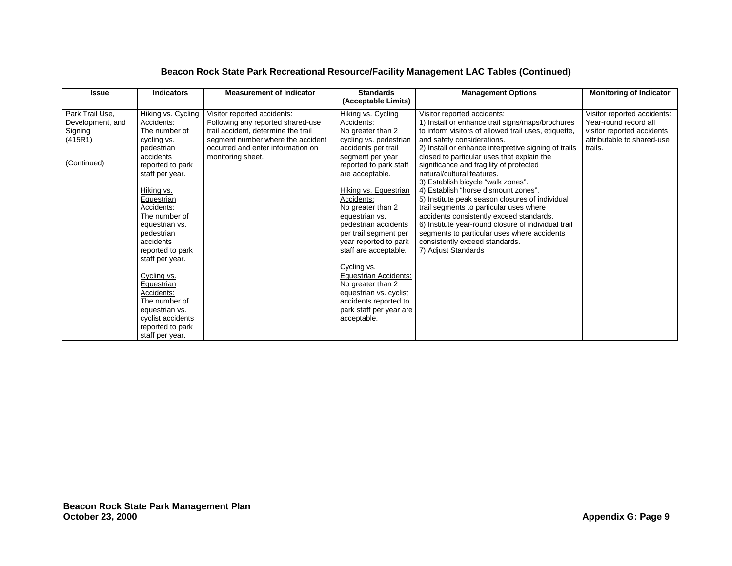**Beacon Rock State Park Recreational Resource/Facility Management LAC Tables (Continued)**

| Issue | Indicators | Measurement of Indicator | Standards (Acceptable Limits) | Management Options | Monitoring of Indicator |
|---|---|---|---|---|---|
| Park Trail Use, Development, and Signing (415R1)<br><br>(Continued) | Hiking vs. Cycling Accidents:<br>The number of cycling vs. pedestrian accidents reported to park staff per year.<br><br>Hiking vs. Equestrian Accidents:<br>The number of equestrian vs. pedestrian accidents reported to park staff per year.<br><br>Cycling vs. Equestrian Accidents:<br>The number of equestrian vs. cyclist accidents reported to park staff per year. | Visitor reported accidents:<br>Following any reported shared-use trail accident, determine the trail segment number where the accident occurred and enter information on monitoring sheet. | Hiking vs. Cycling Accidents:<br>No greater than 2 cycling vs. pedestrian accidents per trail segment per year reported to park staff are acceptable.<br><br>Hiking vs. Equestrian Accidents:<br>No greater than 2 equestrian vs. pedestrian accidents per trail segment per year reported to park staff are acceptable.<br><br>Cycling vs. Equestrian Accidents:<br>No greater than 2 equestrian vs. cyclist accidents reported to park staff per year are acceptable. | Visitor reported accidents:<br>1) Install or enhance trail signs/maps/brochures to inform visitors of allowed trail uses, etiquette, and safety considerations.<br>2) Install or enhance interpretive signing of trails closed to particular uses that explain the significance and fragility of protected natural/cultural features.<br>3) Establish bicycle "walk zones".<br>4) Establish "horse dismount zones".<br>5) Institute peak season closures of individual trail segments to particular uses where accidents consistently exceed standards.<br>6) Institute year-round closure of individual trail segments to particular uses where accidents consistently exceed standards.<br>7) Adjust Standards | Visitor reported accidents:<br>Year-round record all visitor reported accidents attributable to shared-use trails. |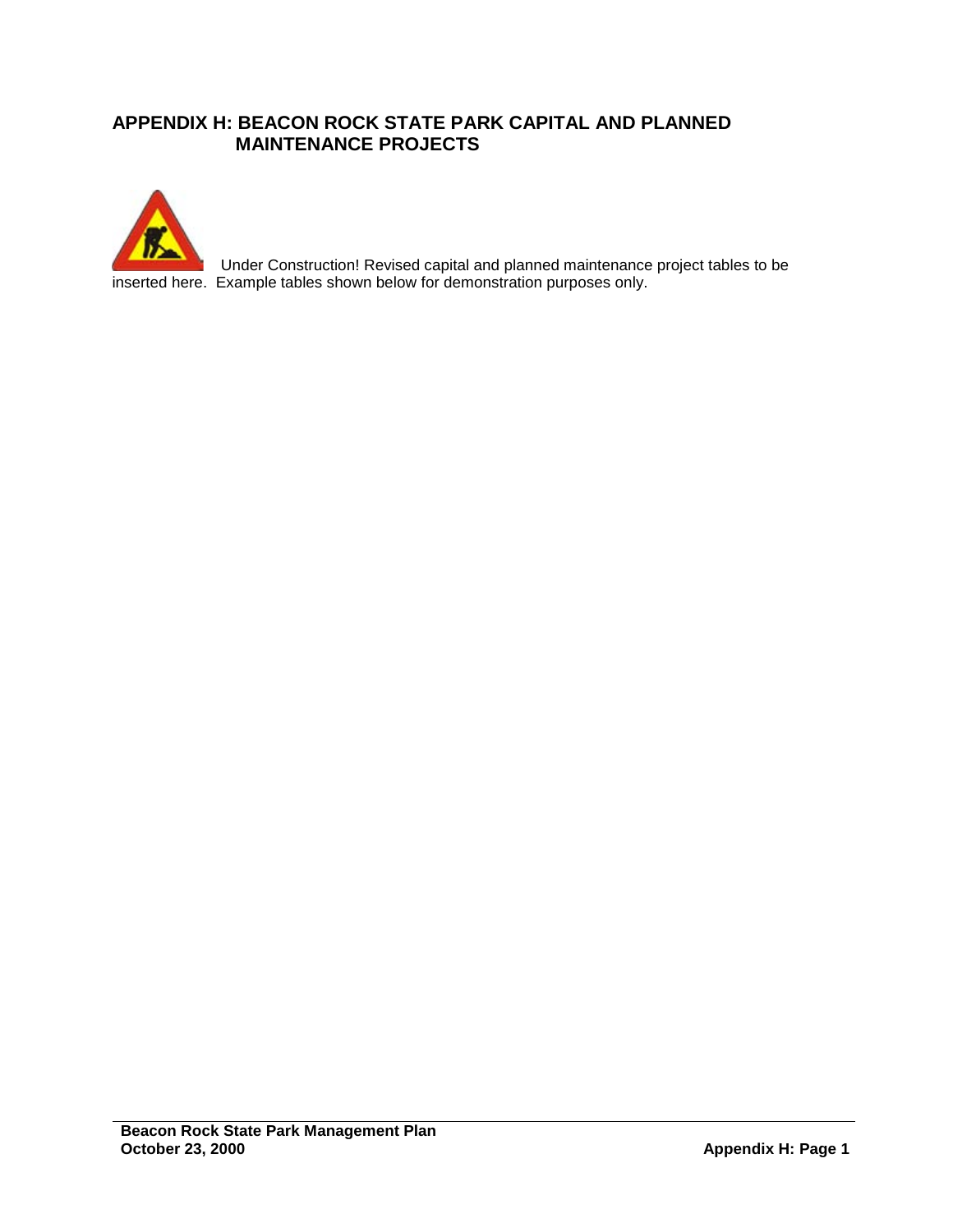## APPENDIX H: BEACON ROCK STATE PARK CAPITAL AND PLANNED MAINTENANCE PROJECTS

Under Construction! Revised capital and planned maintenance project tables to be inserted here. Example tables shown below for demonstration purposes only.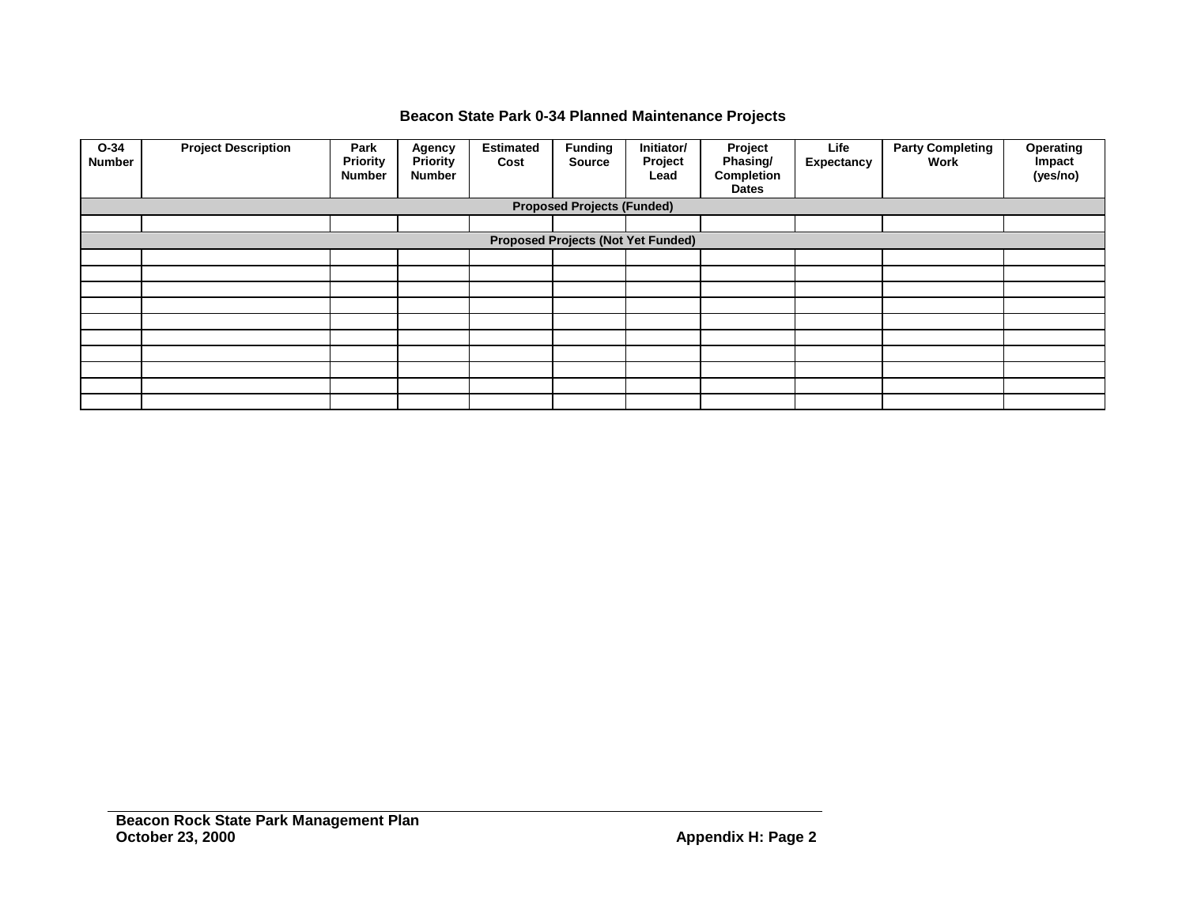**Beacon State Park 0-34 Planned Maintenance Projects**

| O-34 Number | Project Description | Park Priority Number | Agency Priority Number | Estimated Cost | Funding Source | Initiator/ Project Lead | Project Phasing/ Completion Dates | Life Expectancy | Party Completing Work | Operating Impact (yes/no) |
|---|---|---|---|---|---|---|---|---|---|---|
| **Proposed Projects (Funded)** | | | | | | | | | | |
| | | | | | | | | | | |
| **Proposed Projects (Not Yet Funded)** | | | | | | | | | | |
| | | | | | | | | | | |
| | | | | | | | | | | |
| | | | | | | | | | | |
| | | | | | | | | | | |
| | | | | | | | | | | |
| | | | | | | | | | | |
| | | | | | | | | | | |
| | | | | | | | | | | |
| | | | | | | | | | | |
| | | | | | | | | | | |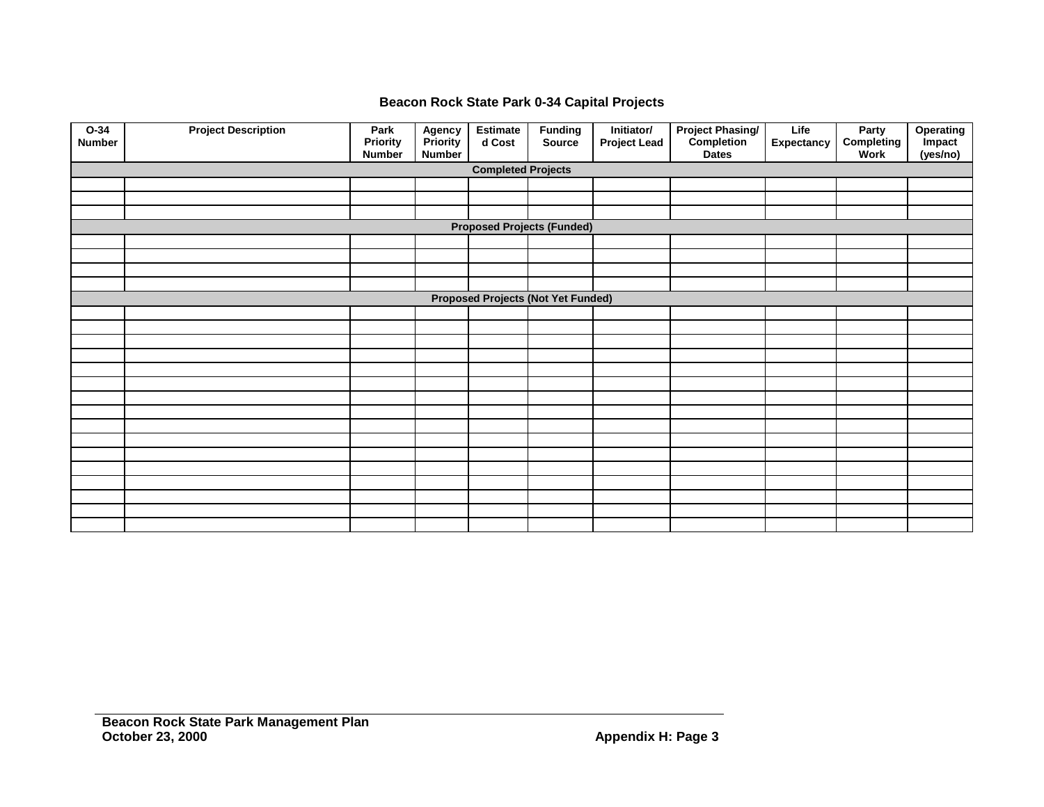**Beacon Rock State Park 0-34 Capital Projects**

| O-34 Number | Project Description | Park Priority Number | Agency Priority Number | Estimated Cost | Funding Source | Initiator/ Project Lead | Project Phasing/ Completion Dates | Life Expectancy | Party Completing Work | Operating Impact (yes/no) |
|---|---|---|---|---|---|---|---|---|---|---|
| **Completed Projects** | | | | | | | | | | |
| | | | | | | | | | | |
| | | | | | | | | | | |
| | | | | | | | | | | |
| **Proposed Projects (Funded)** | | | | | | | | | | |
| | | | | | | | | | | |
| | | | | | | | | | | |
| | | | | | | | | | | |
| | | | | | | | | | | |
| **Proposed Projects (Not Yet Funded)** | | | | | | | | | | |
| | | | | | | | | | | |
| | | | | | | | | | | |
| | | | | | | | | | | |
| | | | | | | | | | | |
| | | | | | | | | | | |
| | | | | | | | | | | |
| | | | | | | | | | | |
| | | | | | | | | | | |
| | | | | | | | | | | |
| | | | | | | | | | | |
| | | | | | | | | | | |
| | | | | | | | | | | |
| | | | | | | | | | | |
| | | | | | | | | | | |
| | | | | | | | | | | |
| | | | | | | | | | | |